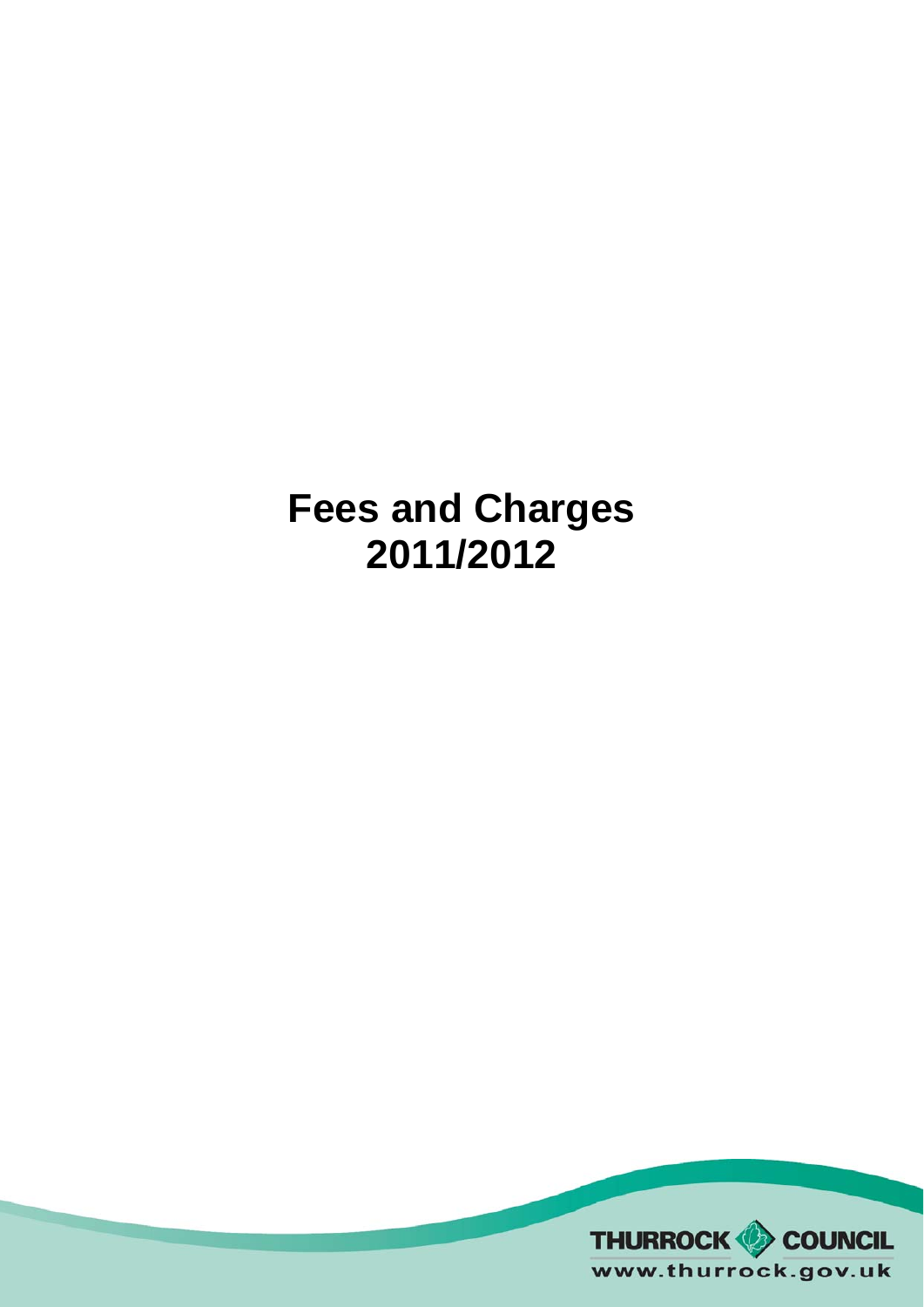# Fees and Charges 2011/2012

THURROCK COUNCIL

www.thurrock.gov.uk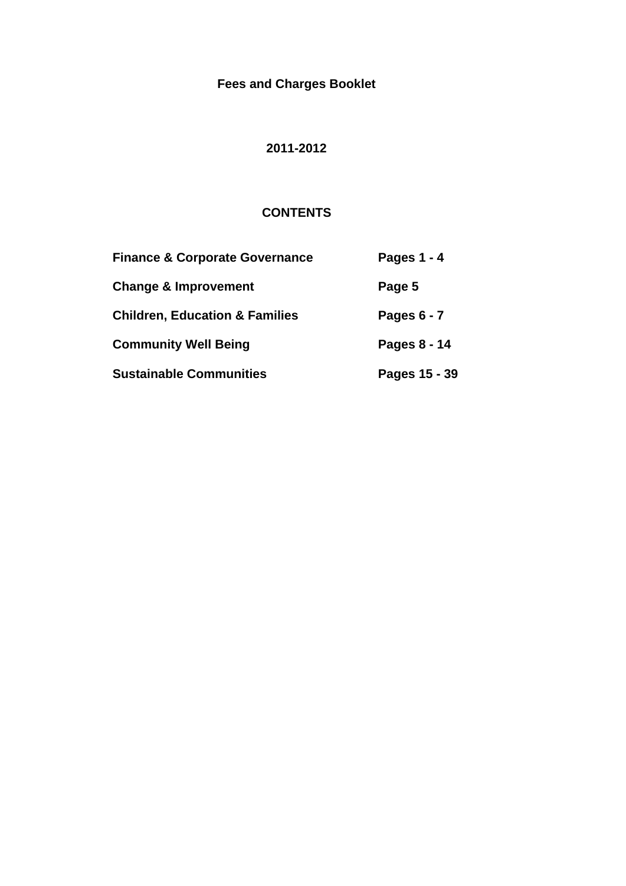# Fees and Charges Booklet

## 2011-2012

## CONTENTS

| | |
|---|---|
| **Finance & Corporate Governance** | **Pages 1 - 4** |
| **Change & Improvement** | **Page 5** |
| **Children, Education & Families** | **Pages 6 - 7** |
| **Community Well Being** | **Pages 8 - 14** |
| **Sustainable Communities** | **Pages 15 - 39** |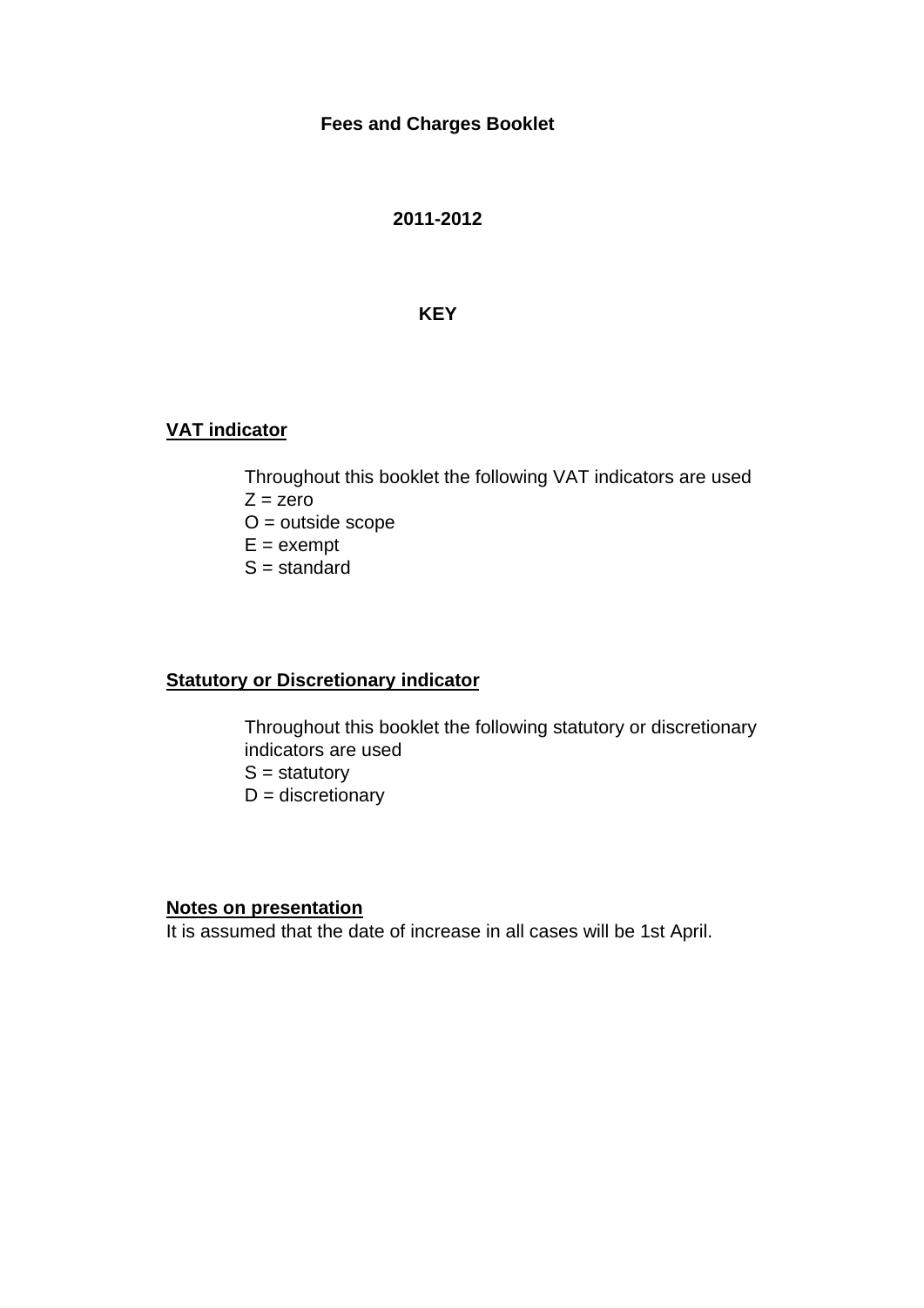# Fees and Charges Booklet

## 2011-2012

## KEY

**VAT indicator**

Throughout this booklet the following VAT indicators are used
Z = zero
O = outside scope
E = exempt
S = standard

**Statutory or Discretionary indicator**

Throughout this booklet the following statutory or discretionary indicators are used
S = statutory
D = discretionary

**Notes on presentation**

It is assumed that the date of increase in all cases will be 1st April.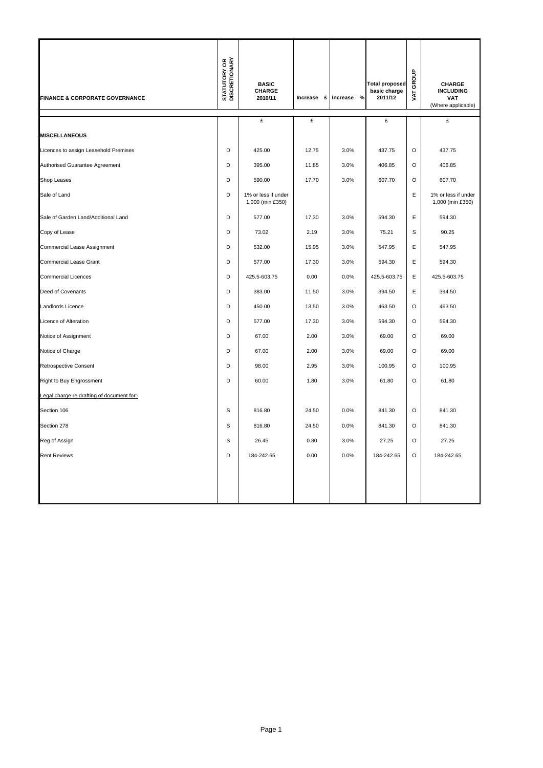| FINANCE & CORPORATE GOVERNANCE | STATUTORY OR DISCRETIONARY | BASIC CHARGE 2010/11 | Increase £ | Increase % | Total proposed basic charge 2011/12 | VAT GROUP | CHARGE INCLUDING VAT (Where applicable) |
|---|---|---|---|---|---|---|---|
| | | £ | £ | | £ | | £ |
| **MISCELLANEOUS** | | | | | | | |
| Licences to assign Leasehold Premises | D | 425.00 | 12.75 | 3.0% | 437.75 | O | 437.75 |
| Authorised Guarantee Agreement | D | 395.00 | 11.85 | 3.0% | 406.85 | O | 406.85 |
| Shop Leases | D | 590.00 | 17.70 | 3.0% | 607.70 | O | 607.70 |
| Sale of Land | D | 1% or less if under 1,000 (min £350) | | | | E | 1% or less if under 1,000 (min £350) |
| Sale of Garden Land/Additional Land | D | 577.00 | 17.30 | 3.0% | 594.30 | E | 594.30 |
| Copy of Lease | D | 73.02 | 2.19 | 3.0% | 75.21 | S | 90.25 |
| Commercial Lease Assignment | D | 532.00 | 15.95 | 3.0% | 547.95 | E | 547.95 |
| Commercial Lease Grant | D | 577.00 | 17.30 | 3.0% | 594.30 | E | 594.30 |
| Commercial Licences | D | 425.5-603.75 | 0.00 | 0.0% | 425.5-603.75 | E | 425.5-603.75 |
| Deed of Covenants | D | 383.00 | 11.50 | 3.0% | 394.50 | E | 394.50 |
| Landlords Licence | D | 450.00 | 13.50 | 3.0% | 463.50 | O | 463.50 |
| Licence of Alteration | D | 577.00 | 17.30 | 3.0% | 594.30 | O | 594.30 |
| Notice of Assignment | D | 67.00 | 2.00 | 3.0% | 69.00 | O | 69.00 |
| Notice of Charge | D | 67.00 | 2.00 | 3.0% | 69.00 | O | 69.00 |
| Retrospective Consent | D | 98.00 | 2.95 | 3.0% | 100.95 | O | 100.95 |
| Right to Buy Engrossment | D | 60.00 | 1.80 | 3.0% | 61.80 | O | 61.80 |
| Legal charge re drafting of document for:- | | | | | | | |
| Section 106 | S | 816.80 | 24.50 | 0.0% | 841.30 | O | 841.30 |
| Section 278 | S | 816.80 | 24.50 | 0.0% | 841.30 | O | 841.30 |
| Reg of Assign | S | 26.45 | 0.80 | 3.0% | 27.25 | O | 27.25 |
| Rent Reviews | D | 184-242.65 | 0.00 | 0.0% | 184-242.65 | O | 184-242.65 |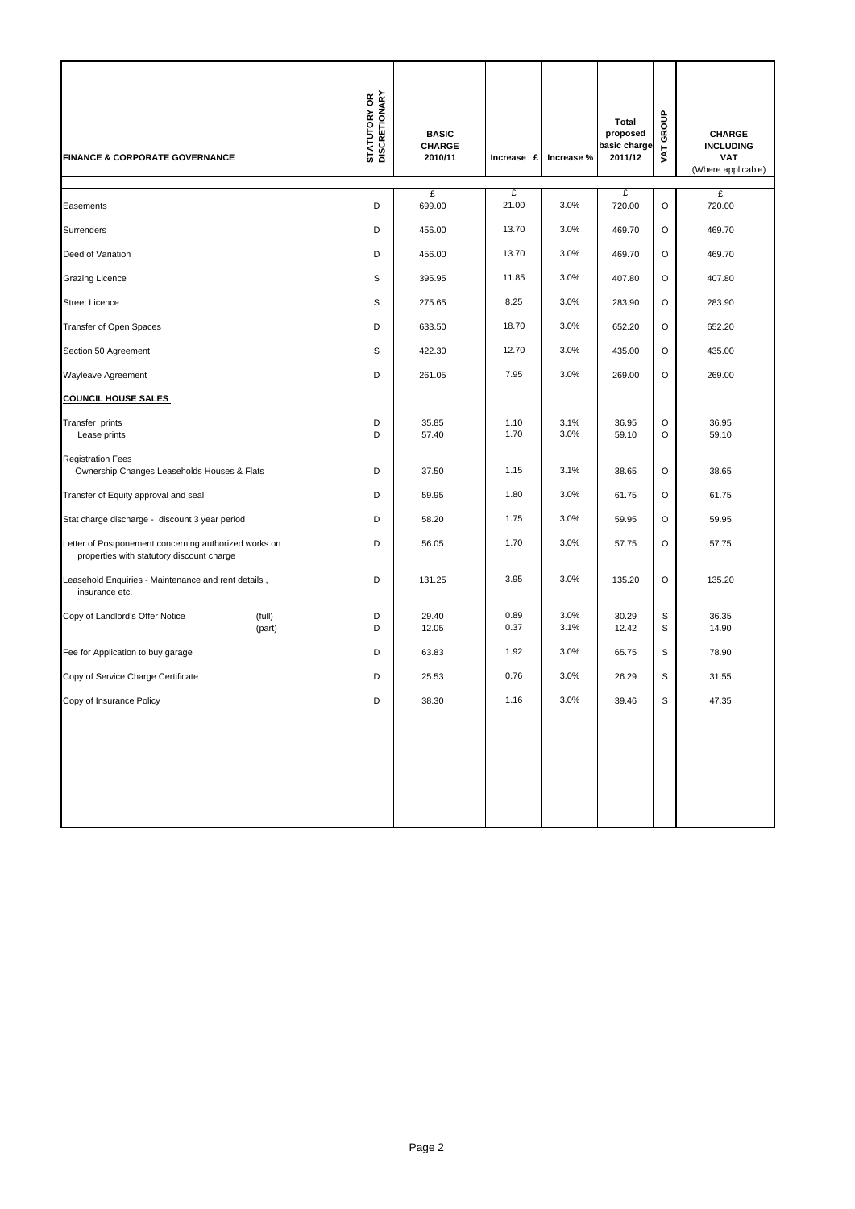| FINANCE & CORPORATE GOVERNANCE | STATUTORY OR DISCRETIONARY | BASIC CHARGE 2010/11 | Increase £ | Increase % | Total proposed basic charge 2011/12 | VAT GROUP | CHARGE INCLUDING VAT (Where applicable) |
|---|---|---|---|---|---|---|---|
| | | £ | £ | | £ | | £ |
| Easements | D | 699.00 | 21.00 | 3.0% | 720.00 | O | 720.00 |
| Surrenders | D | 456.00 | 13.70 | 3.0% | 469.70 | O | 469.70 |
| Deed of Variation | D | 456.00 | 13.70 | 3.0% | 469.70 | O | 469.70 |
| Grazing Licence | S | 395.95 | 11.85 | 3.0% | 407.80 | O | 407.80 |
| Street Licence | S | 275.65 | 8.25 | 3.0% | 283.90 | O | 283.90 |
| Transfer of Open Spaces | D | 633.50 | 18.70 | 3.0% | 652.20 | O | 652.20 |
| Section 50 Agreement | S | 422.30 | 12.70 | 3.0% | 435.00 | O | 435.00 |
| Wayleave Agreement | D | 261.05 | 7.95 | 3.0% | 269.00 | O | 269.00 |
| **COUNCIL HOUSE SALES** | | | | | | | |
| Transfer prints | D | 35.85 | 1.10 | 3.1% | 36.95 | O | 36.95 |
| Lease prints | D | 57.40 | 1.70 | 3.0% | 59.10 | O | 59.10 |
| Registration Fees | | | | | | | |
| Ownership Changes Leaseholds Houses & Flats | D | 37.50 | 1.15 | 3.1% | 38.65 | O | 38.65 |
| Transfer of Equity approval and seal | D | 59.95 | 1.80 | 3.0% | 61.75 | O | 61.75 |
| Stat charge discharge - discount 3 year period | D | 58.20 | 1.75 | 3.0% | 59.95 | O | 59.95 |
| Letter of Postponement concerning authorized works on properties with statutory discount charge | D | 56.05 | 1.70 | 3.0% | 57.75 | O | 57.75 |
| Leasehold Enquiries - Maintenance and rent details , insurance etc. | D | 131.25 | 3.95 | 3.0% | 135.20 | O | 135.20 |
| Copy of Landlord's Offer Notice (full) | D | 29.40 | 0.89 | 3.0% | 30.29 | S | 36.35 |
| Copy of Landlord's Offer Notice (part) | D | 12.05 | 0.37 | 3.1% | 12.42 | S | 14.90 |
| Fee for Application to buy garage | D | 63.83 | 1.92 | 3.0% | 65.75 | S | 78.90 |
| Copy of Service Charge Certificate | D | 25.53 | 0.76 | 3.0% | 26.29 | S | 31.55 |
| Copy of Insurance Policy | D | 38.30 | 1.16 | 3.0% | 39.46 | S | 47.35 |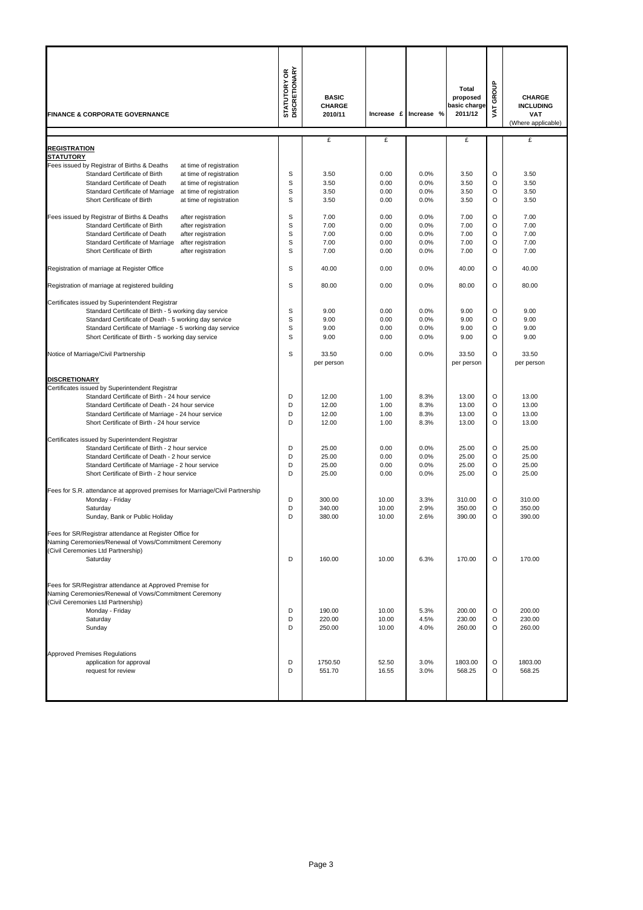| FINANCE & CORPORATE GOVERNANCE | STATUTORY OR DISCRETIONARY | BASIC CHARGE 2010/11 | Increase £ | Increase % | Total proposed basic charge 2011/12 | VAT GROUP | CHARGE INCLUDING VAT (Where applicable) |
|---|---|---|---|---|---|---|---|
| | | £ | £ | | £ | | £ |
| **REGISTRATION** | | | | | | | |
| **STATUTORY** | | | | | | | |
| Fees issued by Registrar of Births & Deaths at time of registration | | | | | | | |
| Standard Certificate of Birth at time of registration | S | 3.50 | 0.00 | 0.0% | 3.50 | O | 3.50 |
| Standard Certificate of Death at time of registration | S | 3.50 | 0.00 | 0.0% | 3.50 | O | 3.50 |
| Standard Certificate of Marriage at time of registration | S | 3.50 | 0.00 | 0.0% | 3.50 | O | 3.50 |
| Short Certificate of Birth at time of registration | S | 3.50 | 0.00 | 0.0% | 3.50 | O | 3.50 |
| Fees issued by Registrar of Births & Deaths after registration | S | 7.00 | 0.00 | 0.0% | 7.00 | O | 7.00 |
| Standard Certificate of Birth after registration | S | 7.00 | 0.00 | 0.0% | 7.00 | O | 7.00 |
| Standard Certificate of Death after registration | S | 7.00 | 0.00 | 0.0% | 7.00 | O | 7.00 |
| Standard Certificate of Marriage after registration | S | 7.00 | 0.00 | 0.0% | 7.00 | O | 7.00 |
| Short Certificate of Birth after registration | S | 7.00 | 0.00 | 0.0% | 7.00 | O | 7.00 |
| Registration of marriage at Register Office | S | 40.00 | 0.00 | 0.0% | 40.00 | O | 40.00 |
| Registration of marriage at registered building | S | 80.00 | 0.00 | 0.0% | 80.00 | O | 80.00 |
| Certificates issued by Superintendent Registrar | | | | | | | |
| Standard Certificate of Birth - 5 working day service | S | 9.00 | 0.00 | 0.0% | 9.00 | O | 9.00 |
| Standard Certificate of Death - 5 working day service | S | 9.00 | 0.00 | 0.0% | 9.00 | O | 9.00 |
| Standard Certificate of Marriage - 5 working day service | S | 9.00 | 0.00 | 0.0% | 9.00 | O | 9.00 |
| Short Certificate of Birth - 5 working day service | S | 9.00 | 0.00 | 0.0% | 9.00 | O | 9.00 |
| Notice of Marriage/Civil Partnership | S | 33.50 per person | 0.00 | 0.0% | 33.50 per person | O | 33.50 per person |
| **DISCRETIONARY** | | | | | | | |
| Certificates issued by Superintendent Registrar | | | | | | | |
| Standard Certificate of Birth - 24 hour service | D | 12.00 | 1.00 | 8.3% | 13.00 | O | 13.00 |
| Standard Certificate of Death - 24 hour service | D | 12.00 | 1.00 | 8.3% | 13.00 | O | 13.00 |
| Standard Certificate of Marriage - 24 hour service | D | 12.00 | 1.00 | 8.3% | 13.00 | O | 13.00 |
| Short Certificate of Birth - 24 hour service | D | 12.00 | 1.00 | 8.3% | 13.00 | O | 13.00 |
| Certificates issued by Superintendent Registrar | | | | | | | |
| Standard Certificate of Birth - 2 hour service | D | 25.00 | 0.00 | 0.0% | 25.00 | O | 25.00 |
| Standard Certificate of Death - 2 hour service | D | 25.00 | 0.00 | 0.0% | 25.00 | O | 25.00 |
| Standard Certificate of Marriage - 2 hour service | D | 25.00 | 0.00 | 0.0% | 25.00 | O | 25.00 |
| Short Certificate of Birth - 2 hour service | D | 25.00 | 0.00 | 0.0% | 25.00 | O | 25.00 |
| Fees for S.R. attendance at approved premises for Marriage/Civil Partnership | | | | | | | |
| Monday - Friday | D | 300.00 | 10.00 | 3.3% | 310.00 | O | 310.00 |
| Saturday | D | 340.00 | 10.00 | 2.9% | 350.00 | O | 350.00 |
| Sunday, Bank or Public Holiday | D | 380.00 | 10.00 | 2.6% | 390.00 | O | 390.00 |
| Fees for SR/Registrar attendance at Register Office for Naming Ceremonies/Renewal of Vows/Commitment Ceremony (Civil Ceremonies Ltd Partnership) | | | | | | | |
| Saturday | D | 160.00 | 10.00 | 6.3% | 170.00 | O | 170.00 |
| Fees for SR/Registrar attendance at Approved Premise for Naming Ceremonies/Renewal of Vows/Commitment Ceremony (Civil Ceremonies Ltd Partnership) | | | | | | | |
| Monday - Friday | D | 190.00 | 10.00 | 5.3% | 200.00 | O | 200.00 |
| Saturday | D | 220.00 | 10.00 | 4.5% | 230.00 | O | 230.00 |
| Sunday | D | 250.00 | 10.00 | 4.0% | 260.00 | O | 260.00 |
| Approved Premises Regulations | | | | | | | |
| application for approval | D | 1750.50 | 52.50 | 3.0% | 1803.00 | O | 1803.00 |
| request for review | D | 551.70 | 16.55 | 3.0% | 568.25 | O | 568.25 |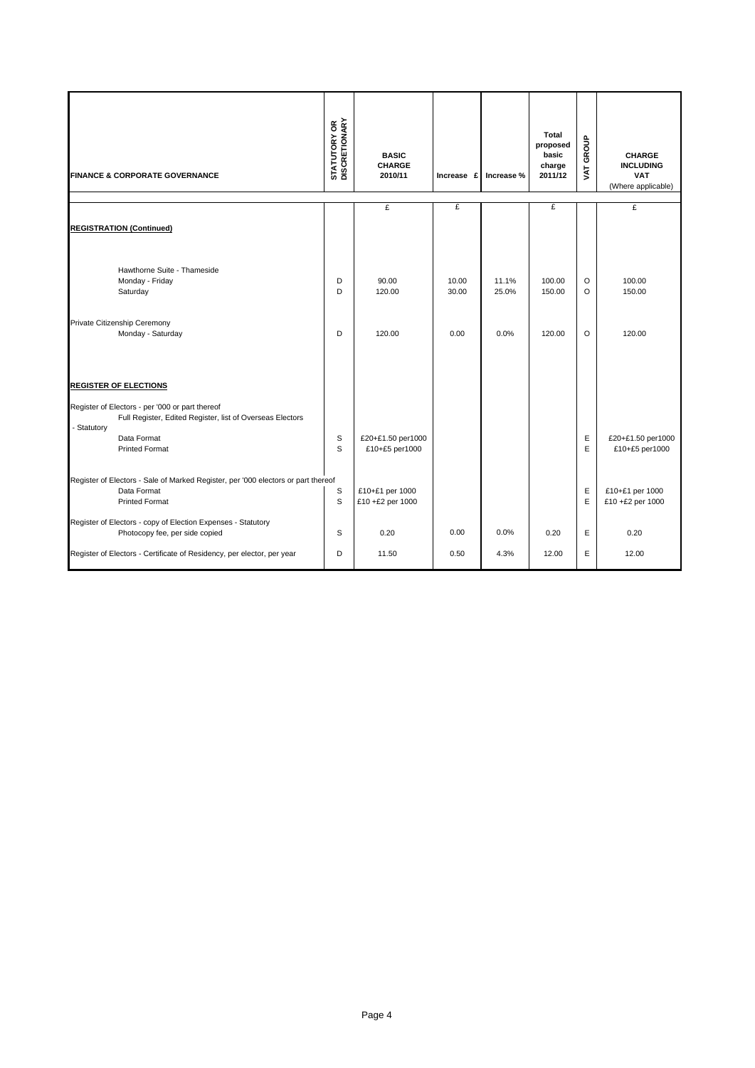| FINANCE & CORPORATE GOVERNANCE | STATUTORY OR DISCRETIONARY | BASIC CHARGE 2010/11 | Increase £ | Increase % | Total proposed basic charge 2011/12 | VAT GROUP | CHARGE INCLUDING VAT (Where applicable) |
|---|---|---|---|---|---|---|---|
| | | £ | £ | | £ | | £ |
| **REGISTRATION (Continued)** | | | | | | | |
| Hawthorne Suite - Thameside | | | | | | | |
| Monday - Friday | D | 90.00 | 10.00 | 11.1% | 100.00 | O | 100.00 |
| Saturday | D | 120.00 | 30.00 | 25.0% | 150.00 | O | 150.00 |
| Private Citizenship Ceremony | | | | | | | |
| Monday - Saturday | D | 120.00 | 0.00 | 0.0% | 120.00 | O | 120.00 |
| **REGISTER OF ELECTIONS** | | | | | | | |
| Register of Electors - per '000 or part thereof | | | | | | | |
| Full Register, Edited Register, list of Overseas Electors | | | | | | | |
| - Statutory | | | | | | | |
| Data Format | S | £20+£1.50 per1000 | | | | E | £20+£1.50 per1000 |
| Printed Format | S | £10+£5 per1000 | | | | E | £10+£5 per1000 |
| Register of Electors - Sale of Marked Register, per '000 electors or part thereof | | | | | | | |
| Data Format | S | £10+£1 per 1000 | | | | E | £10+£1 per 1000 |
| Printed Format | S | £10 +£2 per 1000 | | | | E | £10 +£2 per 1000 |
| Register of Electors - copy of Election Expenses - Statutory | | | | | | | |
| Photocopy fee, per side copied | S | 0.20 | 0.00 | 0.0% | 0.20 | E | 0.20 |
| Register of Electors - Certificate of Residency, per elector, per year | D | 11.50 | 0.50 | 4.3% | 12.00 | E | 12.00 |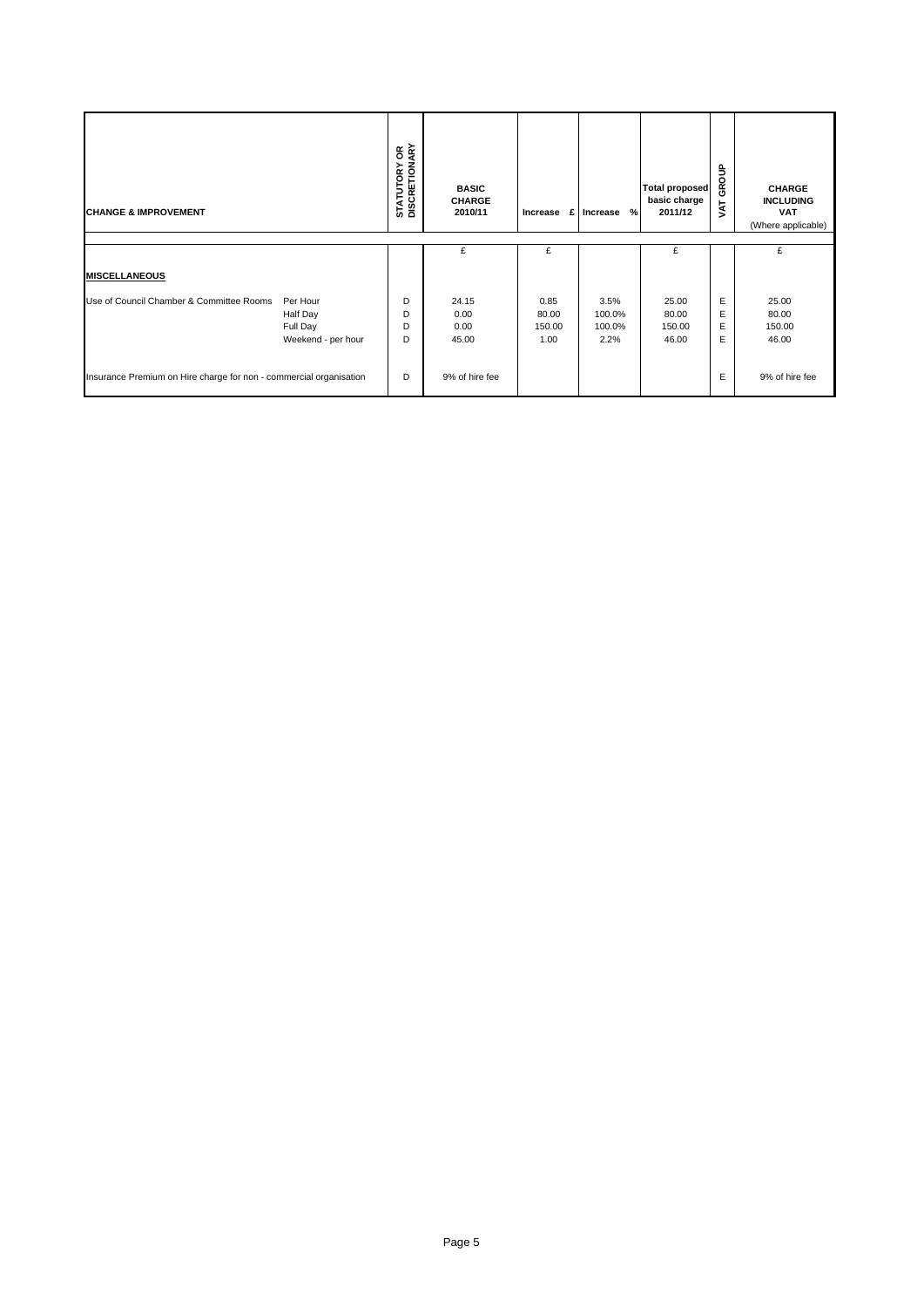| CHANGE & IMPROVEMENT | | STATUTORY OR DISCRETIONARY | BASIC CHARGE 2010/11 | Increase £ | Increase % | Total proposed basic charge 2011/12 | VAT GROUP | CHARGE INCLUDING VAT (Where applicable) |
|---|---|---|---|---|---|---|---|---|
| | | | £ | £ | | £ | | £ |
| **MISCELLANEOUS** | | | | | | | | |
| Use of Council Chamber & Committee Rooms | Per Hour | D | 24.15 | 0.85 | 3.5% | 25.00 | E | 25.00 |
| | Half Day | D | 0.00 | 80.00 | 100.0% | 80.00 | E | 80.00 |
| | Full Day | D | 0.00 | 150.00 | 100.0% | 150.00 | E | 150.00 |
| | Weekend - per hour | D | 45.00 | 1.00 | 2.2% | 46.00 | E | 46.00 |
| Insurance Premium on Hire charge for non - commercial organisation | | D | 9% of hire fee | | | | E | 9% of hire fee |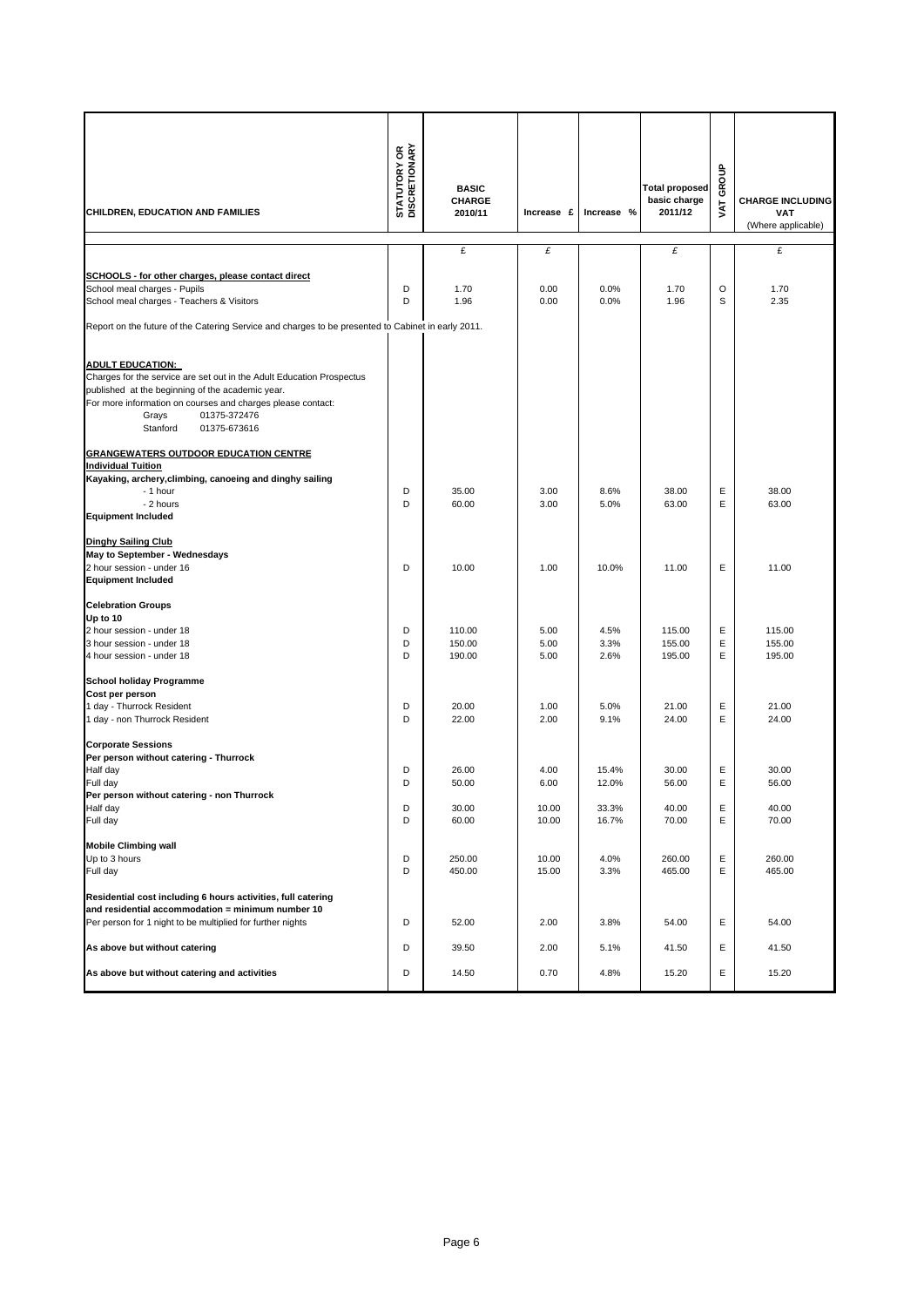| CHILDREN, EDUCATION AND FAMILIES | STATUTORY OR DISCRETIONARY | BASIC CHARGE 2010/11 | Increase £ | Increase % | Total proposed basic charge 2011/12 | VAT GROUP | CHARGE INCLUDING VAT (Where applicable) |
|---|---|---|---|---|---|---|---|
| | | £ | £ | | £ | | £ |
| **SCHOOLS - for other charges, please contact direct** | | | | | | | |
| School meal charges - Pupils | D | 1.70 | 0.00 | 0.0% | 1.70 | O | 1.70 |
| School meal charges - Teachers & Visitors | D | 1.96 | 0.00 | 0.0% | 1.96 | S | 2.35 |
| Report on the future of the Catering Service and charges to be presented to Cabinet in early 2011. | | | | | | | |
| **ADULT EDUCATION:** | | | | | | | |
| Charges for the service are set out in the Adult Education Prospectus published at the beginning of the academic year. | | | | | | | |
| For more information on courses and charges please contact: | | | | | | | |
| Grays 01375-372476 | | | | | | | |
| Stanford 01375-673616 | | | | | | | |
| **GRANGEWATERS OUTDOOR EDUCATION CENTRE** | | | | | | | |
| **Individual Tuition** | | | | | | | |
| **Kayaking, archery,climbing, canoeing and dinghy sailing** | | | | | | | |
| - 1 hour | D | 35.00 | 3.00 | 8.6% | 38.00 | E | 38.00 |
| - 2 hours | D | 60.00 | 3.00 | 5.0% | 63.00 | E | 63.00 |
| **Equipment Included** | | | | | | | |
| **Dinghy Sailing Club** | | | | | | | |
| **May to September - Wednesdays** | | | | | | | |
| 2 hour session - under 16 | D | 10.00 | 1.00 | 10.0% | 11.00 | E | 11.00 |
| **Equipment Included** | | | | | | | |
| **Celebration Groups** | | | | | | | |
| **Up to 10** | | | | | | | |
| 2 hour session - under 18 | D | 110.00 | 5.00 | 4.5% | 115.00 | E | 115.00 |
| 3 hour session - under 18 | D | 150.00 | 5.00 | 3.3% | 155.00 | E | 155.00 |
| 4 hour session - under 18 | D | 190.00 | 5.00 | 2.6% | 195.00 | E | 195.00 |
| **School holiday Programme** | | | | | | | |
| **Cost per person** | | | | | | | |
| 1 day - Thurrock Resident | D | 20.00 | 1.00 | 5.0% | 21.00 | E | 21.00 |
| 1 day - non Thurrock Resident | D | 22.00 | 2.00 | 9.1% | 24.00 | E | 24.00 |
| **Corporate Sessions** | | | | | | | |
| **Per person without catering - Thurrock** | | | | | | | |
| Half day | D | 26.00 | 4.00 | 15.4% | 30.00 | E | 30.00 |
| Full day | D | 50.00 | 6.00 | 12.0% | 56.00 | E | 56.00 |
| **Per person without catering - non Thurrock** | | | | | | | |
| Half day | D | 30.00 | 10.00 | 33.3% | 40.00 | E | 40.00 |
| Full day | D | 60.00 | 10.00 | 16.7% | 70.00 | E | 70.00 |
| **Mobile Climbing wall** | | | | | | | |
| Up to 3 hours | D | 250.00 | 10.00 | 4.0% | 260.00 | E | 260.00 |
| Full day | D | 450.00 | 15.00 | 3.3% | 465.00 | E | 465.00 |
| **Residential cost including 6 hours activities, full catering and residential accommodation = minimum number 10** | | | | | | | |
| Per person for 1 night to be multiplied for further nights | D | 52.00 | 2.00 | 3.8% | 54.00 | E | 54.00 |
| **As above but without catering** | D | 39.50 | 2.00 | 5.1% | 41.50 | E | 41.50 |
| **As above but without catering and activities** | D | 14.50 | 0.70 | 4.8% | 15.20 | E | 15.20 |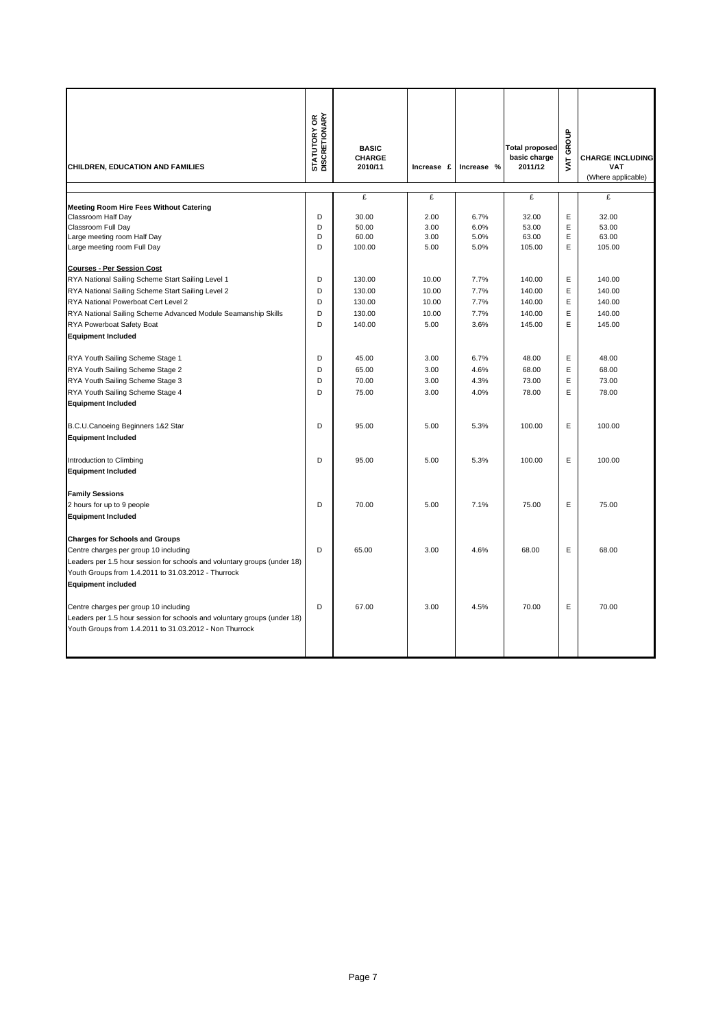| CHILDREN, EDUCATION AND FAMILIES | STATUTORY OR DISCRETIONARY | BASIC CHARGE 2010/11 | Increase £ | Increase % | Total proposed basic charge 2011/12 | VAT GROUP | CHARGE INCLUDING VAT (Where applicable) |
|---|---|---|---|---|---|---|---|
| | | £ | £ | | £ | | £ |
| **Meeting Room Hire Fees Without Catering** | | | | | | | |
| Classroom Half Day | D | 30.00 | 2.00 | 6.7% | 32.00 | E | 32.00 |
| Classroom Full Day | D | 50.00 | 3.00 | 6.0% | 53.00 | E | 53.00 |
| Large meeting room Half Day | D | 60.00 | 3.00 | 5.0% | 63.00 | E | 63.00 |
| Large meeting room Full Day | D | 100.00 | 5.00 | 5.0% | 105.00 | E | 105.00 |
| | | | | | | | |
| **Courses - Per Session Cost** | | | | | | | |
| RYA National Sailing Scheme Start Sailing Level 1 | D | 130.00 | 10.00 | 7.7% | 140.00 | E | 140.00 |
| RYA National Sailing Scheme Start Sailing Level 2 | D | 130.00 | 10.00 | 7.7% | 140.00 | E | 140.00 |
| RYA National Powerboat Cert Level 2 | D | 130.00 | 10.00 | 7.7% | 140.00 | E | 140.00 |
| RYA National Sailing Scheme Advanced Module Seamanship Skills | D | 130.00 | 10.00 | 7.7% | 140.00 | E | 140.00 |
| RYA Powerboat Safety Boat | D | 140.00 | 5.00 | 3.6% | 145.00 | E | 145.00 |
| **Equipment Included** | | | | | | | |
| | | | | | | | |
| RYA Youth Sailing Scheme Stage 1 | D | 45.00 | 3.00 | 6.7% | 48.00 | E | 48.00 |
| RYA Youth Sailing Scheme Stage 2 | D | 65.00 | 3.00 | 4.6% | 68.00 | E | 68.00 |
| RYA Youth Sailing Scheme Stage 3 | D | 70.00 | 3.00 | 4.3% | 73.00 | E | 73.00 |
| RYA Youth Sailing Scheme Stage 4 | D | 75.00 | 3.00 | 4.0% | 78.00 | E | 78.00 |
| **Equipment Included** | | | | | | | |
| | | | | | | | |
| B.C.U.Canoeing Beginners 1&2 Star | D | 95.00 | 5.00 | 5.3% | 100.00 | E | 100.00 |
| **Equipment Included** | | | | | | | |
| | | | | | | | |
| Introduction to Climbing | D | 95.00 | 5.00 | 5.3% | 100.00 | E | 100.00 |
| **Equipment Included** | | | | | | | |
| | | | | | | | |
| **Family Sessions** | | | | | | | |
| 2 hours for up to 9 people | D | 70.00 | 5.00 | 7.1% | 75.00 | E | 75.00 |
| **Equipment Included** | | | | | | | |
| | | | | | | | |
| **Charges for Schools and Groups** | | | | | | | |
| Centre charges per group 10 including | D | 65.00 | 3.00 | 4.6% | 68.00 | E | 68.00 |
| Leaders per 1.5 hour session for schools and voluntary groups (under 18) | | | | | | | |
| Youth Groups from 1.4.2011 to 31.03.2012 - Thurrock | | | | | | | |
| **Equipment included** | | | | | | | |
| | | | | | | | |
| Centre charges per group 10 including | D | 67.00 | 3.00 | 4.5% | 70.00 | E | 70.00 |
| Leaders per 1.5 hour session for schools and voluntary groups (under 18) | | | | | | | |
| Youth Groups from 1.4.2011 to 31.03.2012 - Non Thurrock | | | | | | | |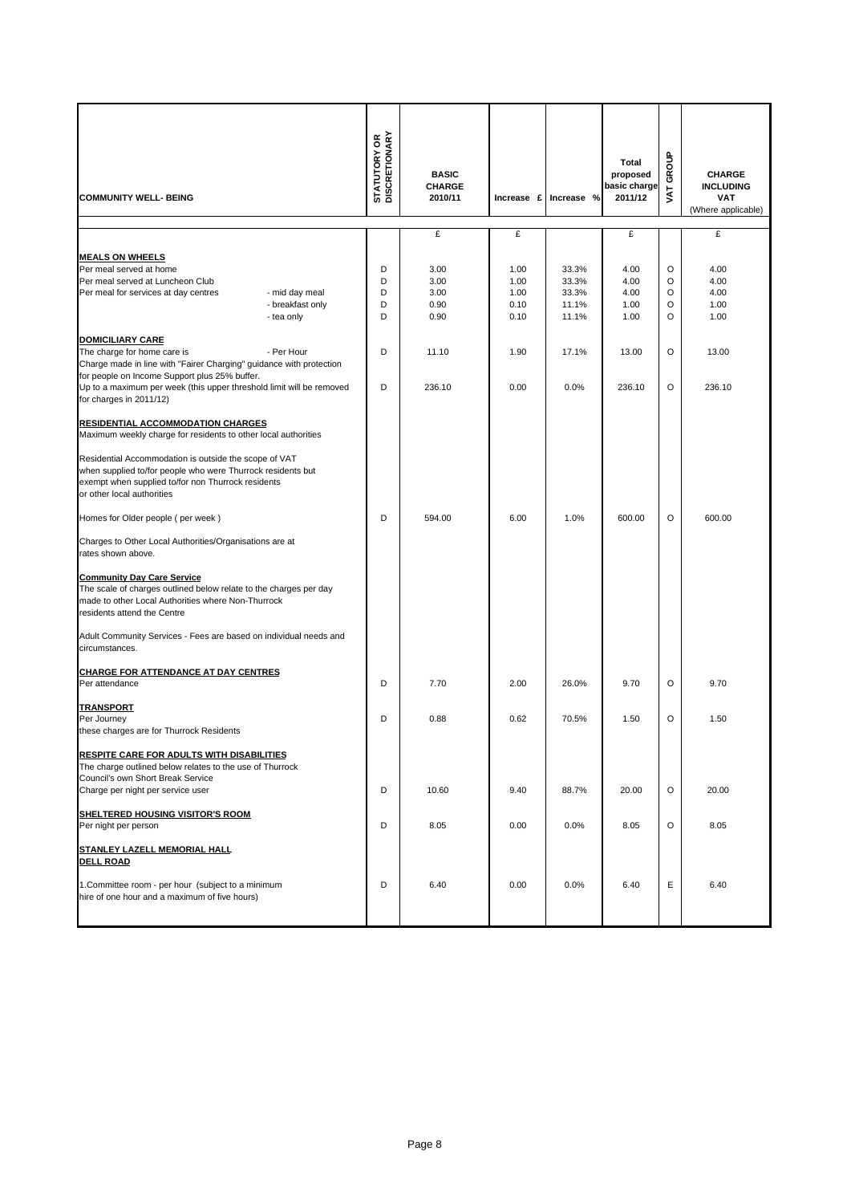| COMMUNITY WELL- BEING | STATUTORY OR DISCRETIONARY | BASIC CHARGE 2010/11 | Increase £ | Increase % | Total proposed basic charge 2011/12 | VAT GROUP | CHARGE INCLUDING VAT (Where applicable) |
|---|---|---|---|---|---|---|---|
| | | £ | £ | | £ | | £ |
| **MEALS ON WHEELS** | | | | | | | |
| Per meal served at home | D | 3.00 | 1.00 | 33.3% | 4.00 | O | 4.00 |
| Per meal served at Luncheon Club | D | 3.00 | 1.00 | 33.3% | 4.00 | O | 4.00 |
| Per meal for services at day centres - mid day meal | D | 3.00 | 1.00 | 33.3% | 4.00 | O | 4.00 |
| - breakfast only | D | 0.90 | 0.10 | 11.1% | 1.00 | O | 1.00 |
| - tea only | D | 0.90 | 0.10 | 11.1% | 1.00 | O | 1.00 |
| **DOMICILIARY CARE** | | | | | | | |
| The charge for home care is - Per Hour | D | 11.10 | 1.90 | 17.1% | 13.00 | O | 13.00 |
| Charge made in line with "Fairer Charging" guidance with protection for people on Income Support plus 25% buffer. | | | | | | | |
| Up to a maximum per week (this upper threshold limit will be removed for charges in 2011/12) | D | 236.10 | 0.00 | 0.0% | 236.10 | O | 236.10 |
| **RESIDENTIAL ACCOMMODATION CHARGES** | | | | | | | |
| Maximum weekly charge for residents to other local authorities | | | | | | | |
| Residential Accommodation is outside the scope of VAT when supplied to/for people who were Thurrock residents but exempt when supplied to/for non Thurrock residents or other local authorities | | | | | | | |
| Homes for Older people ( per week ) | D | 594.00 | 6.00 | 1.0% | 600.00 | O | 600.00 |
| Charges to Other Local Authorities/Organisations are at rates shown above. | | | | | | | |
| **Community Day Care Service** | | | | | | | |
| The scale of charges outlined below relate to the charges per day made to other Local Authorities where Non-Thurrock residents attend the Centre | | | | | | | |
| Adult Community Services - Fees are based on individual needs and circumstances. | | | | | | | |
| **CHARGE FOR ATTENDANCE AT DAY CENTRES** | | | | | | | |
| Per attendance | D | 7.70 | 2.00 | 26.0% | 9.70 | O | 9.70 |
| **TRANSPORT** | | | | | | | |
| Per Journey | D | 0.88 | 0.62 | 70.5% | 1.50 | O | 1.50 |
| these charges are for Thurrock Residents | | | | | | | |
| **RESPITE CARE FOR ADULTS WITH DISABILITIES** | | | | | | | |
| The charge outlined below relates to the use of Thurrock Council's own Short Break Service | | | | | | | |
| Charge per night per service user | D | 10.60 | 9.40 | 88.7% | 20.00 | O | 20.00 |
| **SHELTERED HOUSING VISITOR'S ROOM** | | | | | | | |
| Per night per person | D | 8.05 | 0.00 | 0.0% | 8.05 | O | 8.05 |
| **STANLEY LAZELL MEMORIAL HALL DELL ROAD** | | | | | | | |
| 1.Committee room - per hour (subject to a minimum hire of one hour and a maximum of five hours) | D | 6.40 | 0.00 | 0.0% | 6.40 | E | 6.40 |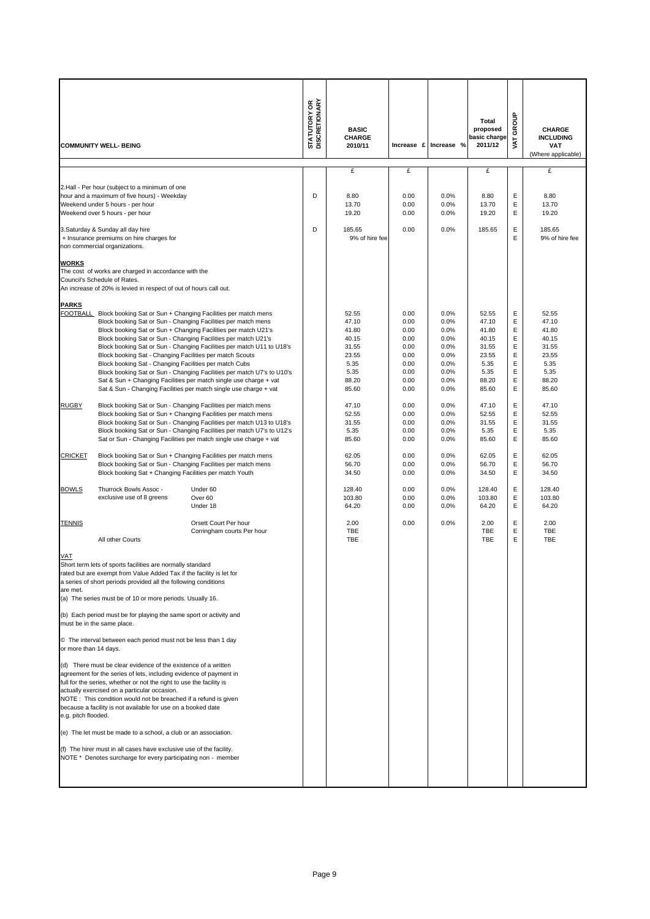| COMMUNITY WELL- BEING | | | STATUTORY OR DISCRETIONARY | BASIC CHARGE 2010/11 | Increase £ | Increase % | Total proposed basic charge 2011/12 | VAT GROUP | CHARGE INCLUDING VAT (Where applicable) |
|---|---|---|---|---|---|---|---|---|---|
| | | | | £ | £ | | £ | | £ |
| 2.Hall - Per hour (subject to a minimum of one hour and a maximum of five hours) - Weekday | | | D | 8.80 | 0.00 | 0.0% | 8.80 | E | 8.80 |
| Weekend under 5 hours - per hour | | | | 13.70 | 0.00 | 0.0% | 13.70 | E | 13.70 |
| Weekend over 5 hours - per hour | | | | 19.20 | 0.00 | 0.0% | 19.20 | E | 19.20 |
| 3.Saturday & Sunday all day hire | | | D | 185.65 | 0.00 | 0.0% | 185.65 | E | 185.65 |
| + Insurance premiums on hire charges for non commercial organizations. | | | | 9% of hire fee | | | | E | 9% of hire fee |
| **WORKS** | | | | | | | | | |
| The cost of works are charged in accordance with the Council's Schedule of Rates. | | | | | | | | | |
| An increase of 20% is levied in respect of out of hours call out. | | | | | | | | | |
| **PARKS** | | | | | | | | | |
| FOOTBALL | Block booking Sat or Sun + Changing Facilities per match mens | | | 52.55 | 0.00 | 0.0% | 52.55 | E | 52.55 |
| | Block booking Sat or Sun - Changing Facilities per match mens | | | 47.10 | 0.00 | 0.0% | 47.10 | E | 47.10 |
| | Block booking Sat or Sun + Changing Facilities per match U21's | | | 41.80 | 0.00 | 0.0% | 41.80 | E | 41.80 |
| | Block booking Sat or Sun - Changing Facilities per match U21's | | | 40.15 | 0.00 | 0.0% | 40.15 | E | 40.15 |
| | Block booking Sat or Sun - Changing Facilities per match U11 to U18's | | | 31.55 | 0.00 | 0.0% | 31.55 | E | 31.55 |
| | Block booking Sat - Changing Facilities per match Scouts | | | 23.55 | 0.00 | 0.0% | 23.55 | E | 23.55 |
| | Block booking Sat - Changing Facilities per match Cubs | | | 5.35 | 0.00 | 0.0% | 5.35 | E | 5.35 |
| | Block booking Sat or Sun - Changing Facilities per match U7's to U10's | | | 5.35 | 0.00 | 0.0% | 5.35 | E | 5.35 |
| | Sat & Sun + Changing Facilities per match single use charge + vat | | | 88.20 | 0.00 | 0.0% | 88.20 | E | 88.20 |
| | Sat & Sun - Changing Facilities per match single use charge + vat | | | 85.60 | 0.00 | 0.0% | 85.60 | E | 85.60 |
| RUGBY | Block booking Sat or Sun - Changing Facilities per match mens | | | 47.10 | 0.00 | 0.0% | 47.10 | E | 47.10 |
| | Block booking Sat or Sun + Changing Facilities per match mens | | | 52.55 | 0.00 | 0.0% | 52.55 | E | 52.55 |
| | Block booking Sat or Sun - Changing Facilities per match U13 to U18's | | | 31.55 | 0.00 | 0.0% | 31.55 | E | 31.55 |
| | Block booking Sat or Sun - Changing Facilities per match U7's to U12's | | | 5.35 | 0.00 | 0.0% | 5.35 | E | 5.35 |
| | Sat or Sun - Changing Facilities per match single use charge + vat | | | 85.60 | 0.00 | 0.0% | 85.60 | E | 85.60 |
| CRICKET | Block booking Sat or Sun + Changing Facilities per match mens | | | 62.05 | 0.00 | 0.0% | 62.05 | E | 62.05 |
| | Block booking Sat or Sun - Changing Facilities per match mens | | | 56.70 | 0.00 | 0.0% | 56.70 | E | 56.70 |
| | Block booking Sat + Changing Facilities per match Youth | | | 34.50 | 0.00 | 0.0% | 34.50 | E | 34.50 |
| BOWLS | Thurrock Bowls Assoc - exclusive use of 8 greens | Under 60 | | 128.40 | 0.00 | 0.0% | 128.40 | E | 128.40 |
| | | Over 60 | | 103.80 | 0.00 | 0.0% | 103.80 | E | 103.80 |
| | | Under 18 | | 64.20 | 0.00 | 0.0% | 64.20 | E | 64.20 |
| TENNIS | | Orsett Court Per hour | | 2.00 | 0.00 | 0.0% | 2.00 | E | 2.00 |
| | | Corringham courts Per hour | | TBE | | | TBE | E | TBE |
| | All other Courts | | | TBE | | | TBE | E | TBE |

**VAT**

Short term lets of sports facilities are normally standard rated but are exempt from Value Added Tax if the facility is let for a series of short periods provided all the following conditions are met.

(a) The series must be of 10 or more periods. Usually 16.

(b) Each period must be for playing the same sport or activity and must be in the same place.

© The interval between each period must not be less than 1 day or more than 14 days.

(d) There must be clear evidence of the existence of a written agreement for the series of lets, including evidence of payment in full for the series, whether or not the right to use the facility is actually exercised on a particular occasion.
NOTE : This condition would not be breached if a refund is given because a facility is not available for use on a booked date e.g. pitch flooded.

(e) The let must be made to a school, a club or an association.

(f) The hirer must in all cases have exclusive use of the facility.
NOTE * Denotes surcharge for every participating non - member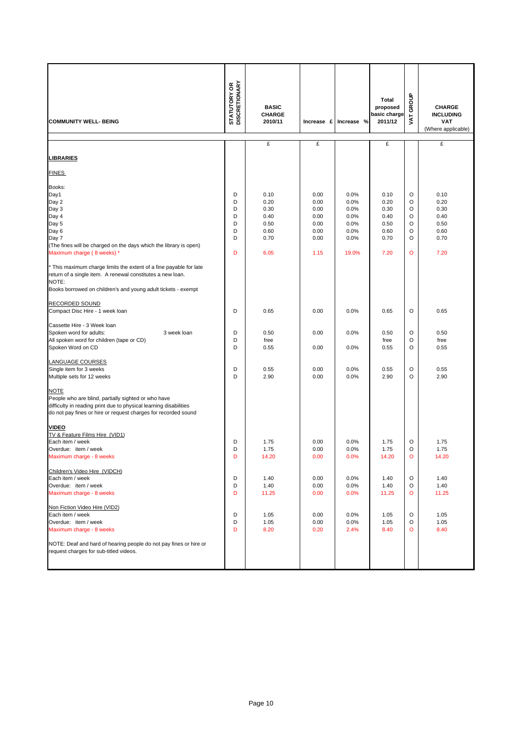| COMMUNITY WELL- BEING | STATUTORY OR DISCRETIONARY | BASIC CHARGE 2010/11 | Increase £ | Increase % | Total proposed basic charge 2011/12 | VAT GROUP | CHARGE INCLUDING VAT (Where applicable) |
|---|---|---|---|---|---|---|---|
| | | £ | £ | | £ | | £ |
| **LIBRARIES** | | | | | | | |
| FINES | | | | | | | |
| Books: | | | | | | | |
| Day1 | D | 0.10 | 0.00 | 0.0% | 0.10 | O | 0.10 |
| Day 2 | D | 0.20 | 0.00 | 0.0% | 0.20 | O | 0.20 |
| Day 3 | D | 0.30 | 0.00 | 0.0% | 0.30 | O | 0.30 |
| Day 4 | D | 0.40 | 0.00 | 0.0% | 0.40 | O | 0.40 |
| Day 5 | D | 0.50 | 0.00 | 0.0% | 0.50 | O | 0.50 |
| Day 6 | D | 0.60 | 0.00 | 0.0% | 0.60 | O | 0.60 |
| Day 7 | D | 0.70 | 0.00 | 0.0% | 0.70 | O | 0.70 |
| (The fines will be charged on the days which the library is open) | | | | | | | |
| Maximum charge ( 8 weeks) * | D | 6.05 | 1.15 | 19.0% | 7.20 | O | 7.20 |
| * This maximum charge limits the extent of a fine payable for late return of a single item. A renewal constitutes a new loan. | | | | | | | |
| NOTE: | | | | | | | |
| Books borrowed on children's and young adult tickets - exempt | | | | | | | |
| RECORDED SOUND | | | | | | | |
| Compact Disc Hire - 1 week loan | D | 0.65 | 0.00 | 0.0% | 0.65 | O | 0.65 |
| Cassette Hire - 3 Week loan | | | | | | | |
| Spoken word for adults: 3 week loan | D | 0.50 | 0.00 | 0.0% | 0.50 | O | 0.50 |
| All spoken word for children (tape or CD) | D | free | | | free | O | free |
| Spoken Word on CD | D | 0.55 | 0.00 | 0.0% | 0.55 | O | 0.55 |
| LANGUAGE COURSES | | | | | | | |
| Single item for 3 weeks | D | 0.55 | 0.00 | 0.0% | 0.55 | O | 0.55 |
| Multiple sets for 12 weeks | D | 2.90 | 0.00 | 0.0% | 2.90 | O | 2.90 |
| NOTE | | | | | | | |
| People who are blind, partially sighted or who have difficulty in reading print due to physical learning disabilities do not pay fines or hire or request charges for recorded sound | | | | | | | |
| **VIDEO** | | | | | | | |
| TV & Feature Films Hire (VID1) | | | | | | | |
| Each item / week | D | 1.75 | 0.00 | 0.0% | 1.75 | O | 1.75 |
| Overdue: item / week | D | 1.75 | 0.00 | 0.0% | 1.75 | O | 1.75 |
| Maximum charge - 8 weeks | D | 14.20 | 0.00 | 0.0% | 14.20 | O | 14.20 |
| Children's Video Hire (VIDCH) | | | | | | | |
| Each item / week | D | 1.40 | 0.00 | 0.0% | 1.40 | O | 1.40 |
| Overdue: item / week | D | 1.40 | 0.00 | 0.0% | 1.40 | O | 1.40 |
| Maximum charge - 8 weeks | D | 11.25 | 0.00 | 0.0% | 11.25 | O | 11.25 |
| Non Fiction Video Hire (VID2) | | | | | | | |
| Each item / week | D | 1.05 | 0.00 | 0.0% | 1.05 | O | 1.05 |
| Overdue: item / week | D | 1.05 | 0.00 | 0.0% | 1.05 | O | 1.05 |
| Maximum charge - 8 weeks | D | 8.20 | 0.20 | 2.4% | 8.40 | O | 8.40 |
| NOTE: Deaf and hard of hearing people do not pay fines or hire or request charges for sub-titled videos. | | | | | | | |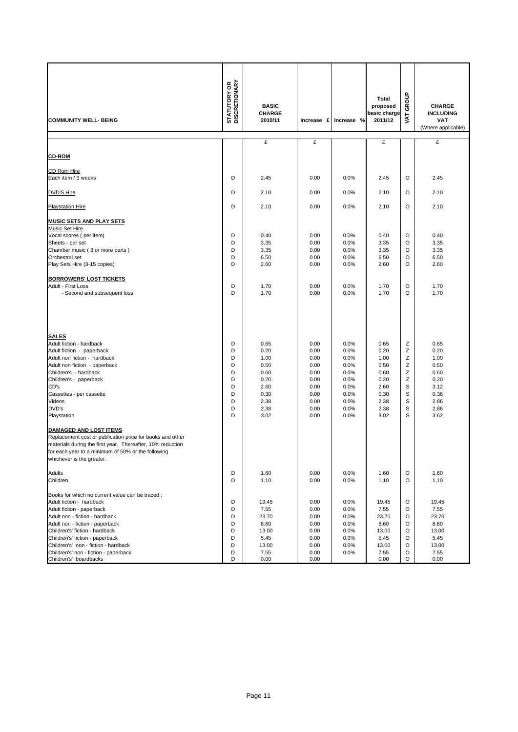| COMMUNITY WELL- BEING | STATUTORY OR DISCRETIONARY | BASIC CHARGE 2010/11 | Increase £ | Increase % | Total proposed basic charge 2011/12 | VAT GROUP | CHARGE INCLUDING VAT (Where applicable) |
|---|---|---|---|---|---|---|---|
| | | £ | £ | | £ | | £ |
| **CD-ROM** | | | | | | | |
| CD Rom Hire | | | | | | | |
| Each item / 3 weeks | D | 2.45 | 0.00 | 0.0% | 2.45 | O | 2.45 |
| DVD'S Hire | D | 2.10 | 0.00 | 0.0% | 2.10 | O | 2.10 |
| Playstation Hire | D | 2.10 | 0.00 | 0.0% | 2.10 | O | 2.10 |
| **MUSIC SETS AND PLAY SETS** | | | | | | | |
| Music Set Hire | | | | | | | |
| Vocal scores ( per item) | D | 0.40 | 0.00 | 0.0% | 0.40 | O | 0.40 |
| Sheets - per set | D | 3.35 | 0.00 | 0.0% | 3.35 | O | 3.35 |
| Chamber music ( 3 or more parts ) | D | 3.35 | 0.00 | 0.0% | 3.35 | O | 3.35 |
| Orchestral set | D | 6.50 | 0.00 | 0.0% | 6.50 | O | 6.50 |
| Play Sets Hire (3-15 copies) | D | 2.60 | 0.00 | 0.0% | 2.60 | O | 2.60 |
| **BORROWERS' LOST TICKETS** | | | | | | | |
| Adult - First Loss | D | 1.70 | 0.00 | 0.0% | 1.70 | O | 1.70 |
| - Second and subsequent loss | D | 1.70 | 0.00 | 0.0% | 1.70 | O | 1.70 |
| **SALES** | | | | | | | |
| Adult fiction - hardback | D | 0.65 | 0.00 | 0.0% | 0.65 | Z | 0.65 |
| Adult fiction - paperback | D | 0.20 | 0.00 | 0.0% | 0.20 | Z | 0.20 |
| Adult non fiction - hardback | D | 1.00 | 0.00 | 0.0% | 1.00 | Z | 1.00 |
| Adult non fiction - paperback | D | 0.50 | 0.00 | 0.0% | 0.50 | Z | 0.50 |
| Children's - hardback | D | 0.60 | 0.00 | 0.0% | 0.60 | Z | 0.60 |
| Children's - paperback | D | 0.20 | 0.00 | 0.0% | 0.20 | Z | 0.20 |
| CD's | D | 2.60 | 0.00 | 0.0% | 2.60 | S | 3.12 |
| Cassettes - per cassette | D | 0.30 | 0.00 | 0.0% | 0.30 | S | 0.36 |
| Videos | D | 2.38 | 0.00 | 0.0% | 2.38 | S | 2.86 |
| DVD's | D | 2.38 | 0.00 | 0.0% | 2.38 | S | 2.86 |
| Playstation | D | 3.02 | 0.00 | 0.0% | 3.02 | S | 3.62 |
| **DAMAGED AND LOST ITEMS** | | | | | | | |
| Replacement cost or publication price for books and other materials during the first year. Thereafter, 10% reduction for each year to a minimum of 50% or the following whichever is the greater. | | | | | | | |
| Adults | D | 1.60 | 0.00 | 0.0% | 1.60 | O | 1.60 |
| Children | D | 1.10 | 0.00 | 0.0% | 1.10 | O | 1.10 |
| Books for which no current value can be traced : | | | | | | | |
| Adult fiction - hardback | D | 19.45 | 0.00 | 0.0% | 19.45 | O | 19.45 |
| Adult fiction - paperback | D | 7.55 | 0.00 | 0.0% | 7.55 | O | 7.55 |
| Adult non - fiction - hardback | D | 23.70 | 0.00 | 0.0% | 23.70 | O | 23.70 |
| Adult non - fiction - paperback | D | 8.60 | 0.00 | 0.0% | 8.60 | O | 8.60 |
| Children's' fiction - hardback | D | 13.00 | 0.00 | 0.0% | 13.00 | O | 13.00 |
| Children's' fiction - paperback | D | 5.45 | 0.00 | 0.0% | 5.45 | O | 5.45 |
| Children's' non - fiction - hardback | D | 13.00 | 0.00 | 0.0% | 13.00 | O | 13.00 |
| Children's' non - fiction - paperback | D | 7.55 | 0.00 | 0.0% | 7.55 | O | 7.55 |
| Children's' boardbacks | D | 0.00 | 0.00 | | 0.00 | O | 0.00 |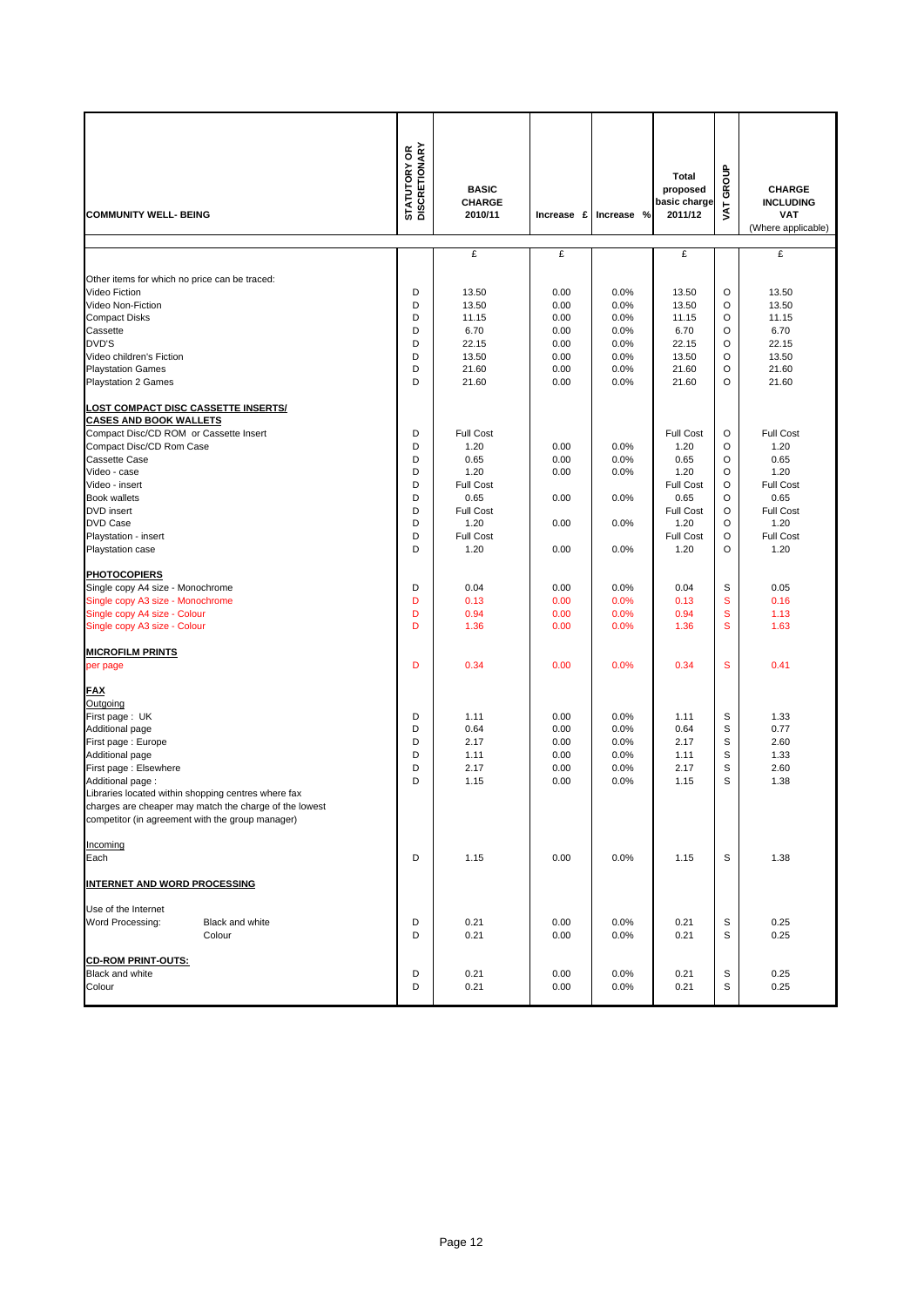| COMMUNITY WELL- BEING | STATUTORY OR DISCRETIONARY | BASIC CHARGE 2010/11 | Increase £ | Increase % | Total proposed basic charge 2011/12 | VAT GROUP | CHARGE INCLUDING VAT (Where applicable) |
|---|---|---|---|---|---|---|---|
| | | £ | £ | | £ | | £ |
| Other items for which no price can be traced: | | | | | | | |
| Video Fiction | D | 13.50 | 0.00 | 0.0% | 13.50 | O | 13.50 |
| Video Non-Fiction | D | 13.50 | 0.00 | 0.0% | 13.50 | O | 13.50 |
| Compact Disks | D | 11.15 | 0.00 | 0.0% | 11.15 | O | 11.15 |
| Cassette | D | 6.70 | 0.00 | 0.0% | 6.70 | O | 6.70 |
| DVD'S | D | 22.15 | 0.00 | 0.0% | 22.15 | O | 22.15 |
| Video children's Fiction | D | 13.50 | 0.00 | 0.0% | 13.50 | O | 13.50 |
| Playstation Games | D | 21.60 | 0.00 | 0.0% | 21.60 | O | 21.60 |
| Playstation 2 Games | D | 21.60 | 0.00 | 0.0% | 21.60 | O | 21.60 |
| **LOST COMPACT DISC CASSETTE INSERTS/ CASES AND BOOK WALLETS** | | | | | | | |
| Compact Disc/CD ROM or Cassette Insert | D | Full Cost | | | Full Cost | O | Full Cost |
| Compact Disc/CD Rom Case | D | 1.20 | 0.00 | 0.0% | 1.20 | O | 1.20 |
| Cassette Case | D | 0.65 | 0.00 | 0.0% | 0.65 | O | 0.65 |
| Video - case | D | 1.20 | 0.00 | 0.0% | 1.20 | O | 1.20 |
| Video - insert | D | Full Cost | | | Full Cost | O | Full Cost |
| Book wallets | D | 0.65 | 0.00 | 0.0% | 0.65 | O | 0.65 |
| DVD insert | D | Full Cost | | | Full Cost | O | Full Cost |
| DVD Case | D | 1.20 | 0.00 | 0.0% | 1.20 | O | 1.20 |
| Playstation - insert | D | Full Cost | | | Full Cost | O | Full Cost |
| Playstation case | D | 1.20 | 0.00 | 0.0% | 1.20 | O | 1.20 |
| **PHOTOCOPIERS** | | | | | | | |
| Single copy A4 size - Monochrome | D | 0.04 | 0.00 | 0.0% | 0.04 | S | 0.05 |
| Single copy A3 size - Monochrome | D | 0.13 | 0.00 | 0.0% | 0.13 | S | 0.16 |
| Single copy A4 size - Colour | D | 0.94 | 0.00 | 0.0% | 0.94 | S | 1.13 |
| Single copy A3 size - Colour | D | 1.36 | 0.00 | 0.0% | 1.36 | S | 1.63 |
| **MICROFILM PRINTS** | | | | | | | |
| per page | D | 0.34 | 0.00 | 0.0% | 0.34 | S | 0.41 |
| **FAX** | | | | | | | |
| Outgoing | | | | | | | |
| First page : UK | D | 1.11 | 0.00 | 0.0% | 1.11 | S | 1.33 |
| Additional page | D | 0.64 | 0.00 | 0.0% | 0.64 | S | 0.77 |
| First page : Europe | D | 2.17 | 0.00 | 0.0% | 2.17 | S | 2.60 |
| Additional page | D | 1.11 | 0.00 | 0.0% | 1.11 | S | 1.33 |
| First page : Elsewhere | D | 2.17 | 0.00 | 0.0% | 2.17 | S | 2.60 |
| Additional page : | D | 1.15 | 0.00 | 0.0% | 1.15 | S | 1.38 |
| Libraries located within shopping centres where fax charges are cheaper may match the charge of the lowest competitor (in agreement with the group manager) | | | | | | | |
| Incoming | | | | | | | |
| Each | D | 1.15 | 0.00 | 0.0% | 1.15 | S | 1.38 |
| **INTERNET AND WORD PROCESSING** | | | | | | | |
| Use of the Internet | | | | | | | |
| Word Processing: Black and white | D | 0.21 | 0.00 | 0.0% | 0.21 | S | 0.25 |
| Colour | D | 0.21 | 0.00 | 0.0% | 0.21 | S | 0.25 |
| **CD-ROM PRINT-OUTS:** | | | | | | | |
| Black and white | D | 0.21 | 0.00 | 0.0% | 0.21 | S | 0.25 |
| Colour | D | 0.21 | 0.00 | 0.0% | 0.21 | S | 0.25 |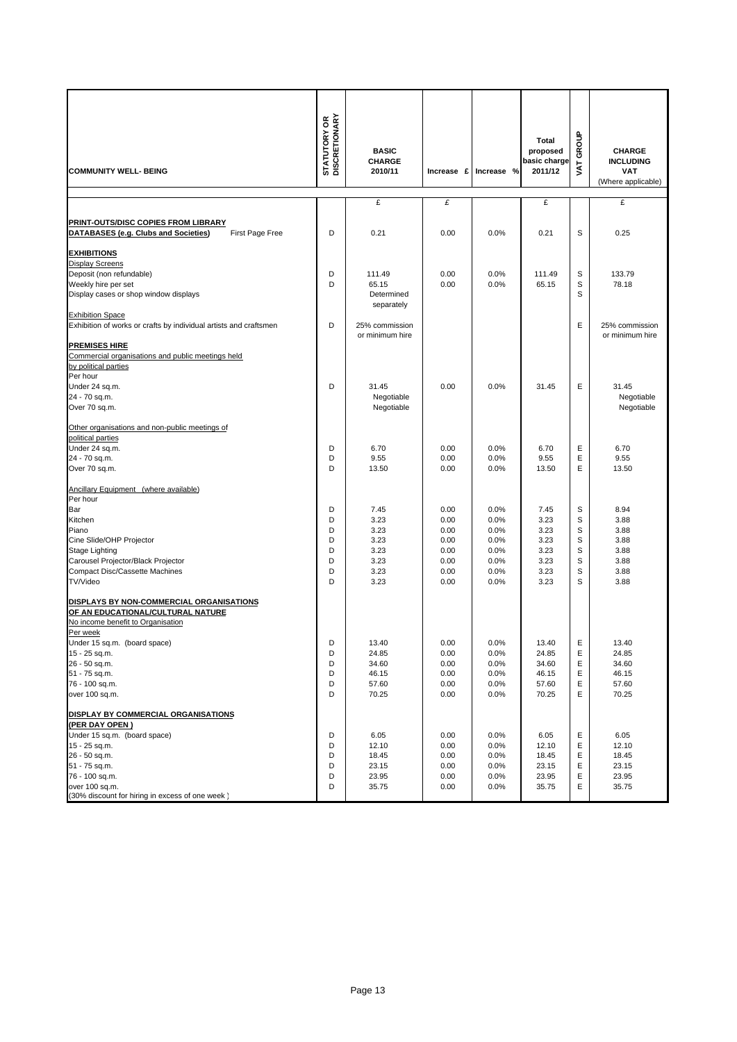| COMMUNITY WELL- BEING | STATUTORY OR DISCRETIONARY | BASIC CHARGE 2010/11 | Increase £ | Increase % | Total proposed basic charge 2011/12 | VAT GROUP | CHARGE INCLUDING VAT (Where applicable) |
|---|---|---|---|---|---|---|---|
| | | £ | £ | | £ | | £ |
| **PRINT-OUTS/DISC COPIES FROM LIBRARY** | | | | | | | |
| **DATABASES (e.g. Clubs and Societies)** First Page Free | D | 0.21 | 0.00 | 0.0% | 0.21 | S | 0.25 |
| **EXHIBITIONS** | | | | | | | |
| Display Screens | | | | | | | |
| Deposit (non refundable) | D | 111.49 | 0.00 | 0.0% | 111.49 | S | 133.79 |
| Weekly hire per set | D | 65.15 | 0.00 | 0.0% | 65.15 | S | 78.18 |
| Display cases or shop window displays | | Determined separately | | | | S | |
| Exhibition Space | | | | | | | |
| Exhibition of works or crafts by individual artists and craftsmen | D | 25% commission or minimum hire | | | | E | 25% commission or minimum hire |
| **PREMISES HIRE** | | | | | | | |
| Commercial organisations and public meetings held by political parties | | | | | | | |
| Per hour | | | | | | | |
| Under 24 sq.m. | D | 31.45 | 0.00 | 0.0% | 31.45 | E | 31.45 |
| 24 - 70 sq.m. | | Negotiable | | | | | Negotiable |
| Over 70 sq.m. | | Negotiable | | | | | Negotiable |
| Other organisations and non-public meetings of political parties | | | | | | | |
| Under 24 sq.m. | D | 6.70 | 0.00 | 0.0% | 6.70 | E | 6.70 |
| 24 - 70 sq.m. | D | 9.55 | 0.00 | 0.0% | 9.55 | E | 9.55 |
| Over 70 sq.m. | D | 13.50 | 0.00 | 0.0% | 13.50 | E | 13.50 |
| Ancillary Equipment (where available) | | | | | | | |
| Per hour | | | | | | | |
| Bar | D | 7.45 | 0.00 | 0.0% | 7.45 | S | 8.94 |
| Kitchen | D | 3.23 | 0.00 | 0.0% | 3.23 | S | 3.88 |
| Piano | D | 3.23 | 0.00 | 0.0% | 3.23 | S | 3.88 |
| Cine Slide/OHP Projector | D | 3.23 | 0.00 | 0.0% | 3.23 | S | 3.88 |
| Stage Lighting | D | 3.23 | 0.00 | 0.0% | 3.23 | S | 3.88 |
| Carousel Projector/Black Projector | D | 3.23 | 0.00 | 0.0% | 3.23 | S | 3.88 |
| Compact Disc/Cassette Machines | D | 3.23 | 0.00 | 0.0% | 3.23 | S | 3.88 |
| TV/Video | D | 3.23 | 0.00 | 0.0% | 3.23 | S | 3.88 |
| **DISPLAYS BY NON-COMMERCIAL ORGANISATIONS OF AN EDUCATIONAL/CULTURAL NATURE** | | | | | | | |
| No income benefit to Organisation | | | | | | | |
| Per week | | | | | | | |
| Under 15 sq.m. (board space) | D | 13.40 | 0.00 | 0.0% | 13.40 | E | 13.40 |
| 15 - 25 sq.m. | D | 24.85 | 0.00 | 0.0% | 24.85 | E | 24.85 |
| 26 - 50 sq.m. | D | 34.60 | 0.00 | 0.0% | 34.60 | E | 34.60 |
| 51 - 75 sq.m. | D | 46.15 | 0.00 | 0.0% | 46.15 | E | 46.15 |
| 76 - 100 sq.m. | D | 57.60 | 0.00 | 0.0% | 57.60 | E | 57.60 |
| over 100 sq.m. | D | 70.25 | 0.00 | 0.0% | 70.25 | E | 70.25 |
| **DISPLAY BY COMMERCIAL ORGANISATIONS (PER DAY OPEN )** | | | | | | | |
| Under 15 sq.m. (board space) | D | 6.05 | 0.00 | 0.0% | 6.05 | E | 6.05 |
| 15 - 25 sq.m. | D | 12.10 | 0.00 | 0.0% | 12.10 | E | 12.10 |
| 26 - 50 sq.m. | D | 18.45 | 0.00 | 0.0% | 18.45 | E | 18.45 |
| 51 - 75 sq.m. | D | 23.15 | 0.00 | 0.0% | 23.15 | E | 23.15 |
| 76 - 100 sq.m. | D | 23.95 | 0.00 | 0.0% | 23.95 | E | 23.95 |
| over 100 sq.m. | D | 35.75 | 0.00 | 0.0% | 35.75 | E | 35.75 |
| (30% discount for hiring in excess of one week ) | | | | | | | |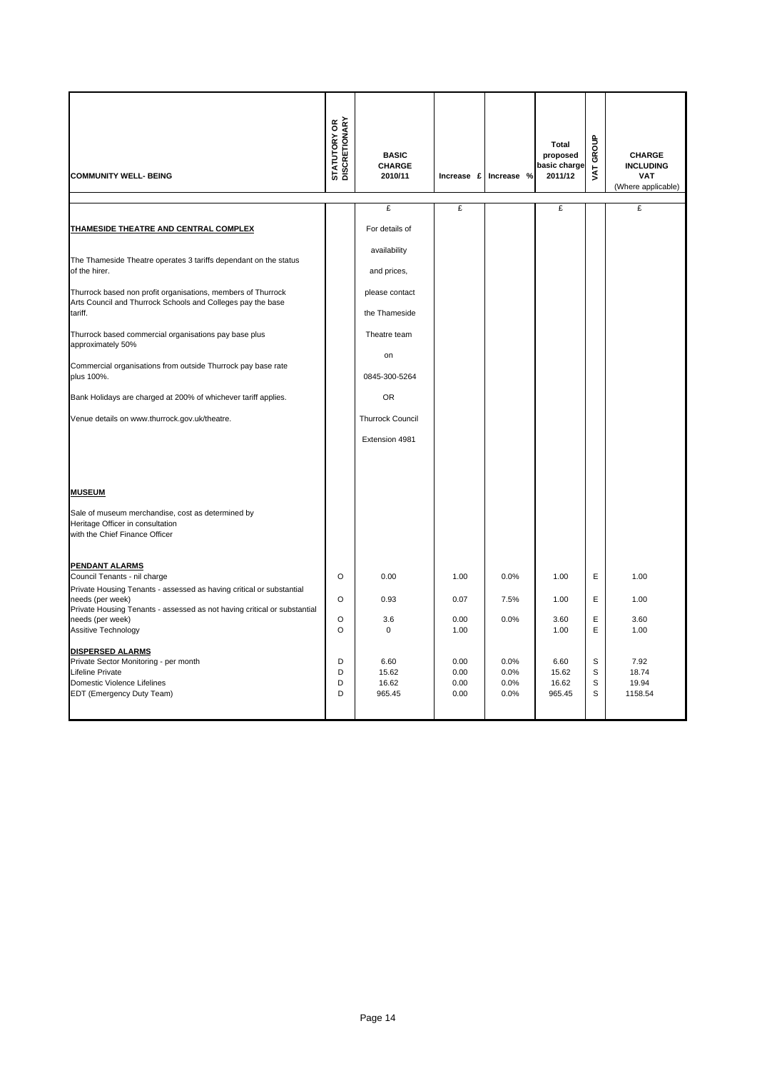| COMMUNITY WELL- BEING | STATUTORY OR DISCRETIONARY | BASIC CHARGE 2010/11 | Increase £ | Increase % | Total proposed basic charge 2011/12 | VAT GROUP | CHARGE INCLUDING VAT (Where applicable) |
|---|---|---|---|---|---|---|---|
| | | £ | £ | | £ | | £ |
| **THAMESIDE THEATRE AND CENTRAL COMPLEX** | | For details of | | | | | |
| The Thameside Theatre operates 3 tariffs dependant on the status of the hirer. | | availability and prices, | | | | | |
| Thurrock based non profit organisations, members of Thurrock Arts Council and Thurrock Schools and Colleges pay the base tariff. | | please contact the Thameside | | | | | |
| Thurrock based commercial organisations pay base plus approximately 50% | | Theatre team on | | | | | |
| Commercial organisations from outside Thurrock pay base rate plus 100%. | | 0845-300-5264 | | | | | |
| Bank Holidays are charged at 200% of whichever tariff applies. | | OR | | | | | |
| Venue details on www.thurrock.gov.uk/theatre. | | Thurrock Council | | | | | |
| | | Extension 4981 | | | | | |
| **MUSEUM** | | | | | | | |
| Sale of museum merchandise, cost as determined by Heritage Officer in consultation with the Chief Finance Officer | | | | | | | |
| **PENDANT ALARMS** | | | | | | | |
| Council Tenants - nil charge | O | 0.00 | 1.00 | 0.0% | 1.00 | E | 1.00 |
| Private Housing Tenants - assessed as having critical or substantial needs (per week) | O | 0.93 | 0.07 | 7.5% | 1.00 | E | 1.00 |
| Private Housing Tenants - assessed as not having critical or substantial needs (per week) | O | 3.6 | 0.00 | 0.0% | 3.60 | E | 3.60 |
| Assitive Technology | O | 0 | 1.00 | | 1.00 | E | 1.00 |
| **DISPERSED ALARMS** | | | | | | | |
| Private Sector Monitoring - per month | D | 6.60 | 0.00 | 0.0% | 6.60 | S | 7.92 |
| Lifeline Private | D | 15.62 | 0.00 | 0.0% | 15.62 | S | 18.74 |
| Domestic Violence Lifelines | D | 16.62 | 0.00 | 0.0% | 16.62 | S | 19.94 |
| EDT (Emergency Duty Team) | D | 965.45 | 0.00 | 0.0% | 965.45 | S | 1158.54 |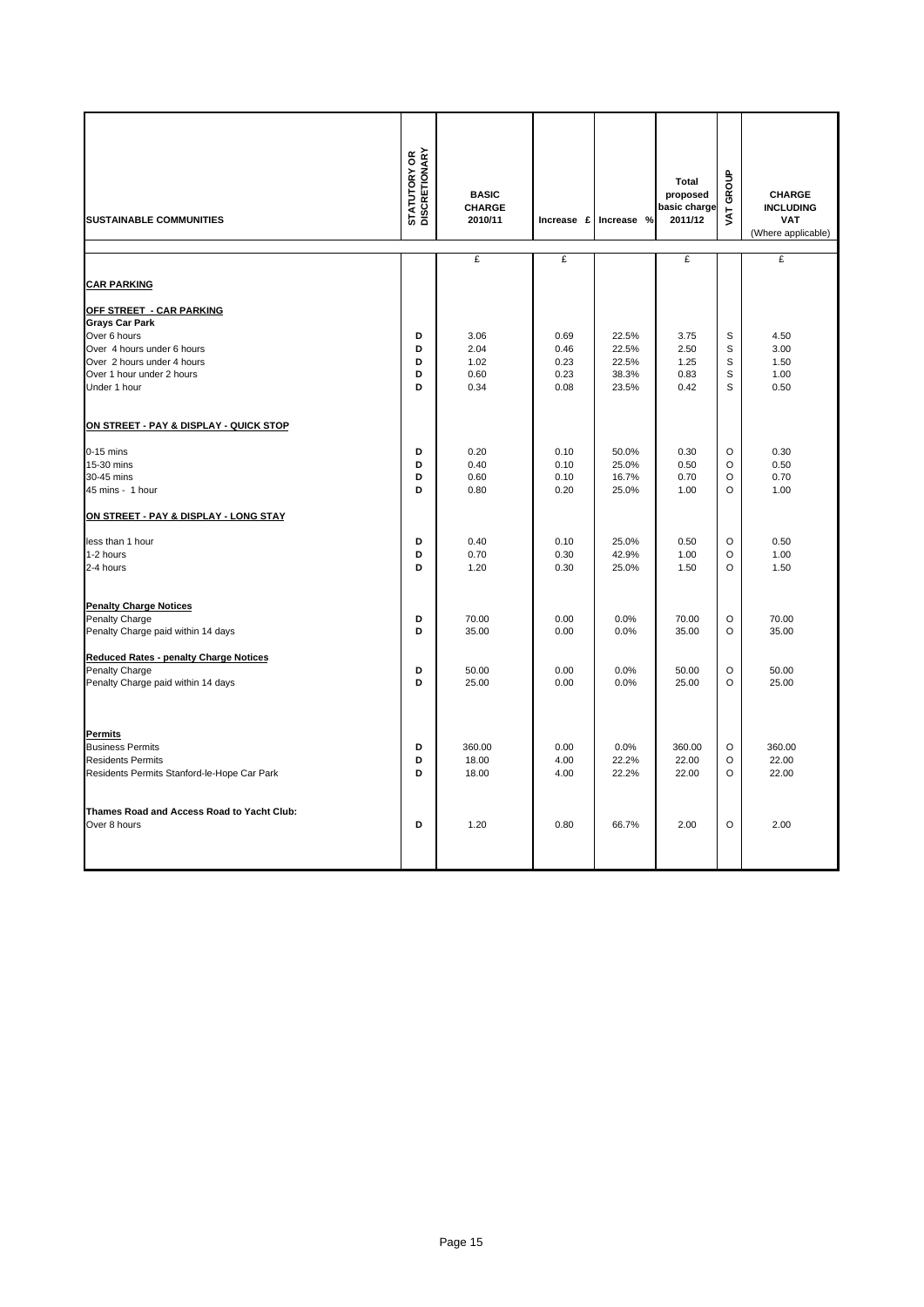| SUSTAINABLE COMMUNITIES | STATUTORY OR DISCRETIONARY | BASIC CHARGE 2010/11 | Increase £ | Increase % | Total proposed basic charge 2011/12 | VAT GROUP | CHARGE INCLUDING VAT (Where applicable) |
|---|---|---|---|---|---|---|---|
| | | £ | £ | | £ | | £ |
| **CAR PARKING** | | | | | | | |
| **OFF STREET - CAR PARKING** | | | | | | | |
| **Grays Car Park** | | | | | | | |
| Over 6 hours | D | 3.06 | 0.69 | 22.5% | 3.75 | S | 4.50 |
| Over 4 hours under 6 hours | D | 2.04 | 0.46 | 22.5% | 2.50 | S | 3.00 |
| Over 2 hours under 4 hours | D | 1.02 | 0.23 | 22.5% | 1.25 | S | 1.50 |
| Over 1 hour under 2 hours | D | 0.60 | 0.23 | 38.3% | 0.83 | S | 1.00 |
| Under 1 hour | D | 0.34 | 0.08 | 23.5% | 0.42 | S | 0.50 |
| **ON STREET - PAY & DISPLAY - QUICK STOP** | | | | | | | |
| 0-15 mins | D | 0.20 | 0.10 | 50.0% | 0.30 | O | 0.30 |
| 15-30 mins | D | 0.40 | 0.10 | 25.0% | 0.50 | O | 0.50 |
| 30-45 mins | D | 0.60 | 0.10 | 16.7% | 0.70 | O | 0.70 |
| 45 mins - 1 hour | D | 0.80 | 0.20 | 25.0% | 1.00 | O | 1.00 |
| **ON STREET - PAY & DISPLAY - LONG STAY** | | | | | | | |
| less than 1 hour | D | 0.40 | 0.10 | 25.0% | 0.50 | O | 0.50 |
| 1-2 hours | D | 0.70 | 0.30 | 42.9% | 1.00 | O | 1.00 |
| 2-4 hours | D | 1.20 | 0.30 | 25.0% | 1.50 | O | 1.50 |
| **Penalty Charge Notices** | | | | | | | |
| Penalty Charge | D | 70.00 | 0.00 | 0.0% | 70.00 | O | 70.00 |
| Penalty Charge paid within 14 days | D | 35.00 | 0.00 | 0.0% | 35.00 | O | 35.00 |
| **Reduced Rates - penalty Charge Notices** | | | | | | | |
| Penalty Charge | D | 50.00 | 0.00 | 0.0% | 50.00 | O | 50.00 |
| Penalty Charge paid within 14 days | D | 25.00 | 0.00 | 0.0% | 25.00 | O | 25.00 |
| **Permits** | | | | | | | |
| Business Permits | D | 360.00 | 0.00 | 0.0% | 360.00 | O | 360.00 |
| Residents Permits | D | 18.00 | 4.00 | 22.2% | 22.00 | O | 22.00 |
| Residents Permits Stanford-le-Hope Car Park | D | 18.00 | 4.00 | 22.2% | 22.00 | O | 22.00 |
| **Thames Road and Access Road to Yacht Club:** | | | | | | | |
| Over 8 hours | D | 1.20 | 0.80 | 66.7% | 2.00 | O | 2.00 |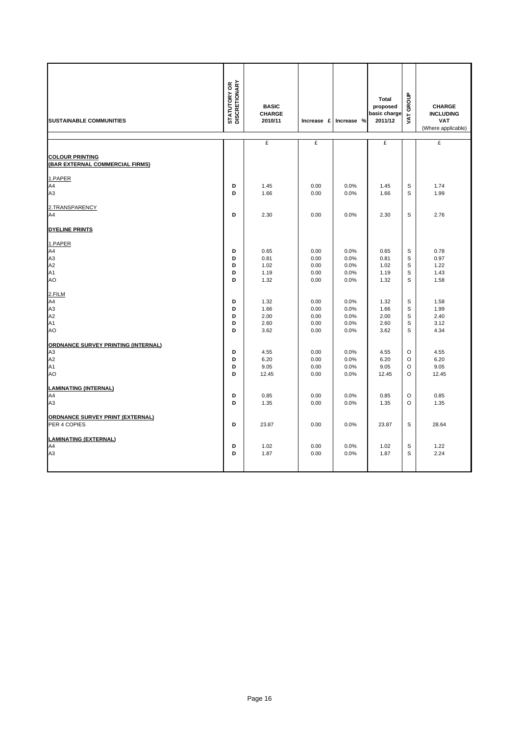| SUSTAINABLE COMMUNITIES | STATUTORY OR DISCRETIONARY | BASIC CHARGE 2010/11 | Increase £ | Increase % | Total proposed basic charge 2011/12 | VAT GROUP | CHARGE INCLUDING VAT (Where applicable) |
|---|---|---|---|---|---|---|---|
| | | £ | £ | | £ | | £ |
| **COLOUR PRINTING (BAR EXTERNAL COMMERCIAL FIRMS)** | | | | | | | |
| 1.PAPER | | | | | | | |
| A4 | D | 1.45 | 0.00 | 0.0% | 1.45 | S | 1.74 |
| A3 | D | 1.66 | 0.00 | 0.0% | 1.66 | S | 1.99 |
| 2.TRANSPARENCY | | | | | | | |
| A4 | D | 2.30 | 0.00 | 0.0% | 2.30 | S | 2.76 |
| **DYELINE PRINTS** | | | | | | | |
| 1.PAPER | | | | | | | |
| A4 | D | 0.65 | 0.00 | 0.0% | 0.65 | S | 0.78 |
| A3 | D | 0.81 | 0.00 | 0.0% | 0.81 | S | 0.97 |
| A2 | D | 1.02 | 0.00 | 0.0% | 1.02 | S | 1.22 |
| A1 | D | 1.19 | 0.00 | 0.0% | 1.19 | S | 1.43 |
| AO | D | 1.32 | 0.00 | 0.0% | 1.32 | S | 1.58 |
| 2.FILM | | | | | | | |
| A4 | D | 1.32 | 0.00 | 0.0% | 1.32 | S | 1.58 |
| A3 | D | 1.66 | 0.00 | 0.0% | 1.66 | S | 1.99 |
| A2 | D | 2.00 | 0.00 | 0.0% | 2.00 | S | 2.40 |
| A1 | D | 2.60 | 0.00 | 0.0% | 2.60 | S | 3.12 |
| AO | D | 3.62 | 0.00 | 0.0% | 3.62 | S | 4.34 |
| **ORDNANCE SURVEY PRINTING (INTERNAL)** | | | | | | | |
| A3 | D | 4.55 | 0.00 | 0.0% | 4.55 | O | 4.55 |
| A2 | D | 6.20 | 0.00 | 0.0% | 6.20 | O | 6.20 |
| A1 | D | 9.05 | 0.00 | 0.0% | 9.05 | O | 9.05 |
| AO | D | 12.45 | 0.00 | 0.0% | 12.45 | O | 12.45 |
| **LAMINATING (INTERNAL)** | | | | | | | |
| A4 | D | 0.85 | 0.00 | 0.0% | 0.85 | O | 0.85 |
| A3 | D | 1.35 | 0.00 | 0.0% | 1.35 | O | 1.35 |
| **ORDNANCE SURVEY PRINT (EXTERNAL)** | | | | | | | |
| PER 4 COPIES | D | 23.87 | 0.00 | 0.0% | 23.87 | S | 28.64 |
| **LAMINATING (EXTERNAL)** | | | | | | | |
| A4 | D | 1.02 | 0.00 | 0.0% | 1.02 | S | 1.22 |
| A3 | D | 1.87 | 0.00 | 0.0% | 1.87 | S | 2.24 |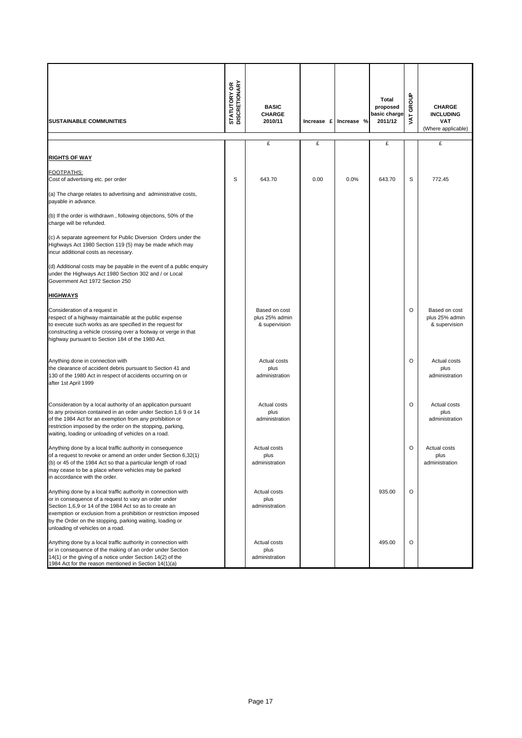| SUSTAINABLE COMMUNITIES | STATUTORY OR DISCRETIONARY | BASIC CHARGE 2010/11 | Increase £ | Increase % | Total proposed basic charge 2011/12 | VAT GROUP | CHARGE INCLUDING VAT (Where applicable) |
|---|---|---|---|---|---|---|---|
| | | £ | £ | | £ | | £ |
| **RIGHTS OF WAY** | | | | | | | |
| FOOTPATHS: Cost of advertising etc. per order | S | 643.70 | 0.00 | 0.0% | 643.70 | S | 772.45 |
| (a) The charge relates to advertising and administrative costs, payable in advance. | | | | | | | |
| (b) If the order is withdrawn , following objections, 50% of the charge will be refunded. | | | | | | | |
| (c) A separate agreement for Public Diversion Orders under the Highways Act 1980 Section 119 (5) may be made which may incur additional costs as necessary. | | | | | | | |
| (d) Additional costs may be payable in the event of a public enquiry under the Highways Act 1980 Section 302 and / or Local Government Act 1972 Section 250 | | | | | | | |
| **HIGHWAYS** | | | | | | | |
| Consideration of a request in respect of a highway maintainable at the public expense to execute such works as are specified in the request for constructing a vehicle crossing over a footway or verge in that highway pursuant to Section 184 of the 1980 Act. | | Based on cost plus 25% admin & supervision | | | | O | Based on cost plus 25% admin & supervision |
| Anything done in connection with the clearance of accident debris pursuant to Section 41 and 130 of the 1980 Act in respect of accidents occurring on or after 1st April 1999 | | Actual costs plus administration | | | | O | Actual costs plus administration |
| Consideration by a local authority of an application pursuant to any provision contained in an order under Section 1,6 9 or 14 of the 1984 Act for an exemption from any prohibition or restriction imposed by the order on the stopping, parking, waiting, loading or unloading of vehicles on a road. | | Actual costs plus administration | | | | O | Actual costs plus administration |
| Anything done by a local traffic authority in consequence of a request to revoke or amend an order under Section 6,32(1) (b) or 45 of the 1984 Act so that a particular length of road may cease to be a place where vehicles may be parked in accordance with the order. | | Actual costs plus administration | | | | O | Actual costs plus administration |
| Anything done by a local traffic authority in connection with or in consequence of a request to vary an order under Section 1,6,9 or 14 of the 1984 Act so as to create an exemption or exclusion from a prohibition or restriction imposed by the Order on the stopping, parking waiting, loading or unloading of vehicles on a road. | | Actual costs plus administration | | | 935.00 | O | |
| Anything done by a local traffic authority in connection with or in consequence of the making of an order under Section 14(1) or the giving of a notice under Section 14(2) of the 1984 Act for the reason mentioned in Section 14(1)(a) | | Actual costs plus administration | | | 495.00 | O | |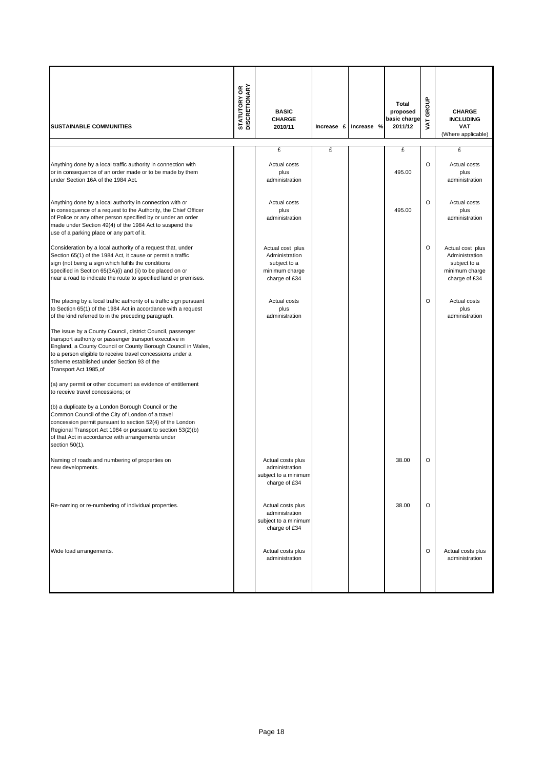| SUSTAINABLE COMMUNITIES | STATUTORY OR DISCRETIONARY | BASIC CHARGE 2010/11 | Increase £ | Increase % | Total proposed basic charge 2011/12 | VAT GROUP | CHARGE INCLUDING VAT (Where applicable) |
|---|---|---|---|---|---|---|---|
| | | £ | £ | | £ | | £ |
| Anything done by a local traffic authority in connection with or in consequence of an order made or to be made by them under Section 16A of the 1984 Act. | | Actual costs plus administration | | | 495.00 | O | Actual costs plus administration |
| Anything done by a local authority in connection with or in consequence of a request to the Authority, the Chief Officer of Police or any other person specified by or under an order made under Section 49(4) of the 1984 Act to suspend the use of a parking place or any part of it. | | Actual costs plus administration | | | 495.00 | O | Actual costs plus administration |
| Consideration by a local authority of a request that, under Section 65(1) of the 1984 Act, it cause or permit a traffic sign (not being a sign which fulfils the conditions specified in Section 65(3A)(i) and (ii) to be placed on or near a road to indicate the route to specified land or premises. | | Actual cost plus Administration subject to a minimum charge charge of £34 | | | | O | Actual cost plus Administration subject to a minimum charge charge of £34 |
| The placing by a local traffic authority of a traffic sign pursuant to Section 65(1) of the 1984 Act in accordance with a request of the kind referred to in the preceding paragraph. | | Actual costs plus administration | | | | O | Actual costs plus administration |
| The issue by a County Council, district Council, passenger transport authority or passenger transport executive in England, a County Council or County Borough Council in Wales, to a person eligible to receive travel concessions under a scheme established under Section 93 of the Transport Act 1985,of | | | | | | | |
| (a) any permit or other document as evidence of entitlement to receive travel concessions; or | | | | | | | |
| (b) a duplicate by a London Borough Council or the Common Council of the City of London of a travel concession permit pursuant to section 52(4) of the London Regional Transport Act 1984 or pursuant to section 53(2)(b) of that Act in accordance with arrangements under section 50(1). | | | | | | | |
| Naming of roads and numbering of properties on new developments. | | Actual costs plus administration subject to a minimum charge of £34 | | | 38.00 | O | |
| Re-naming or re-numbering of individual properties. | | Actual costs plus administration subject to a minimum charge of £34 | | | 38.00 | O | |
| Wide load arrangements. | | Actual costs plus administration | | | | O | Actual costs plus administration |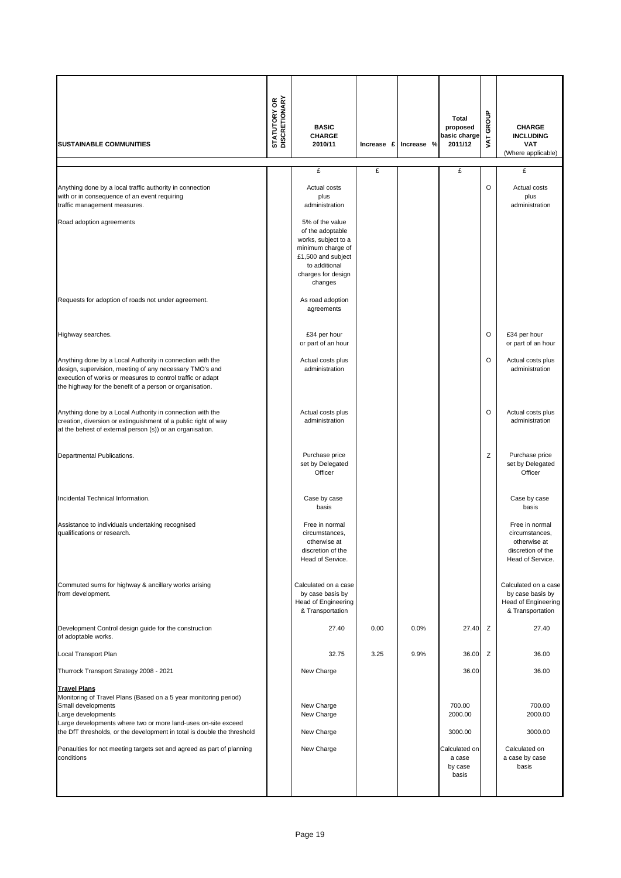| SUSTAINABLE COMMUNITIES | STATUTORY OR DISCRETIONARY | BASIC CHARGE 2010/11 | Increase £ | Increase % | Total proposed basic charge 2011/12 | VAT GROUP | CHARGE INCLUDING VAT (Where applicable) |
|---|---|---|---|---|---|---|---|
| | | £ | £ | | £ | | £ |
| Anything done by a local traffic authority in connection with or in consequence of an event requiring traffic management measures. | | Actual costs plus administration | | | | O | Actual costs plus administration |
| Road adoption agreements | | 5% of the value of the adoptable works, subject to a minimum charge of £1,500 and subject to additional charges for design changes | | | | | |
| Requests for adoption of roads not under agreement. | | As road adoption agreements | | | | | |
| Highway searches. | | £34 per hour or part of an hour | | | | O | £34 per hour or part of an hour |
| Anything done by a Local Authority in connection with the design, supervision, meeting of any necessary TMO's and execution of works or measures to control traffic or adapt the highway for the benefit of a person or organisation. | | Actual costs plus administration | | | | O | Actual costs plus administration |
| Anything done by a Local Authority in connection with the creation, diversion or extinguishment of a public right of way at the behest of external person (s)) or an organisation. | | Actual costs plus administration | | | | O | Actual costs plus administration |
| Departmental Publications. | | Purchase price set by Delegated Officer | | | | Z | Purchase price set by Delegated Officer |
| Incidental Technical Information. | | Case by case basis | | | | | Case by case basis |
| Assistance to individuals undertaking recognised qualifications or research. | | Free in normal circumstances, otherwise at discretion of the Head of Service. | | | | | Free in normal circumstances, otherwise at discretion of the Head of Service. |
| Commuted sums for highway & ancillary works arising from development. | | Calculated on a case by case basis by Head of Engineering & Transportation | | | | | Calculated on a case by case basis by Head of Engineering & Transportation |
| Development Control design guide for the construction of adoptable works. | | 27.40 | 0.00 | 0.0% | 27.40 | Z | 27.40 |
| Local Transport Plan | | 32.75 | 3.25 | 9.9% | 36.00 | Z | 36.00 |
| Thurrock Transport Strategy 2008 - 2021 | | New Charge | | | 36.00 | | 36.00 |
| **Travel Plans** | | | | | | | |
| Monitoring of Travel Plans (Based on a 5 year monitoring period) | | | | | | | |
| Small developments | | New Charge | | | 700.00 | | 700.00 |
| Large developments | | New Charge | | | 2000.00 | | 2000.00 |
| Large developments where two or more land-uses on-site exceed the DfT thresholds, or the development in total is double the threshold | | New Charge | | | 3000.00 | | 3000.00 |
| Penaulties for not meeting targets set and agreed as part of planning conditions | | New Charge | | | Calculated on a case by case basis | | Calculated on a case by case basis |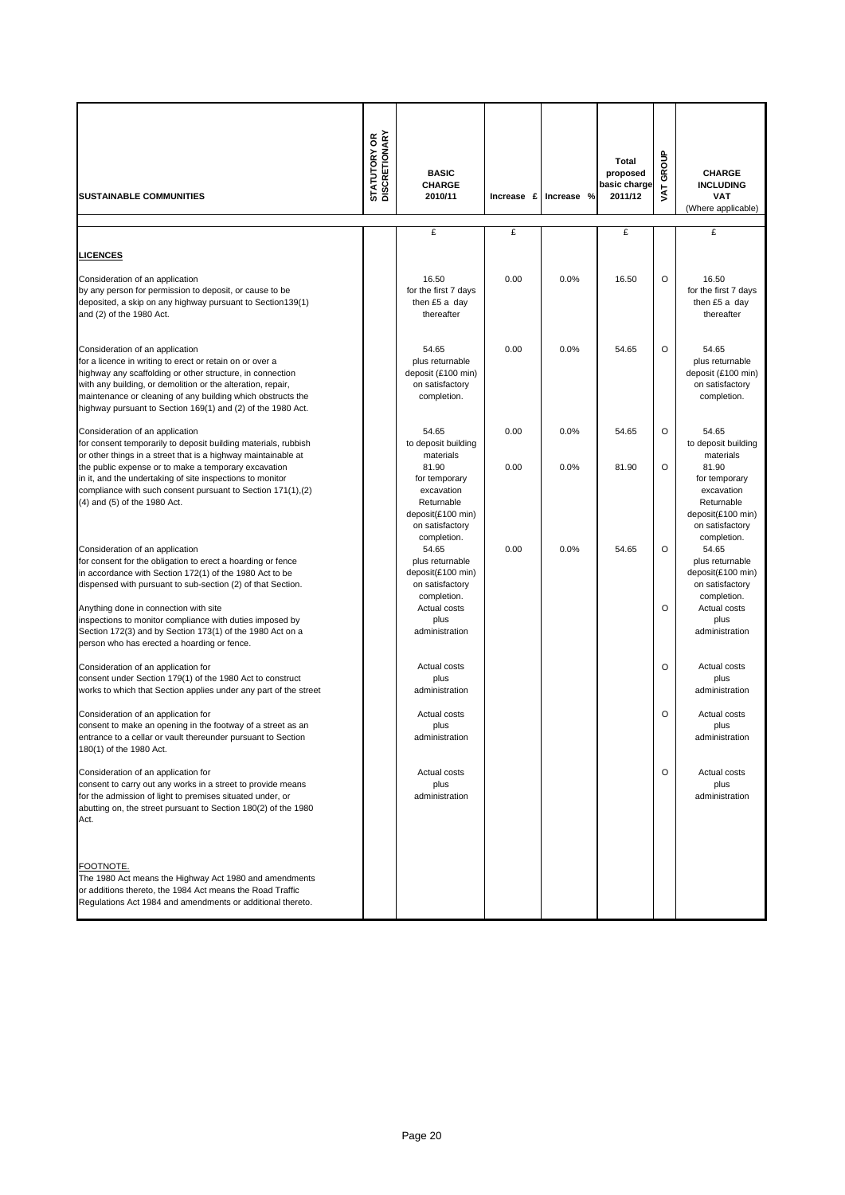| SUSTAINABLE COMMUNITIES | STATUTORY OR DISCRETIONARY | BASIC CHARGE 2010/11 | Increase £ | Increase % | Total proposed basic charge 2011/12 | VAT GROUP | CHARGE INCLUDING VAT (Where applicable) |
|---|---|---|---|---|---|---|---|
| | | £ | £ | | £ | | £ |
| **LICENCES** | | | | | | | |
| Consideration of an application by any person for permission to deposit, or cause to be deposited, a skip on any highway pursuant to Section139(1) and (2) of the 1980 Act. | | 16.50 for the first 7 days then £5 a day thereafter | 0.00 | 0.0% | 16.50 | O | 16.50 for the first 7 days then £5 a day thereafter |
| Consideration of an application for a licence in writing to erect or retain on or over a highway any scaffolding or other structure, in connection with any building, or demolition or the alteration, repair, maintenance or cleaning of any building which obstructs the highway pursuant to Section 169(1) and (2) of the 1980 Act. | | 54.65 plus returnable deposit (£100 min) on satisfactory completion. | 0.00 | 0.0% | 54.65 | O | 54.65 plus returnable deposit (£100 min) on satisfactory completion. |
| Consideration of an application for consent temporarily to deposit building materials, rubbish or other things in a street that is a highway maintainable at the public expense or to make a temporary excavation in it, and the undertaking of site inspections to monitor compliance with such consent pursuant to Section 171(1),(2) (4) and (5) of the 1980 Act. | | 54.65 to deposit building materials | 0.00 | 0.0% | 54.65 | O | 54.65 to deposit building materials |
| | | 81.90 for temporary excavation Returnable deposit(£100 min) on satisfactory completion. | 0.00 | 0.0% | 81.90 | O | 81.90 for temporary excavation Returnable deposit(£100 min) on satisfactory completion. |
| Consideration of an application for consent for the obligation to erect a hoarding or fence in accordance with Section 172(1) of the 1980 Act to be dispensed with pursuant to sub-section (2) of that Section. | | 54.65 plus returnable deposit(£100 min) on satisfactory completion. | 0.00 | 0.0% | 54.65 | O | 54.65 plus returnable deposit(£100 min) on satisfactory completion. |
| Anything done in connection with site inspections to monitor compliance with duties imposed by Section 172(3) and by Section 173(1) of the 1980 Act on a person who has erected a hoarding or fence. | | Actual costs plus administration | | | | O | Actual costs plus administration |
| Consideration of an application for consent under Section 179(1) of the 1980 Act to construct works to which that Section applies under any part of the street | | Actual costs plus administration | | | | O | Actual costs plus administration |
| Consideration of an application for consent to make an opening in the footway of a street as an entrance to a cellar or vault thereunder pursuant to Section 180(1) of the 1980 Act. | | Actual costs plus administration | | | | O | Actual costs plus administration |
| Consideration of an application for consent to carry out any works in a street to provide means for the admission of light to premises situated under, or abutting on, the street pursuant to Section 180(2) of the 1980 Act. | | Actual costs plus administration | | | | O | Actual costs plus administration |
| <u>FOOTNOTE.</u> The 1980 Act means the Highway Act 1980 and amendments or additions thereto, the 1984 Act means the Road Traffic Regulations Act 1984 and amendments or additional thereto. | | | | | | | |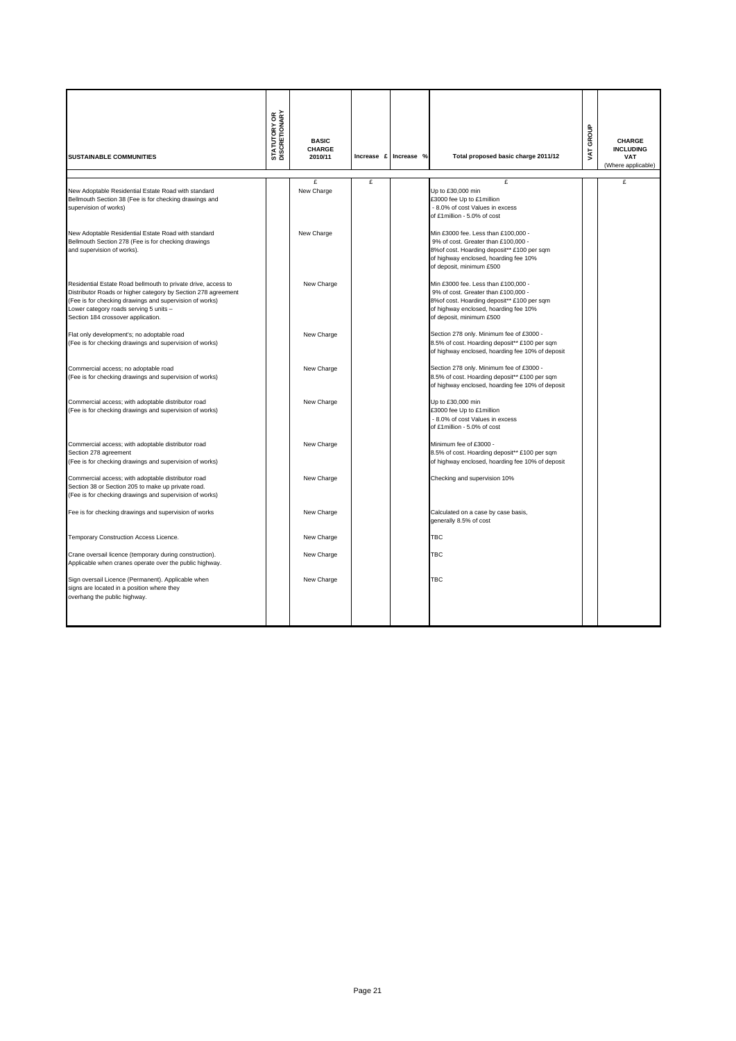| SUSTAINABLE COMMUNITIES | STATUTORY OR DISCRETIONARY | BASIC CHARGE 2010/11 | Increase £ | Increase % | Total proposed basic charge 2011/12 | VAT GROUP | CHARGE INCLUDING VAT (Where applicable) |
|---|---|---|---|---|---|---|---|
| | | £ | £ | | £ | | £ |
| New Adoptable Residential Estate Road with standard Bellmouth Section 38 (Fee is for checking drawings and supervision of works) | | New Charge | | | Up to £30,000 min £3000 fee Up to £1million - 8.0% of cost Values in excess of £1million - 5.0% of cost | | |
| New Adoptable Residential Estate Road with standard Bellmouth Section 278 (Fee is for checking drawings and supervision of works). | | New Charge | | | Min £3000 fee. Less than £100,000 - 9% of cost. Greater than £100,000 - 8%of cost. Hoarding deposit** £100 per sqm of highway enclosed, hoarding fee 10% of deposit, minimum £500 | | |
| Residential Estate Road bellmouth to private drive, access to Distributor Roads or higher category by Section 278 agreement (Fee is for checking drawings and supervision of works) Lower category roads serving 5 units – Section 184 crossover application. | | New Charge | | | Min £3000 fee. Less than £100,000 - 9% of cost. Greater than £100,000 - 8%of cost. Hoarding deposit** £100 per sqm of highway enclosed, hoarding fee 10% of deposit, minimum £500 | | |
| Flat only development's; no adoptable road (Fee is for checking drawings and supervision of works) | | New Charge | | | Section 278 only. Minimum fee of £3000 - 8.5% of cost. Hoarding deposit** £100 per sqm of highway enclosed, hoarding fee 10% of deposit | | |
| Commercial access; no adoptable road (Fee is for checking drawings and supervision of works) | | New Charge | | | Section 278 only. Minimum fee of £3000 - 8.5% of cost. Hoarding deposit** £100 per sqm of highway enclosed, hoarding fee 10% of deposit | | |
| Commercial access; with adoptable distributor road (Fee is for checking drawings and supervision of works) | | New Charge | | | Up to £30,000 min £3000 fee Up to £1million - 8.0% of cost Values in excess of £1million - 5.0% of cost | | |
| Commercial access; with adoptable distributor road Section 278 agreement (Fee is for checking drawings and supervision of works) | | New Charge | | | Minimum fee of £3000 - 8.5% of cost. Hoarding deposit** £100 per sqm of highway enclosed, hoarding fee 10% of deposit | | |
| Commercial access; with adoptable distributor road Section 38 or Section 205 to make up private road. (Fee is for checking drawings and supervision of works) | | New Charge | | | Checking and supervision 10% | | |
| Fee is for checking drawings and supervision of works | | New Charge | | | Calculated on a case by case basis, generally 8.5% of cost | | |
| Temporary Construction Access Licence. | | New Charge | | | TBC | | |
| Crane oversail licence (temporary during construction). Applicable when cranes operate over the public highway. | | New Charge | | | TBC | | |
| Sign oversail Licence (Permanent). Applicable when signs are located in a position where they overhang the public highway. | | New Charge | | | TBC | | |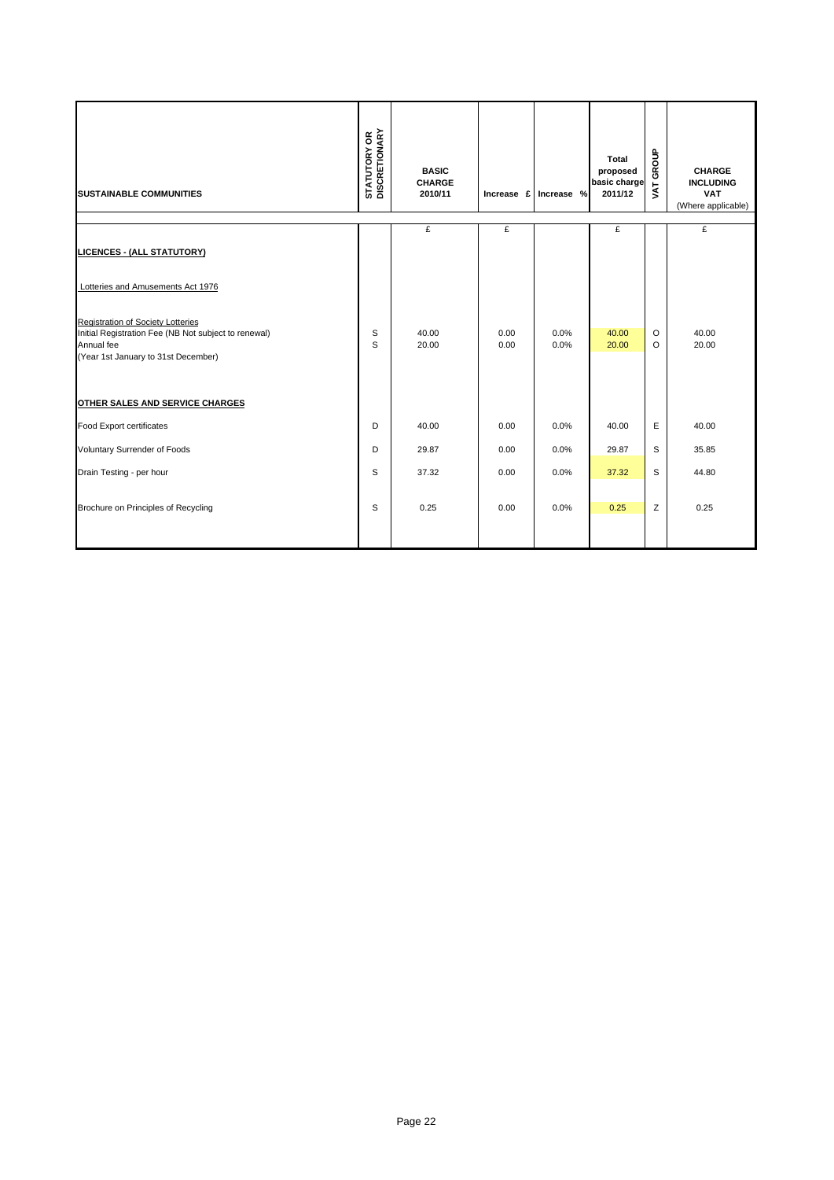| SUSTAINABLE COMMUNITIES | STATUTORY OR DISCRETIONARY | BASIC CHARGE 2010/11 | Increase £ | Increase % | Total proposed basic charge 2011/12 | VAT GROUP | CHARGE INCLUDING VAT (Where applicable) |
|---|---|---|---|---|---|---|---|
| | | £ | £ | | £ | | £ |
| **LICENCES - (ALL STATUTORY)** | | | | | | | |
| Lotteries and Amusements Act 1976 | | | | | | | |
| Registration of Society Lotteries | | | | | | | |
| Initial Registration Fee (NB Not subject to renewal) | S | 40.00 | 0.00 | 0.0% | 40.00 | O | 40.00 |
| Annual fee (Year 1st January to 31st December) | S | 20.00 | 0.00 | 0.0% | 20.00 | O | 20.00 |
| **OTHER SALES AND SERVICE CHARGES** | | | | | | | |
| Food Export certificates | D | 40.00 | 0.00 | 0.0% | 40.00 | E | 40.00 |
| Voluntary Surrender of Foods | D | 29.87 | 0.00 | 0.0% | 29.87 | S | 35.85 |
| Drain Testing - per hour | S | 37.32 | 0.00 | 0.0% | 37.32 | S | 44.80 |
| Brochure on Principles of Recycling | S | 0.25 | 0.00 | 0.0% | 0.25 | Z | 0.25 |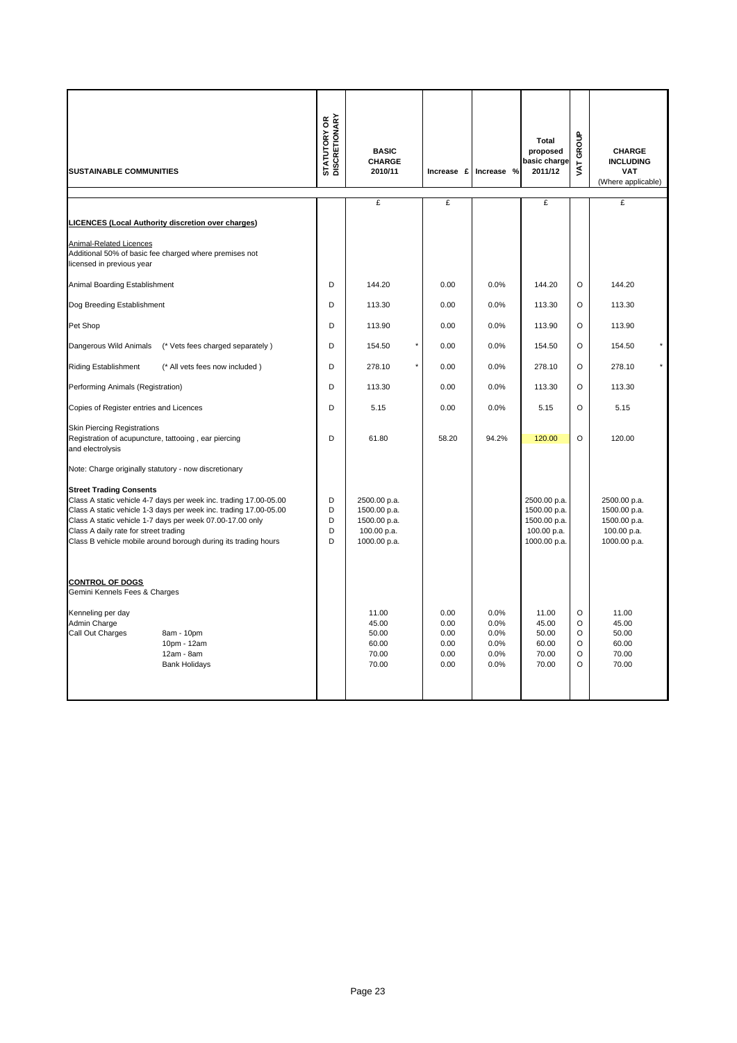| SUSTAINABLE COMMUNITIES | STATUTORY OR DISCRETIONARY | BASIC CHARGE 2010/11 | Increase £ | Increase % | Total proposed basic charge 2011/12 | VAT GROUP | CHARGE INCLUDING VAT (Where applicable) |
|---|---|---|---|---|---|---|---|
| | | £ | £ | | £ | | £ |
| **LICENCES (Local Authority discretion over charges)** | | | | | | | |
| Animal-Related Licences<br>Additional 50% of basic fee charged where premises not licensed in previous year | | | | | | | |
| Animal Boarding Establishment | D | 144.20 | 0.00 | 0.0% | 144.20 | O | 144.20 |
| Dog Breeding Establishment | D | 113.30 | 0.00 | 0.0% | 113.30 | O | 113.30 |
| Pet Shop | D | 113.90 | 0.00 | 0.0% | 113.90 | O | 113.90 |
| Dangerous Wild Animals (* Vets fees charged separately ) | D | 154.50 * | 0.00 | 0.0% | 154.50 | O | 154.50 * |
| Riding Establishment (* All vets fees now included ) | D | 278.10 * | 0.00 | 0.0% | 278.10 | O | 278.10 * |
| Performing Animals (Registration) | D | 113.30 | 0.00 | 0.0% | 113.30 | O | 113.30 |
| Copies of Register entries and Licences | D | 5.15 | 0.00 | 0.0% | 5.15 | O | 5.15 |
| Skin Piercing Registrations<br>Registration of acupuncture, tattooing , ear piercing and electrolysis | D | 61.80 | 58.20 | 94.2% | 120.00 | O | 120.00 |
| Note: Charge originally statutory - now discretionary | | | | | | | |
| **Street Trading Consents** | | | | | | | |
| Class A static vehicle 4-7 days per week inc. trading 17.00-05.00 | D | 2500.00 p.a. | | | 2500.00 p.a. | | 2500.00 p.a. |
| Class A static vehicle 1-3 days per week inc. trading 17.00-05.00 | D | 1500.00 p.a. | | | 1500.00 p.a. | | 1500.00 p.a. |
| Class A static vehicle 1-7 days per week 07.00-17.00 only | D | 1500.00 p.a. | | | 1500.00 p.a. | | 1500.00 p.a. |
| Class A daily rate for street trading | D | 100.00 p.a. | | | 100.00 p.a. | | 100.00 p.a. |
| Class B vehicle mobile around borough during its trading hours | D | 1000.00 p.a. | | | 1000.00 p.a. | | 1000.00 p.a. |
| **CONTROL OF DOGS**<br>Gemini Kennels Fees & Charges | | | | | | | |
| Kenneling per day | | 11.00 | 0.00 | 0.0% | 11.00 | O | 11.00 |
| Admin Charge | | 45.00 | 0.00 | 0.0% | 45.00 | O | 45.00 |
| Call Out Charges 8am - 10pm | | 50.00 | 0.00 | 0.0% | 50.00 | O | 50.00 |
| 10pm - 12am | | 60.00 | 0.00 | 0.0% | 60.00 | O | 60.00 |
| 12am - 8am | | 70.00 | 0.00 | 0.0% | 70.00 | O | 70.00 |
| Bank Holidays | | 70.00 | 0.00 | 0.0% | 70.00 | O | 70.00 |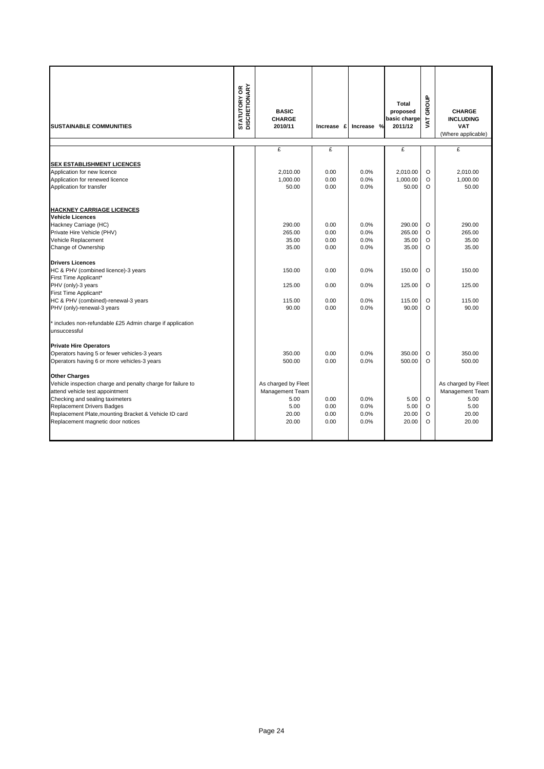| SUSTAINABLE COMMUNITIES | STATUTORY OR DISCRETIONARY | BASIC CHARGE 2010/11 | Increase £ | Increase % | Total proposed basic charge 2011/12 | VAT GROUP | CHARGE INCLUDING VAT (Where applicable) |
|---|---|---|---|---|---|---|---|
| | | £ | £ | | £ | | £ |
| **SEX ESTABLISHMENT LICENCES** | | | | | | | |
| Application for new licence | | 2,010.00 | 0.00 | 0.0% | 2,010.00 | O | 2,010.00 |
| Application for renewed licence | | 1,000.00 | 0.00 | 0.0% | 1,000.00 | O | 1,000.00 |
| Application for transfer | | 50.00 | 0.00 | 0.0% | 50.00 | O | 50.00 |
| **HACKNEY CARRIAGE LICENCES** | | | | | | | |
| **Vehicle Licences** | | | | | | | |
| Hackney Carriage (HC) | | 290.00 | 0.00 | 0.0% | 290.00 | O | 290.00 |
| Private Hire Vehicle (PHV) | | 265.00 | 0.00 | 0.0% | 265.00 | O | 265.00 |
| Vehicle Replacement | | 35.00 | 0.00 | 0.0% | 35.00 | O | 35.00 |
| Change of Ownership | | 35.00 | 0.00 | 0.0% | 35.00 | O | 35.00 |
| **Drivers Licences** | | | | | | | |
| HC & PHV (combined licence)-3 years First Time Applicant* | | 150.00 | 0.00 | 0.0% | 150.00 | O | 150.00 |
| PHV (only)-3 years First Time Applicant* | | 125.00 | 0.00 | 0.0% | 125.00 | O | 125.00 |
| HC & PHV (combined)-renewal-3 years | | 115.00 | 0.00 | 0.0% | 115.00 | O | 115.00 |
| PHV (only)-renewal-3 years | | 90.00 | 0.00 | 0.0% | 90.00 | O | 90.00 |
| * includes non-refundable £25 Admin charge if application unsuccessful | | | | | | | |
| **Private Hire Operators** | | | | | | | |
| Operators having 5 or fewer vehicles-3 years | | 350.00 | 0.00 | 0.0% | 350.00 | O | 350.00 |
| Operators having 6 or more vehicles-3 years | | 500.00 | 0.00 | 0.0% | 500.00 | O | 500.00 |
| **Other Charges** | | | | | | | |
| Vehicle inspection charge and penalty charge for failure to attend vehicle test appointment | | As charged by Fleet Management Team | | | | | As charged by Fleet Management Team |
| Checking and sealing taximeters | | 5.00 | 0.00 | 0.0% | 5.00 | O | 5.00 |
| Replacement Drivers Badges | | 5.00 | 0.00 | 0.0% | 5.00 | O | 5.00 |
| Replacement Plate,mounting Bracket & Vehicle ID card | | 20.00 | 0.00 | 0.0% | 20.00 | O | 20.00 |
| Replacement magnetic door notices | | 20.00 | 0.00 | 0.0% | 20.00 | O | 20.00 |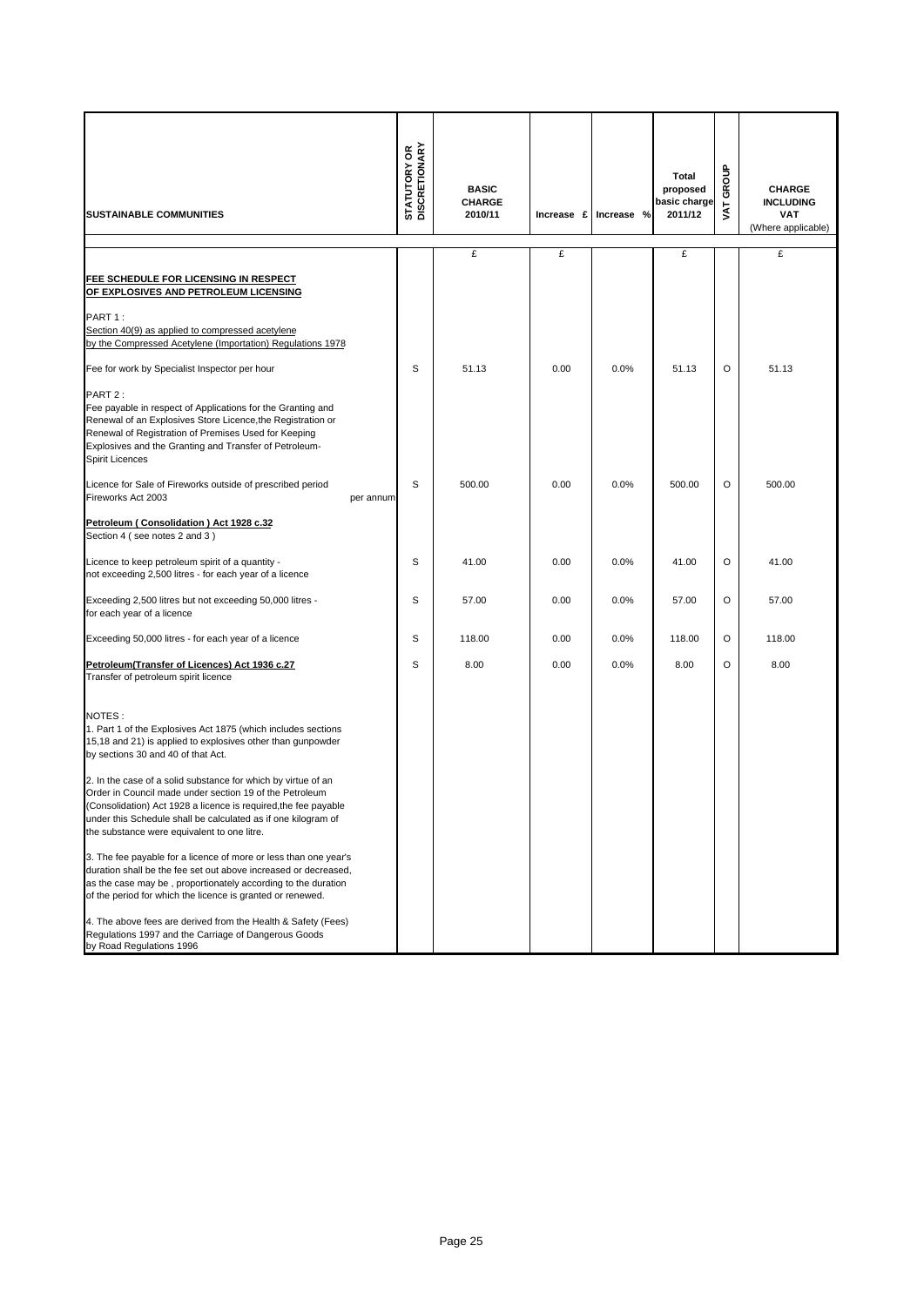| SUSTAINABLE COMMUNITIES | STATUTORY OR DISCRETIONARY | BASIC CHARGE 2010/11 | Increase £ | Increase % | Total proposed basic charge 2011/12 | VAT GROUP | CHARGE INCLUDING VAT (Where applicable) |
|---|---|---|---|---|---|---|---|
| | | £ | £ | | £ | | £ |
| **FEE SCHEDULE FOR LICENSING IN RESPECT OF EXPLOSIVES AND PETROLEUM LICENSING** | | | | | | | |
| PART 1 : Section 40(9) as applied to compressed acetylene by the Compressed Acetylene (Importation) Regulations 1978 | | | | | | | |
| Fee for work by Specialist Inspector per hour | S | 51.13 | 0.00 | 0.0% | 51.13 | O | 51.13 |
| PART 2 : Fee payable in respect of Applications for the Granting and Renewal of an Explosives Store Licence,the Registration or Renewal of Registration of Premises Used for Keeping Explosives and the Granting and Transfer of Petroleum-Spirit Licences | | | | | | | |
| Licence for Sale of Fireworks outside of prescribed period Fireworks Act 2003 per annum | S | 500.00 | 0.00 | 0.0% | 500.00 | O | 500.00 |
| **Petroleum ( Consolidation ) Act 1928 c.32** Section 4 ( see notes 2 and 3 ) | | | | | | | |
| Licence to keep petroleum spirit of a quantity - not exceeding 2,500 litres - for each year of a licence | S | 41.00 | 0.00 | 0.0% | 41.00 | O | 41.00 |
| Exceeding 2,500 litres but not exceeding 50,000 litres - for each year of a licence | S | 57.00 | 0.00 | 0.0% | 57.00 | O | 57.00 |
| Exceeding 50,000 litres - for each year of a licence | S | 118.00 | 0.00 | 0.0% | 118.00 | O | 118.00 |
| **Petroleum(Transfer of Licences) Act 1936 c.27** Transfer of petroleum spirit licence | S | 8.00 | 0.00 | 0.0% | 8.00 | O | 8.00 |
| NOTES : 1. Part 1 of the Explosives Act 1875 (which includes sections 15,18 and 21) is applied to explosives other than gunpowder by sections 30 and 40 of that Act. | | | | | | | |
| 2. In the case of a solid substance for which by virtue of an Order in Council made under section 19 of the Petroleum (Consolidation) Act 1928 a licence is required,the fee payable under this Schedule shall be calculated as if one kilogram of the substance were equivalent to one litre. | | | | | | | |
| 3. The fee payable for a licence of more or less than one year's duration shall be the fee set out above increased or decreased, as the case may be , proportionately according to the duration of the period for which the licence is granted or renewed. | | | | | | | |
| 4. The above fees are derived from the Health & Safety (Fees) Regulations 1997 and the Carriage of Dangerous Goods by Road Regulations 1996 | | | | | | | |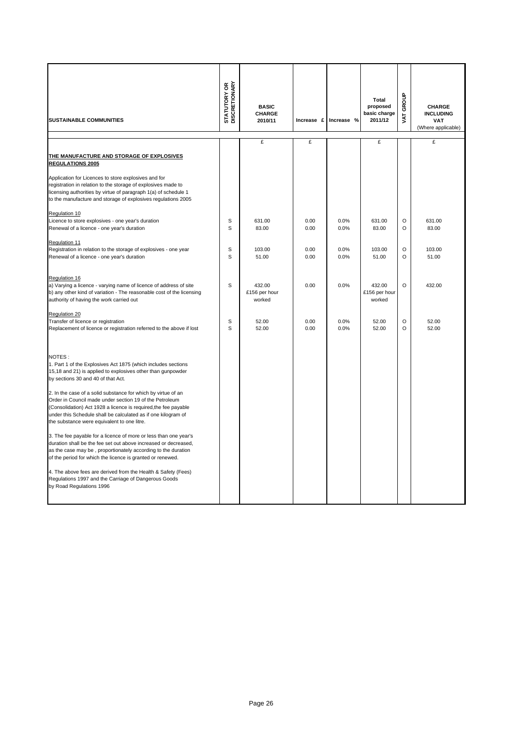| SUSTAINABLE COMMUNITIES | STATUTORY OR DISCRETIONARY | BASIC CHARGE 2010/11 | Increase £ | Increase % | Total proposed basic charge 2011/12 | VAT GROUP | CHARGE INCLUDING VAT (Where applicable) |
|---|---|---|---|---|---|---|---|
| | | £ | £ | | £ | | £ |
| **THE MANUFACTURE AND STORAGE OF EXPLOSIVES REGULATIONS 2005** | | | | | | | |
| Application for Licences to store explosives and for registration in relation to the storage of explosives made to licensing authorities by virtue of paragraph 1(a) of schedule 1 to the manufacture and storage of explosives regulations 2005 | | | | | | | |
| Regulation 10 | | | | | | | |
| Licence to store explosives - one year's duration | S | 631.00 | 0.00 | 0.0% | 631.00 | O | 631.00 |
| Renewal of a licence - one year's duration | S | 83.00 | 0.00 | 0.0% | 83.00 | O | 83.00 |
| Regulation 11 | | | | | | | |
| Registration in relation to the storage of explosives - one year | S | 103.00 | 0.00 | 0.0% | 103.00 | O | 103.00 |
| Renewal of a licence - one year's duration | S | 51.00 | 0.00 | 0.0% | 51.00 | O | 51.00 |
| Regulation 16 | | | | | | | |
| a) Varying a licence - varying name of licence of address of site | S | 432.00 | 0.00 | 0.0% | 432.00 | O | 432.00 |
| b) any other kind of variation - The reasonable cost of the licensing authority of having the work carried out | | £156 per hour worked | | | £156 per hour worked | | |
| Regulation 20 | | | | | | | |
| Transfer of licence or registration | S | 52.00 | 0.00 | 0.0% | 52.00 | O | 52.00 |
| Replacement of licence or registration referred to the above if lost | S | 52.00 | 0.00 | 0.0% | 52.00 | O | 52.00 |

NOTES :

1. Part 1 of the Explosives Act 1875 (which includes sections 15,18 and 21) is applied to explosives other than gunpowder by sections 30 and 40 of that Act.

2. In the case of a solid substance for which by virtue of an Order in Council made under section 19 of the Petroleum (Consolidation) Act 1928 a licence is required,the fee payable under this Schedule shall be calculated as if one kilogram of the substance were equivalent to one litre.

3. The fee payable for a licence of more or less than one year's duration shall be the fee set out above increased or decreased, as the case may be , proportionately according to the duration of the period for which the licence is granted or renewed.

4. The above fees are derived from the Health & Safety (Fees) Regulations 1997 and the Carriage of Dangerous Goods by Road Regulations 1996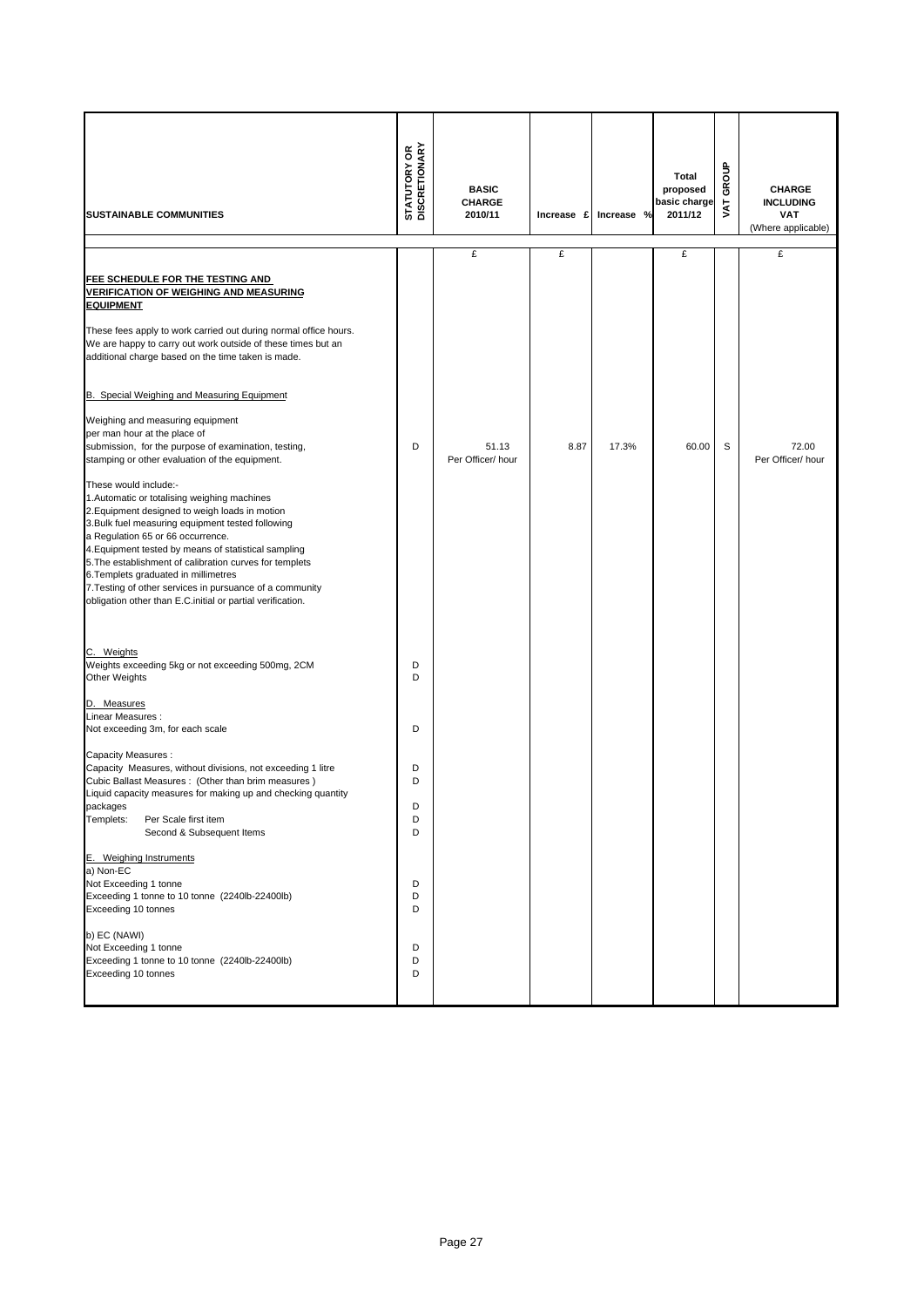| SUSTAINABLE COMMUNITIES | STATUTORY OR DISCRETIONARY | BASIC CHARGE 2010/11 | Increase £ | Increase % | Total proposed basic charge 2011/12 | VAT GROUP | CHARGE INCLUDING VAT (Where applicable) |
|---|---|---|---|---|---|---|---|
| | | £ | £ | | £ | | £ |
| **FEE SCHEDULE FOR THE TESTING AND VERIFICATION OF WEIGHING AND MEASURING EQUIPMENT** | | | | | | | |
| These fees apply to work carried out during normal office hours. We are happy to carry out work outside of these times but an additional charge based on the time taken is made. | | | | | | | |
| B. Special Weighing and Measuring Equipment | | | | | | | |
| Weighing and measuring equipment per man hour at the place of submission, for the purpose of examination, testing, stamping or other evaluation of the equipment. | D | 51.13 Per Officer/ hour | 8.87 | 17.3% | 60.00 | S | 72.00 Per Officer/ hour |
| These would include:- 1.Automatic or totalising weighing machines 2.Equipment designed to weigh loads in motion 3.Bulk fuel measuring equipment tested following a Regulation 65 or 66 occurrence. 4.Equipment tested by means of statistical sampling 5.The establishment of calibration curves for templets 6.Templets graduated in millimetres 7.Testing of other services in pursuance of a community obligation other than E.C.initial or partial verification. | | | | | | | |
| C. Weights | | | | | | | |
| Weights exceeding 5kg or not exceeding 500mg, 2CM | D | | | | | | |
| Other Weights | D | | | | | | |
| D. Measures | | | | | | | |
| Linear Measures : | | | | | | | |
| Not exceeding 3m, for each scale | D | | | | | | |
| Capacity Measures : | | | | | | | |
| Capacity Measures, without divisions, not exceeding 1 litre | D | | | | | | |
| Cubic Ballast Measures : (Other than brim measures ) | D | | | | | | |
| Liquid capacity measures for making up and checking quantity packages | D | | | | | | |
| Templets: Per Scale first item | D | | | | | | |
| Second & Subsequent Items | D | | | | | | |
| E. Weighing Instruments | | | | | | | |
| a) Non-EC | | | | | | | |
| Not Exceeding 1 tonne | D | | | | | | |
| Exceeding 1 tonne to 10 tonne (2240lb-22400lb) | D | | | | | | |
| Exceeding 10 tonnes | D | | | | | | |
| b) EC (NAWI) | | | | | | | |
| Not Exceeding 1 tonne | D | | | | | | |
| Exceeding 1 tonne to 10 tonne (2240lb-22400lb) | D | | | | | | |
| Exceeding 10 tonnes | D | | | | | | |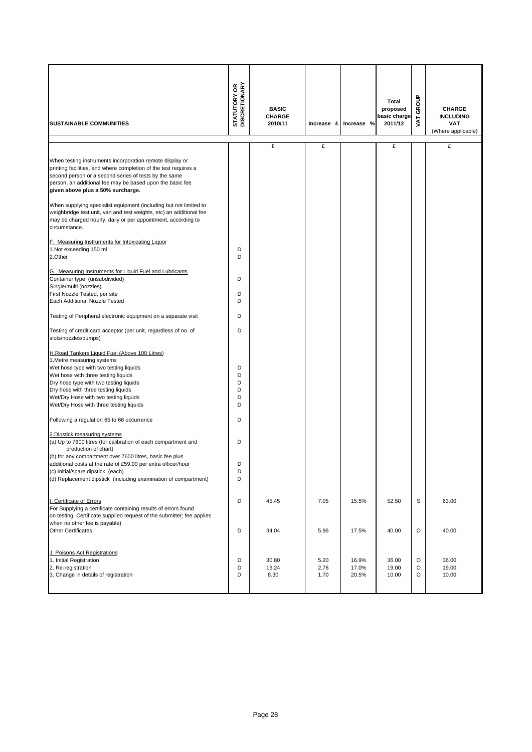| SUSTAINABLE COMMUNITIES | STATUTORY OR DISCRETIONARY | BASIC CHARGE 2010/11 | Increase £ | Increase % | Total proposed basic charge 2011/12 | VAT GROUP | CHARGE INCLUDING VAT (Where applicable) |
|---|---|---|---|---|---|---|---|
| | | £ | £ | | £ | | £ |
| When testing instruments incorporation remote display or printing facilities, and where completion of the test requires a second person or a second series of tests by the same person, an additional fee may be based upon the basic fee **given above plus a 50% surcharge.** | | | | | | | |
| When supplying specialist equipment (including but not limited to weighbridge test unit, van and test weights, etc) an additional fee may be charged hourly, daily or per appointment, according to circumstance. | | | | | | | |
| F. Measuring Instruments for Intoxicating Liquor | | | | | | | |
| 1.Not exceeding 150 ml | D | | | | | | |
| 2.Other | D | | | | | | |
| G. Measuring Instruments for Liquid Fuel and Lubricants | | | | | | | |
| Container type (unsubdivided) | D | | | | | | |
| Single/multi (nozzles) | | | | | | | |
| First Nozzle Tested, per site | D | | | | | | |
| Each Additional Nozzle Tested | D | | | | | | |
| Testing of Peripheral electronic equipment on a separate visit | D | | | | | | |
| Testing of credit card acceptor (per unit, regardless of no. of slots/nozzles/pumps) | D | | | | | | |
| H.Road Tankers Liquid Fuel (Above 100 Litres) | | | | | | | |
| 1.Metre measuring systems | | | | | | | |
| Wet hose type with two testing liquids | D | | | | | | |
| Wet hose with three testing liquids | D | | | | | | |
| Dry hose type with two testing liquids | D | | | | | | |
| Dry hose with three testing liquids | D | | | | | | |
| Wet/Dry Hose with two testing liquids | D | | | | | | |
| Wet/Dry Hose with three testing liquids | D | | | | | | |
| Following a regulation 65 to 66 occurrence | D | | | | | | |
| 2.Dipstick measuring systems | | | | | | | |
| (a) Up to 7600 litres (for calibration of each compartment and production of chart) | D | | | | | | |
| (b) for any compartment over 7600 litres, basic fee plus additional costs at the rate of £59.90 per extra officer/hour | D | | | | | | |
| (c) Initial/spare dipstick (each) | D | | | | | | |
| (d) Replacement dipstick (including examination of compartment) | D | | | | | | |
| I. Certificate of Errors<br>For Supplying a certificate containing results of errors found on testing. Certificate supplied request of the submitter; fee applies when no other fee is payable) | D | 45.45 | 7.05 | 15.5% | 52.50 | S | 63.00 |
| Other Certificates | D | 34.04 | 5.96 | 17.5% | 40.00 | O | 40.00 |
| J. Poisons Act Registrations | | | | | | | |
| 1. Initial Registration | D | 30.80 | 5.20 | 16.9% | 36.00 | O | 36.00 |
| 2. Re-registration | D | 16.24 | 2.76 | 17.0% | 19.00 | O | 19.00 |
| 3. Change in details of registration | D | 8.30 | 1.70 | 20.5% | 10.00 | O | 10.00 |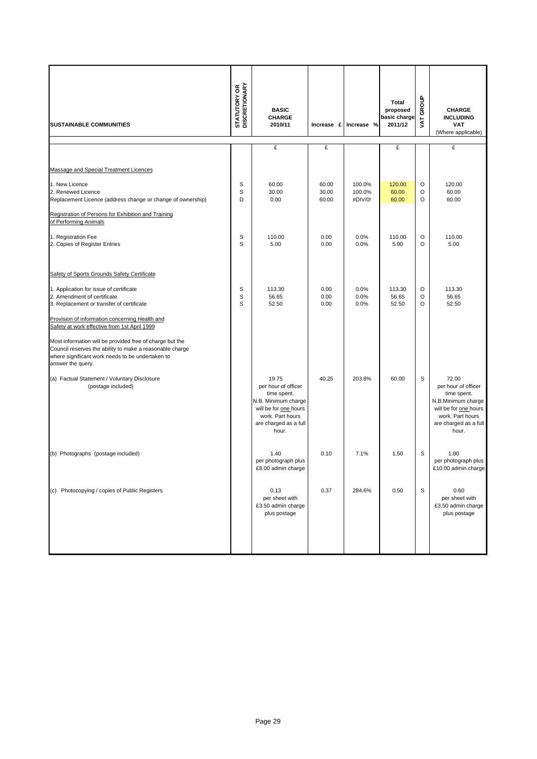| SUSTAINABLE COMMUNITIES | STATUTORY OR DISCRETIONARY | BASIC CHARGE 2010/11 | Increase £ | Increase % | Total proposed basic charge 2011/12 | VAT GROUP | CHARGE INCLUDING VAT (Where applicable) |
|---|---|---|---|---|---|---|---|
| | | £ | £ | | £ | | £ |
| Massage and Special Treatment Licences | | | | | | | |
| 1. New Licence | S | 60.00 | 60.00 | 100.0% | 120.00 | O | 120.00 |
| 2. Renewed Licence | S | 30.00 | 30.00 | 100.0% | 60.00 | O | 60.00 |
| Replacement Licence (address change or change of ownership) | D | 0.00 | 60.00 | #DIV/0! | 60.00 | O | 60.00 |
| Registration of Persons for Exhibition and Training of Performing Animals | | | | | | | |
| 1. Registration Fee | S | 110.00 | 0.00 | 0.0% | 110.00 | O | 110.00 |
| 2. Copies of Register Entries | S | 5.00 | 0.00 | 0.0% | 5.00 | O | 5.00 |
| Safety of Sports Grounds Safety Certificate | | | | | | | |
| 1. Application for issue of certificate | S | 113.30 | 0.00 | 0.0% | 113.30 | O | 113.30 |
| 2. Amendment of certificate | S | 56.65 | 0.00 | 0.0% | 56.65 | O | 56.65 |
| 3. Replacement or transfer of certificate | S | 52.50 | 0.00 | 0.0% | 52.50 | O | 52.50 |
| Provision of information concerning Health and Safety at work effective from 1st April 1999 | | | | | | | |
| Most information will be provided free of charge but the Council reserves the ability to make a reasonable charge where significant work needs to be undertaken to answer the query. | | | | | | | |
| (a) Factual Statement / Voluntary Disclosure (postage included) | | 19.75 per hour of officer time spent. N.B. Minimum charge will be for one hours work. Part hours are charged as a full hour. | 40.25 | 203.8% | 60.00 | S | 72.00 per hour of officer time spent. N.B.Minimum charge will be for one hours work. Part hours are charged as a full hour. |
| (b) Photographs (postage included) | | 1.40 per photograph plus £8.00 admin charge | 0.10 | 7.1% | 1.50 | S | 1.80 per photograph plus £10.00 admin.charge |
| (c) Photocopying / copies of Public Registers | | 0.13 per sheet with £3.50 admin charge plus postage | 0.37 | 284.6% | 0.50 | S | 0.60 per sheet with £3.50 admin charge plus postage |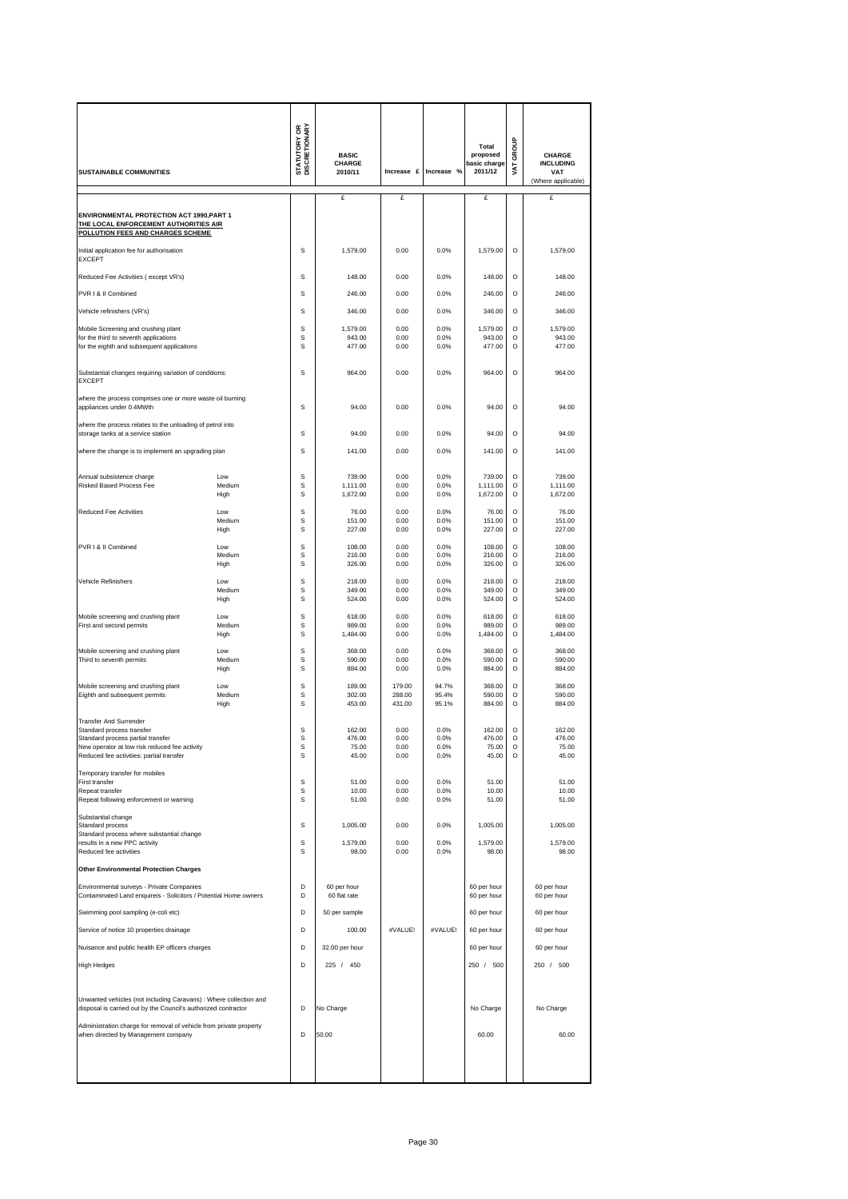| SUSTAINABLE COMMUNITIES | | STATUTORY OR DISCRETIONARY | BASIC CHARGE 2010/11 | Increase £ | Increase % | Total proposed basic charge 2011/12 | VAT GROUP | CHARGE INCLUDING VAT (Where applicable) |
|---|---|---|---|---|---|---|---|---|
| | | | £ | £ | | £ | | £ |
| **ENVIRONMENTAL PROTECTION ACT 1990,PART 1 THE LOCAL ENFORCEMENT AUTHORITIES AIR POLLUTION FEES AND CHARGES SCHEME** | | | | | | | | |
| Initial application fee for authorisation EXCEPT | | S | 1,579.00 | 0.00 | 0.0% | 1,579.00 | O | 1,579.00 |
| Reduced Fee Activities ( except VR's) | | S | 148.00 | 0.00 | 0.0% | 148.00 | O | 148.00 |
| PVR I & II Combined | | S | 246.00 | 0.00 | 0.0% | 246.00 | O | 246.00 |
| Vehicle refinishers (VR's) | | S | 346.00 | 0.00 | 0.0% | 346.00 | O | 346.00 |
| Mobile Screening and crushing plant | | S | 1,579.00 | 0.00 | 0.0% | 1,579.00 | O | 1,579.00 |
| for the third to seventh applications | | S | 943.00 | 0.00 | 0.0% | 943.00 | O | 943.00 |
| for the eighth and subsequent applications | | S | 477.00 | 0.00 | 0.0% | 477.00 | O | 477.00 |
| Substantial changes requiring variation of conditions: EXCEPT | | S | 964.00 | 0.00 | 0.0% | 964.00 | O | 964.00 |
| where the process comprises one or more waste oil burning appliances under 0.4MWth | | S | 94.00 | 0.00 | 0.0% | 94.00 | O | 94.00 |
| where the process relates to the unloading of petrol into storage tanks at a service station | | S | 94.00 | 0.00 | 0.0% | 94.00 | O | 94.00 |
| where the change is to implement an upgrading plan | | S | 141.00 | 0.00 | 0.0% | 141.00 | O | 141.00 |
| Annual subsistence charge | Low | S | 739.00 | 0.00 | 0.0% | 739.00 | O | 739.00 |
| Risked Based Process Fee | Medium | S | 1,111.00 | 0.00 | 0.0% | 1,111.00 | O | 1,111.00 |
| | High | S | 1,672.00 | 0.00 | 0.0% | 1,672.00 | O | 1,672.00 |
| Reduced Fee Activities | Low | S | 76.00 | 0.00 | 0.0% | 76.00 | O | 76.00 |
| | Medium | S | 151.00 | 0.00 | 0.0% | 151.00 | O | 151.00 |
| | High | S | 227.00 | 0.00 | 0.0% | 227.00 | O | 227.00 |
| PVR I & II Combined | Low | S | 108.00 | 0.00 | 0.0% | 108.00 | O | 108.00 |
| | Medium | S | 216.00 | 0.00 | 0.0% | 216.00 | O | 216.00 |
| | High | S | 326.00 | 0.00 | 0.0% | 326.00 | O | 326.00 |
| Vehicle Refinishers | Low | S | 218.00 | 0.00 | 0.0% | 218.00 | O | 218.00 |
| | Medium | S | 349.00 | 0.00 | 0.0% | 349.00 | O | 349.00 |
| | High | S | 524.00 | 0.00 | 0.0% | 524.00 | O | 524.00 |
| Mobile screening and crushing plant | Low | S | 618.00 | 0.00 | 0.0% | 618.00 | O | 618.00 |
| First and second permits | Medium | S | 989.00 | 0.00 | 0.0% | 989.00 | O | 989.00 |
| | High | S | 1,484.00 | 0.00 | 0.0% | 1,484.00 | O | 1,484.00 |
| Mobile screening and crushing plant | Low | S | 368.00 | 0.00 | 0.0% | 368.00 | O | 368.00 |
| Third to seventh permits | Medium | S | 590.00 | 0.00 | 0.0% | 590.00 | O | 590.00 |
| | High | S | 884.00 | 0.00 | 0.0% | 884.00 | O | 884.00 |
| Mobile screening and crushing plant | Low | S | 189.00 | 179.00 | 94.7% | 368.00 | O | 368.00 |
| Eighth and subsequent permits | Medium | S | 302.00 | 288.00 | 95.4% | 590.00 | O | 590.00 |
| | High | S | 453.00 | 431.00 | 95.1% | 884.00 | O | 884.00 |
| Transfer And Surrender | | | | | | | | |
| Standard process transfer | | S | 162.00 | 0.00 | 0.0% | 162.00 | O | 162.00 |
| Standard process partial transfer | | S | 476.00 | 0.00 | 0.0% | 476.00 | O | 476.00 |
| New operator at low risk reduced fee activity | | S | 75.00 | 0.00 | 0.0% | 75.00 | O | 75.00 |
| Reduced fee activities: partial transfer | | S | 45.00 | 0.00 | 0.0% | 45.00 | O | 45.00 |
| Temporary transfer for mobiles | | | | | | | | |
| First transfer | | S | 51.00 | 0.00 | 0.0% | 51.00 | | 51.00 |
| Repeat transfer | | S | 10.00 | 0.00 | 0.0% | 10.00 | | 10.00 |
| Repeat following enforcement or warning | | S | 51.00 | 0.00 | 0.0% | 51.00 | | 51.00 |
| Substantial change | | | | | | | | |
| Standard process | | S | 1,005.00 | 0.00 | 0.0% | 1,005.00 | | 1,005.00 |
| Standard process where substantial change results in a new PPC activity | | S | 1,579.00 | 0.00 | 0.0% | 1,579.00 | | 1,579.00 |
| Reduced fee activities | | S | 98.00 | 0.00 | 0.0% | 98.00 | | 98.00 |
| **Other Environmental Protection Charges** | | | | | | | | |
| Environmental surveys - Private Companies | | D | 60 per hour | | | 60 per hour | | 60 per hour |
| Contaminated Land enquireis - Solicitors / Potential Home owners | | D | 60 flat rate | | | 60 per hour | | 60 per hour |
| Swimming pool sampling (e-coli etc) | | D | 50 per sample | | | 60 per hour | | 60 per hour |
| Service of notice 10 properties drainage | | D | 100.00 | #VALUE! | #VALUE! | 60 per hour | | 60 per hour |
| Nuisance and public health EP officers charges | | D | 32.00 per hour | | | 60 per hour | | 60 per hour |
| High Hedges | | D | 225 / 450 | | | 250 / 500 | | 250 / 500 |
| Unwanted vehicles (not including Caravans) : Where collection and disposal is carried out by the Council's authorized contractor | | D | No Charge | | | No Charge | | No Charge |
| Administration charge for removal of vehicle from private property when directed by Management company | | D | 50.00 | | | 60.00 | | 60.00 |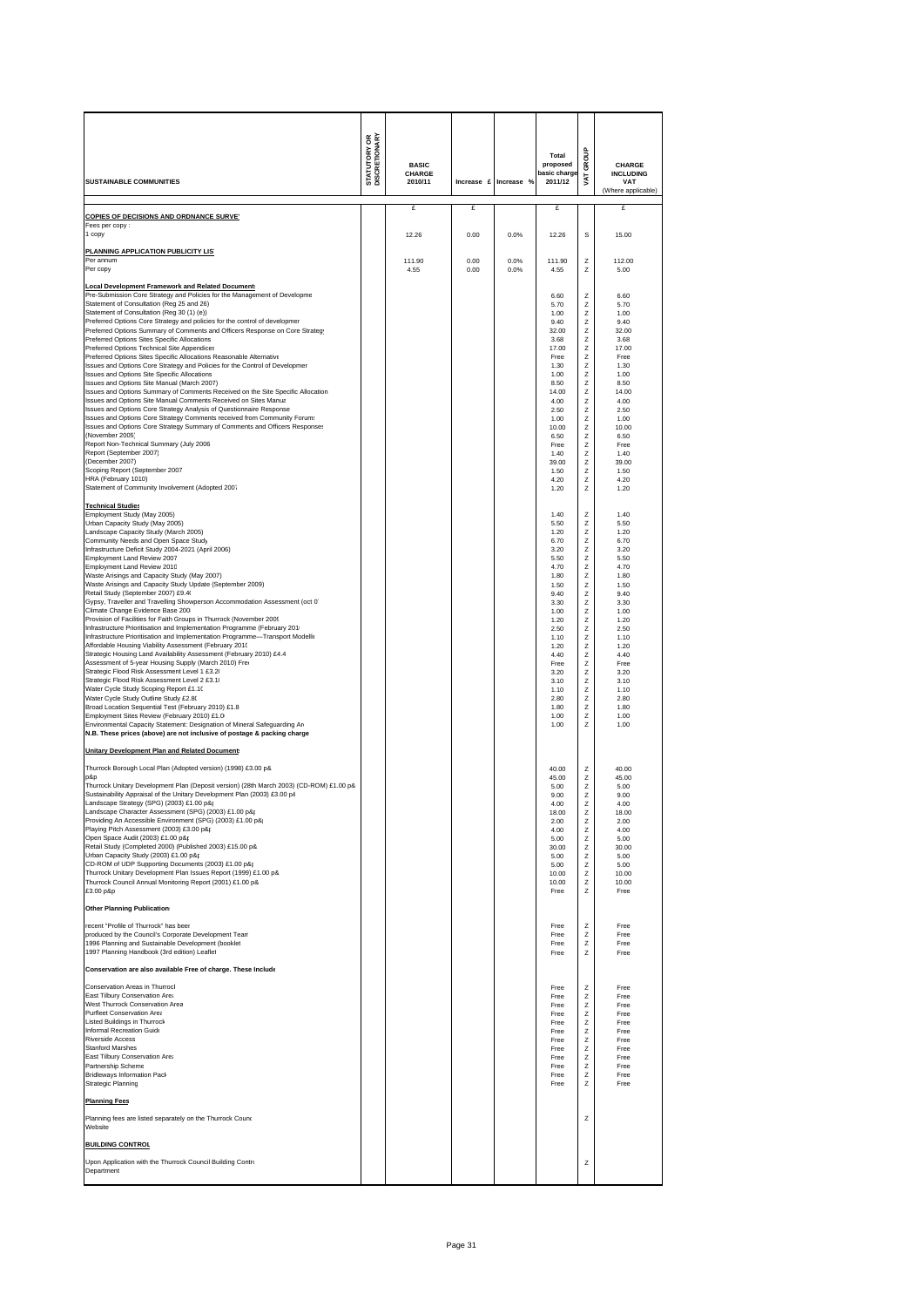| SUSTAINABLE COMMUNITIES | STATUTORY OR DISCRETIONARY | BASIC CHARGE 2010/11 | Increase £ | Increase % | Total proposed basic charge 2011/12 | VAT GROUP | CHARGE INCLUDING VAT (Where applicable) |
|---|---|---|---|---|---|---|---|
| | | £ | £ | | £ | | £ |
| **COPIES OF DECISIONS AND ORDNANCE SURVEY** | | | | | | | |
| Fees per copy : | | | | | | | |
| 1 copy | | 12.26 | 0.00 | 0.0% | 12.26 | S | 15.00 |
| **PLANNING APPLICATION PUBLICITY LIST** | | | | | | | |
| Per annum | | 111.90 | 0.00 | 0.0% | 111.90 | Z | 112.00 |
| Per copy | | 4.55 | 0.00 | 0.0% | 4.55 | Z | 5.00 |
| **Local Development Framework and Related Documents** | | | | | | | |
| Pre-Submission Core Strategy and Policies for the Management of Developme | | | | | 6.60 | Z | 6.60 |
| Statement of Consultation (Reg 25 and 26) | | | | | 5.70 | Z | 5.70 |
| Statement of Consultation (Reg 30 (1) (e)) | | | | | 1.00 | Z | 1.00 |
| Preferred Options Core Strategy and policies for the control of developmer | | | | | 9.40 | Z | 9.40 |
| Preferred Options Summary of Comments and Officers Response on Core Strategy | | | | | 32.00 | Z | 32.00 |
| Preferred Options Sites Specific Allocations | | | | | 3.68 | Z | 3.68 |
| Preferred Options Technical Site Appendices | | | | | 17.00 | Z | 17.00 |
| Preferred Options Sites Specific Allocations Reasonable Alternative | | | | | Free | Z | Free |
| Issues and Options Core Strategy and Policies for the Control of Developmer | | | | | 1.30 | Z | 1.30 |
| Issues and Options Site Specific Allocations | | | | | 1.00 | Z | 1.00 |
| Issues and Options Site Manual (March 2007) | | | | | 8.50 | Z | 8.50 |
| Issues and Options Summary of Comments Received on the Site Specific Allocation | | | | | 14.00 | Z | 14.00 |
| Issues and Options Site Manual Comments Received on Sites Manua | | | | | 4.00 | Z | 4.00 |
| Issues and Options Core Strategy Analysis of Questionnaire Response | | | | | 2.50 | Z | 2.50 |
| Issues and Options Core Strategy Comments received from Community Forums | | | | | 1.00 | Z | 1.00 |
| Issues and Options Core Strategy Summary of Comments and Officers Responses | | | | | 10.00 | Z | 10.00 |
| (November 2005) | | | | | 6.50 | Z | 6.50 |
| Report Non-Technical Summary (July 2006 | | | | | Free | Z | Free |
| Report (September 2007) | | | | | 1.40 | Z | 1.40 |
| (December 2007) | | | | | 39.00 | Z | 39.00 |
| Scoping Report (September 2007 | | | | | 1.50 | Z | 1.50 |
| HRA (February 1010) | | | | | 4.20 | Z | 4.20 |
| Statement of Community Involvement (Adopted 2007 | | | | | 1.20 | Z | 1.20 |
| **Technical Studies** | | | | | | | |
| Employment Study (May 2005) | | | | | 1.40 | Z | 1.40 |
| Urban Capacity Study (May 2005) | | | | | 5.50 | Z | 5.50 |
| Landscape Capacity Study (March 2005) | | | | | 1.20 | Z | 1.20 |
| Community Needs and Open Space Study | | | | | 6.70 | Z | 6.70 |
| Infrastructure Deficit Study 2004-2021 (April 2006) | | | | | 3.20 | Z | 3.20 |
| Employment Land Review 2007 | | | | | 5.50 | Z | 5.50 |
| Employment Land Review 2010 | | | | | 4.70 | Z | 4.70 |
| Waste Arisings and Capacity Study (May 2007) | | | | | 1.80 | Z | 1.80 |
| Waste Arisings and Capacity Study Update (September 2009) | | | | | 1.50 | Z | 1.50 |
| Retail Study (September 2007) £9.4( | | | | | 9.40 | Z | 9.40 |
| Gypsy, Traveller and Travelling Showperson Accommodation Assessment (oct 0 | | | | | 3.30 | Z | 3.30 |
| Climate Change Evidence Base 200 | | | | | 1.00 | Z | 1.00 |
| Provision of Facilities for Faith Groups in Thurrock (November 2009 | | | | | 1.20 | Z | 1.20 |
| Infrastructure Prioritisation and Implementation Programme (February 201 | | | | | 2.50 | Z | 2.50 |
| Infrastructure Prioritisation and Implementation Programme—Transport Modellir | | | | | 1.10 | Z | 1.10 |
| Affordable Housing Viability Assessment (February 2010 | | | | | 1.20 | Z | 1.20 |
| Strategic Housing Land Availability Assessment (February 2010) £4.4 | | | | | 4.40 | Z | 4.40 |
| Assessment of 5-year Housing Supply (March 2010) Free | | | | | Free | Z | Free |
| Strategic Flood Risk Assessment Level 1 £3.2 | | | | | 3.20 | Z | 3.20 |
| Strategic Flood Risk Assessment Level 2 £3.1 | | | | | 3.10 | Z | 3.10 |
| Water Cycle Study Scoping Report £1.1( | | | | | 1.10 | Z | 1.10 |
| Water Cycle Study Outline Study £2.8( | | | | | 2.80 | Z | 2.80 |
| Broad Location Sequential Test (February 2010) £1.8 | | | | | 1.80 | Z | 1.80 |
| Employment Sites Review (February 2010) £1.0 | | | | | 1.00 | Z | 1.00 |
| Environmental Capacity Statement: Designation of Mineral Safeguarding Ar | | | | | 1.00 | Z | 1.00 |
| **N.B. These prices (above) are not inclusive of postage & packing charge** | | | | | | | |
| **Unitary Development Plan and Related Documents** | | | | | | | |
| Thurrock Borough Local Plan (Adopted version) (1998) £3.00 p& | | | | | 40.00 | Z | 40.00 |
| p&p | | | | | 45.00 | Z | 45.00 |
| Thurrock Unitary Development Plan (Deposit version) (28th March 2003) (CD-ROM) £1.00 p& | | | | | 5.00 | Z | 5.00 |
| Sustainability Appraisal of the Unitary Development Plan (2003) £3.00 p& | | | | | 9.00 | Z | 9.00 |
| Landscape Strategy (SPG) (2003) £1.00 p& | | | | | 4.00 | Z | 4.00 |
| Landscape Character Assessment (SPG) (2003) £1.00 p& | | | | | 18.00 | Z | 18.00 |
| Providing An Accessible Environment (SPG) (2003) £1.00 p& | | | | | 2.00 | Z | 2.00 |
| Playing Pitch Assessment (2003) £3.00 p& | | | | | 4.00 | Z | 4.00 |
| Open Space Audit (2003) £1.00 p& | | | | | 5.00 | Z | 5.00 |
| Retail Study (Completed 2000) (Published 2003) £15.00 p& | | | | | 30.00 | Z | 30.00 |
| Urban Capacity Study (2003) £1.00 p& | | | | | 5.00 | Z | 5.00 |
| CD-ROM of UDP Supporting Documents (2003) £1.00 p& | | | | | 5.00 | Z | 5.00 |
| Thurrock Unitary Development Plan Issues Report (1999) £1.00 p& | | | | | 10.00 | Z | 10.00 |
| Thurrock Council Annual Monitoring Report (2001) £1.00 p& | | | | | 10.00 | Z | 10.00 |
| £3.00 p&p | | | | | Free | Z | Free |
| **Other Planning Publications** | | | | | | | |
| recent "Profile of Thurrock" has beer | | | | | Free | Z | Free |
| produced by the Council's Corporate Development Tean | | | | | Free | Z | Free |
| 1996 Planning and Sustainable Development (booklet | | | | | Free | Z | Free |
| 1997 Planning Handbook (3rd edition) Leaflet | | | | | Free | Z | Free |
| **Conservation are also available Free of charge. These Include** | | | | | | | |
| Conservation Areas in Thurrock | | | | | Free | Z | Free |
| East Tilbury Conservation Area | | | | | Free | Z | Free |
| West Thurrock Conservation Area | | | | | Free | Z | Free |
| Purfleet Conservation Area | | | | | Free | Z | Free |
| Listed Buildings in Thurrock | | | | | Free | Z | Free |
| Informal Recreation Guide | | | | | Free | Z | Free |
| Riverside Access | | | | | Free | Z | Free |
| Stanford Marshes | | | | | Free | Z | Free |
| East Tilbury Conservation Area | | | | | Free | Z | Free |
| Partnership Scheme | | | | | Free | Z | Free |
| Bridleways Information Pack | | | | | Free | Z | Free |
| Strategic Planning | | | | | Free | Z | Free |
| **Planning Fees** | | | | | | | |
| Planning fees are listed separately on the Thurrock Counc Website | | | | | | Z | |
| **BUILDING CONTROL** | | | | | | | |
| Upon Application with the Thurrock Council Building Contro Department | | | | | | Z | |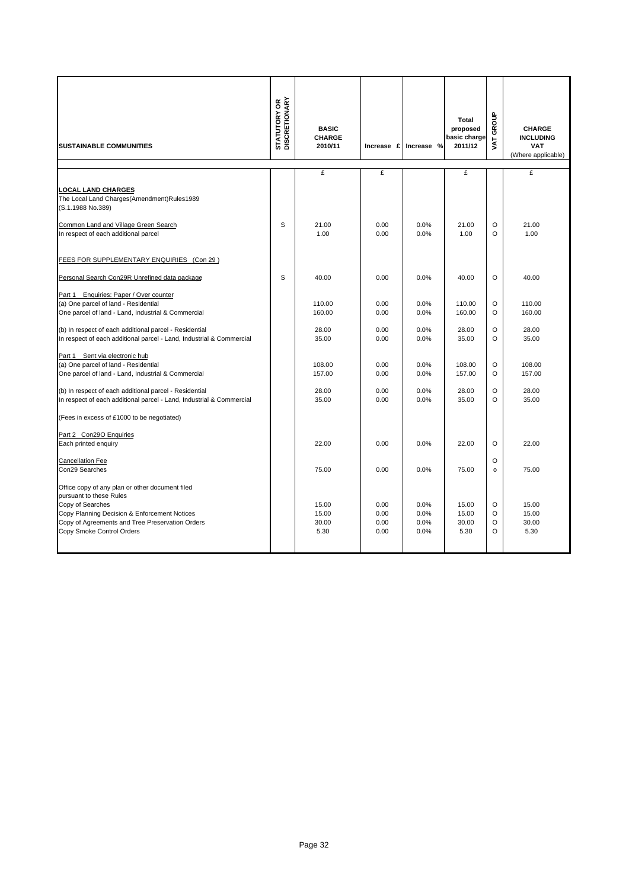| SUSTAINABLE COMMUNITIES | STATUTORY OR DISCRETIONARY | BASIC CHARGE 2010/11 | Increase £ | Increase % | Total proposed basic charge 2011/12 | VAT GROUP | CHARGE INCLUDING VAT (Where applicable) |
|---|---|---|---|---|---|---|---|
| | | £ | £ | | £ | | £ |
| **LOCAL LAND CHARGES** | | | | | | | |
| The Local Land Charges(Amendment)Rules1989 | | | | | | | |
| (S.1.1988 No.389) | | | | | | | |
| Common Land and Village Green Search | S | 21.00 | 0.00 | 0.0% | 21.00 | O | 21.00 |
| In respect of each additional parcel | | 1.00 | 0.00 | 0.0% | 1.00 | O | 1.00 |
| FEES FOR SUPPLEMENTARY ENQUIRIES (Con 29 ) | | | | | | | |
| Personal Search Con29R Unrefined data package | S | 40.00 | 0.00 | 0.0% | 40.00 | O | 40.00 |
| Part 1 Enquiries: Paper / Over counter | | | | | | | |
| (a) One parcel of land - Residential | | 110.00 | 0.00 | 0.0% | 110.00 | O | 110.00 |
| One parcel of land - Land, Industrial & Commercial | | 160.00 | 0.00 | 0.0% | 160.00 | O | 160.00 |
| (b) In respect of each additional parcel - Residential | | 28.00 | 0.00 | 0.0% | 28.00 | O | 28.00 |
| In respect of each additional parcel - Land, Industrial & Commercial | | 35.00 | 0.00 | 0.0% | 35.00 | O | 35.00 |
| Part 1 Sent via electronic hub | | | | | | | |
| (a) One parcel of land - Residential | | 108.00 | 0.00 | 0.0% | 108.00 | O | 108.00 |
| One parcel of land - Land, Industrial & Commercial | | 157.00 | 0.00 | 0.0% | 157.00 | O | 157.00 |
| (b) In respect of each additional parcel - Residential | | 28.00 | 0.00 | 0.0% | 28.00 | O | 28.00 |
| In respect of each additional parcel - Land, Industrial & Commercial | | 35.00 | 0.00 | 0.0% | 35.00 | O | 35.00 |
| (Fees in excess of £1000 to be negotiated) | | | | | | | |
| Part 2 Con29O Enquiries | | | | | | | |
| Each printed enquiry | | 22.00 | 0.00 | 0.0% | 22.00 | O | 22.00 |
| Cancellation Fee | | | | | | O | |
| Con29 Searches | | 75.00 | 0.00 | 0.0% | 75.00 | o | 75.00 |
| Office copy of any plan or other document filed pursuant to these Rules | | | | | | | |
| Copy of Searches | | 15.00 | 0.00 | 0.0% | 15.00 | O | 15.00 |
| Copy Planning Decision & Enforcement Notices | | 15.00 | 0.00 | 0.0% | 15.00 | O | 15.00 |
| Copy of Agreements and Tree Preservation Orders | | 30.00 | 0.00 | 0.0% | 30.00 | O | 30.00 |
| Copy Smoke Control Orders | | 5.30 | 0.00 | 0.0% | 5.30 | O | 5.30 |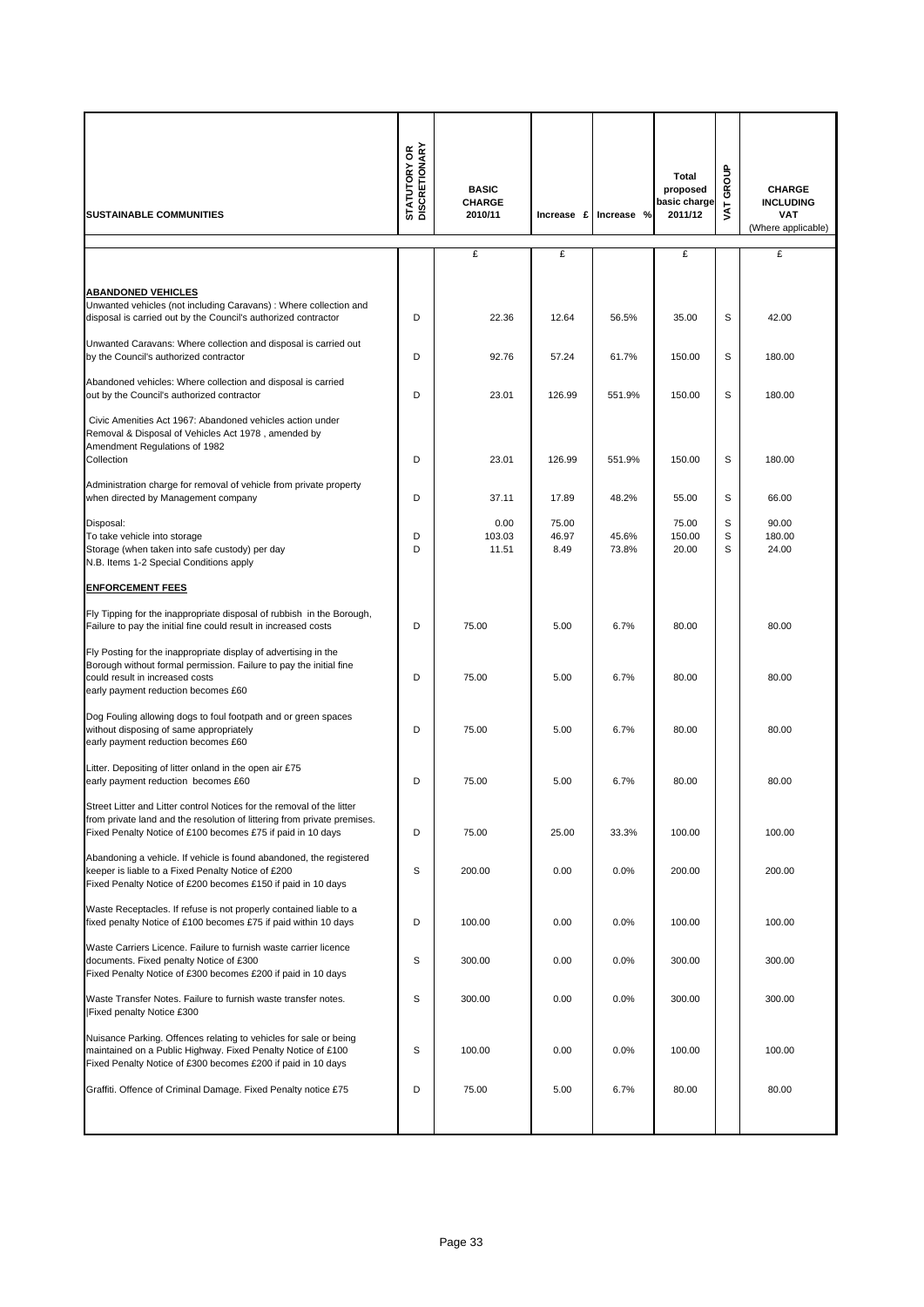| SUSTAINABLE COMMUNITIES | STATUTORY OR DISCRETIONARY | BASIC CHARGE 2010/11 | Increase £ | Increase % | Total proposed basic charge 2011/12 | VAT GROUP | CHARGE INCLUDING VAT (Where applicable) |
|---|---|---|---|---|---|---|---|
| | | £ | £ | | £ | | £ |
| **ABANDONED VEHICLES** | | | | | | | |
| Unwanted vehicles (not including Caravans) : Where collection and disposal is carried out by the Council's authorized contractor | D | 22.36 | 12.64 | 56.5% | 35.00 | S | 42.00 |
| Unwanted Caravans: Where collection and disposal is carried out by the Council's authorized contractor | D | 92.76 | 57.24 | 61.7% | 150.00 | S | 180.00 |
| Abandoned vehicles: Where collection and disposal is carried out by the Council's authorized contractor | D | 23.01 | 126.99 | 551.9% | 150.00 | S | 180.00 |
| Civic Amenities Act 1967: Abandoned vehicles action under Removal & Disposal of Vehicles Act 1978 , amended by Amendment Regulations of 1982 Collection | D | 23.01 | 126.99 | 551.9% | 150.00 | S | 180.00 |
| Administration charge for removal of vehicle from private property when directed by Management company | D | 37.11 | 17.89 | 48.2% | 55.00 | S | 66.00 |
| Disposal: | | 0.00 | 75.00 | | 75.00 | S | 90.00 |
| To take vehicle into storage | D | 103.03 | 46.97 | 45.6% | 150.00 | S | 180.00 |
| Storage (when taken into safe custody) per day | D | 11.51 | 8.49 | 73.8% | 20.00 | S | 24.00 |
| N.B. Items 1-2 Special Conditions apply | | | | | | | |
| **ENFORCEMENT FEES** | | | | | | | |
| Fly Tipping for the inappropriate disposal of rubbish in the Borough, Failure to pay the initial fine could result in increased costs | D | 75.00 | 5.00 | 6.7% | 80.00 | | 80.00 |
| Fly Posting for the inappropriate display of advertising in the Borough without formal permission. Failure to pay the initial fine could result in increased costs early payment reduction becomes £60 | D | 75.00 | 5.00 | 6.7% | 80.00 | | 80.00 |
| Dog Fouling allowing dogs to foul footpath and or green spaces without disposing of same appropriately early payment reduction becomes £60 | D | 75.00 | 5.00 | 6.7% | 80.00 | | 80.00 |
| Litter. Depositing of litter onland in the open air £75 early payment reduction becomes £60 | D | 75.00 | 5.00 | 6.7% | 80.00 | | 80.00 |
| Street Litter and Litter control Notices for the removal of the litter from private land and the resolution of littering from private premises. Fixed Penalty Notice of £100 becomes £75 if paid in 10 days | D | 75.00 | 25.00 | 33.3% | 100.00 | | 100.00 |
| Abandoning a vehicle. If vehicle is found abandoned, the registered keeper is liable to a Fixed Penalty Notice of £200 Fixed Penalty Notice of £200 becomes £150 if paid in 10 days | S | 200.00 | 0.00 | 0.0% | 200.00 | | 200.00 |
| Waste Receptacles. If refuse is not properly contained liable to a fixed penalty Notice of £100 becomes £75 if paid within 10 days | D | 100.00 | 0.00 | 0.0% | 100.00 | | 100.00 |
| Waste Carriers Licence. Failure to furnish waste carrier licence documents. Fixed penalty Notice of £300 Fixed Penalty Notice of £300 becomes £200 if paid in 10 days | S | 300.00 | 0.00 | 0.0% | 300.00 | | 300.00 |
| Waste Transfer Notes. Failure to furnish waste transfer notes. \|Fixed penalty Notice £300 | S | 300.00 | 0.00 | 0.0% | 300.00 | | 300.00 |
| Nuisance Parking. Offences relating to vehicles for sale or being maintained on a Public Highway. Fixed Penalty Notice of £100 Fixed Penalty Notice of £300 becomes £200 if paid in 10 days | S | 100.00 | 0.00 | 0.0% | 100.00 | | 100.00 |
| Graffiti. Offence of Criminal Damage. Fixed Penalty notice £75 | D | 75.00 | 5.00 | 6.7% | 80.00 | | 80.00 |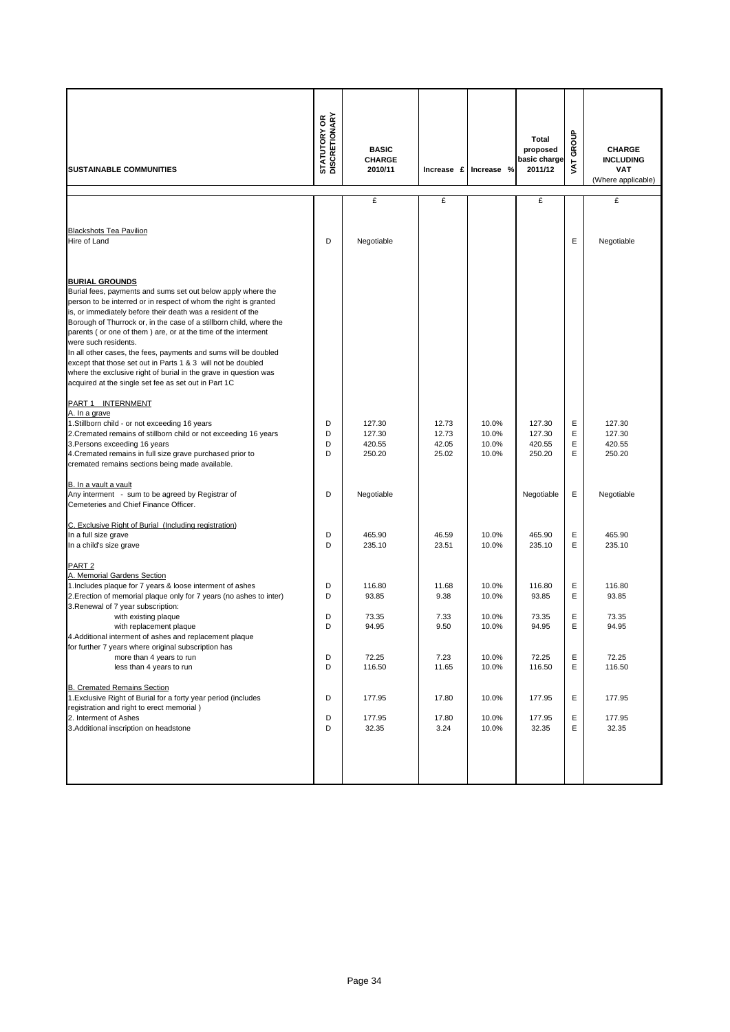| SUSTAINABLE COMMUNITIES | STATUTORY OR DISCRETIONARY | BASIC CHARGE 2010/11 | Increase £ | Increase % | Total proposed basic charge 2011/12 | VAT GROUP | CHARGE INCLUDING VAT (Where applicable) |
|---|---|---|---|---|---|---|---|
| | | £ | £ | | £ | | £ |
| Blackshots Tea Pavilion | | | | | | | |
| Hire of Land | D | Negotiable | | | | E | Negotiable |
| **BURIAL GROUNDS** | | | | | | | |
| Burial fees, payments and sums set out below apply where the person to be interred or in respect of whom the right is granted is, or immediately before their death was a resident of the Borough of Thurrock or, in the case of a stillborn child, where the parents ( or one of them ) are, or at the time of the interment were such residents. | | | | | | | |
| In all other cases, the fees, payments and sums will be doubled except that those set out in Parts 1 & 3 will not be doubled where the exclusive right of burial in the grave in question was acquired at the single set fee as set out in Part 1C | | | | | | | |
| PART 1 INTERNMENT | | | | | | | |
| A. In a grave | | | | | | | |
| 1.Stillborn child - or not exceeding 16 years | D | 127.30 | 12.73 | 10.0% | 127.30 | E | 127.30 |
| 2.Cremated remains of stillborn child or not exceeding 16 years | D | 127.30 | 12.73 | 10.0% | 127.30 | E | 127.30 |
| 3.Persons exceeding 16 years | D | 420.55 | 42.05 | 10.0% | 420.55 | E | 420.55 |
| 4.Cremated remains in full size grave purchased prior to cremated remains sections being made available. | D | 250.20 | 25.02 | 10.0% | 250.20 | E | 250.20 |
| B. In a vault a vault | | | | | | | |
| Any interment - sum to be agreed by Registrar of Cemeteries and Chief Finance Officer. | D | Negotiable | | | Negotiable | E | Negotiable |
| C. Exclusive Right of Burial (Including registration) | | | | | | | |
| In a full size grave | D | 465.90 | 46.59 | 10.0% | 465.90 | E | 465.90 |
| In a child's size grave | D | 235.10 | 23.51 | 10.0% | 235.10 | E | 235.10 |
| PART 2 | | | | | | | |
| A. Memorial Gardens Section | | | | | | | |
| 1.Includes plaque for 7 years & loose interment of ashes | D | 116.80 | 11.68 | 10.0% | 116.80 | E | 116.80 |
| 2.Erection of memorial plaque only for 7 years (no ashes to inter) | D | 93.85 | 9.38 | 10.0% | 93.85 | E | 93.85 |
| 3.Renewal of 7 year subscription: | | | | | | | |
| with existing plaque | D | 73.35 | 7.33 | 10.0% | 73.35 | E | 73.35 |
| with replacement plaque | D | 94.95 | 9.50 | 10.0% | 94.95 | E | 94.95 |
| 4.Additional interment of ashes and replacement plaque for further 7 years where original subscription has | | | | | | | |
| more than 4 years to run | D | 72.25 | 7.23 | 10.0% | 72.25 | E | 72.25 |
| less than 4 years to run | D | 116.50 | 11.65 | 10.0% | 116.50 | E | 116.50 |
| B. Cremated Remains Section | | | | | | | |
| 1.Exclusive Right of Burial for a forty year period (includes registration and right to erect memorial ) | D | 177.95 | 17.80 | 10.0% | 177.95 | E | 177.95 |
| 2. Interment of Ashes | D | 177.95 | 17.80 | 10.0% | 177.95 | E | 177.95 |
| 3.Additional inscription on headstone | D | 32.35 | 3.24 | 10.0% | 32.35 | E | 32.35 |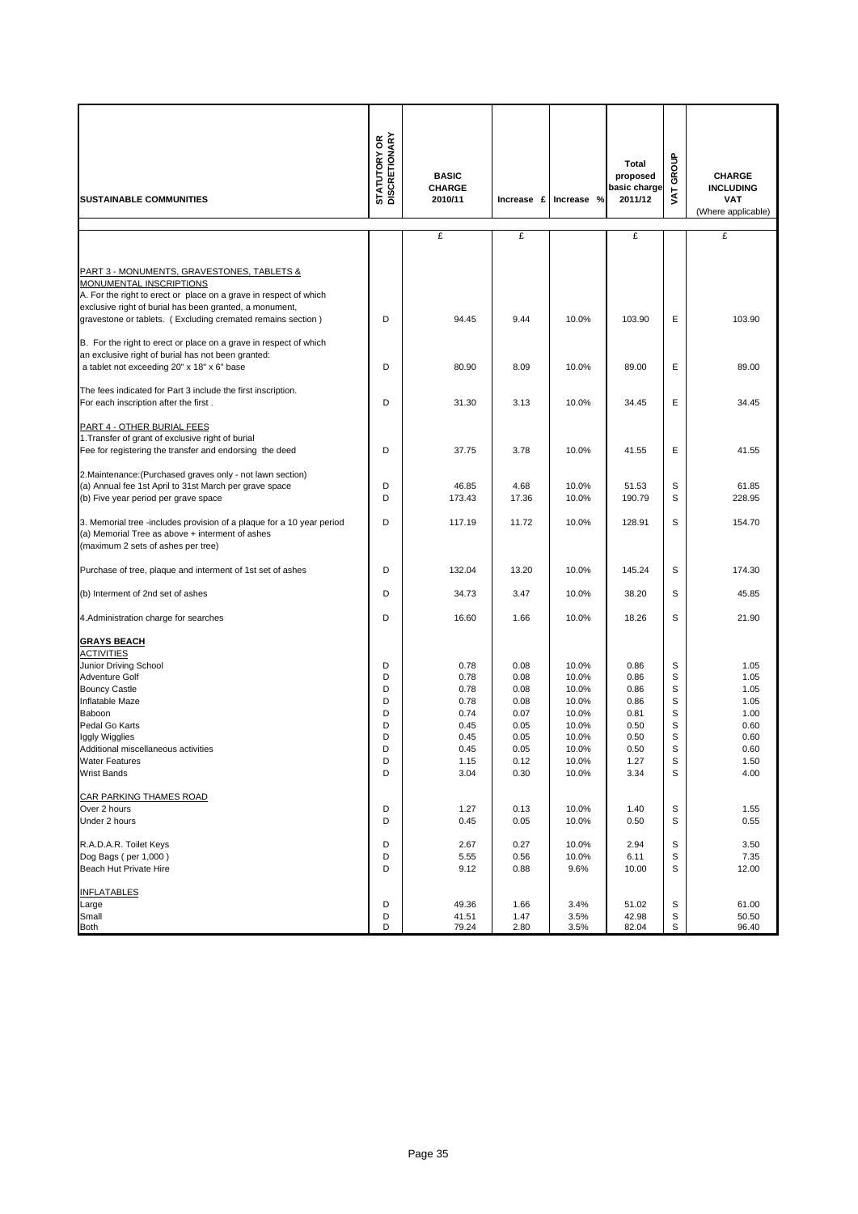| SUSTAINABLE COMMUNITIES | STATUTORY OR DISCRETIONARY | BASIC CHARGE 2010/11 | Increase £ | Increase % | Total proposed basic charge 2011/12 | VAT GROUP | CHARGE INCLUDING VAT (Where applicable) |
|---|---|---|---|---|---|---|---|
| | | £ | £ | | £ | | £ |
| PART 3 - MONUMENTS, GRAVESTONES, TABLETS & MONUMENTAL INSCRIPTIONS | | | | | | | |
| A. For the right to erect or place on a grave in respect of which exclusive right of burial has been granted, a monument, gravestone or tablets. ( Excluding cremated remains section ) | D | 94.45 | 9.44 | 10.0% | 103.90 | E | 103.90 |
| B. For the right to erect or place on a grave in respect of which an exclusive right of burial has not been granted: a tablet not exceeding 20" x 18" x 6" base | D | 80.90 | 8.09 | 10.0% | 89.00 | E | 89.00 |
| The fees indicated for Part 3 include the first inscription. For each inscription after the first . | D | 31.30 | 3.13 | 10.0% | 34.45 | E | 34.45 |
| PART 4 - OTHER BURIAL FEES | | | | | | | |
| 1.Transfer of grant of exclusive right of burial Fee for registering the transfer and endorsing the deed | D | 37.75 | 3.78 | 10.0% | 41.55 | E | 41.55 |
| 2.Maintenance:(Purchased graves only - not lawn section) | | | | | | | |
| (a) Annual fee 1st April to 31st March per grave space | D | 46.85 | 4.68 | 10.0% | 51.53 | S | 61.85 |
| (b) Five year period per grave space | D | 173.43 | 17.36 | 10.0% | 190.79 | S | 228.95 |
| 3. Memorial tree -includes provision of a plaque for a 10 year period (a) Memorial Tree as above + interment of ashes (maximum 2 sets of ashes per tree) | D | 117.19 | 11.72 | 10.0% | 128.91 | S | 154.70 |
| Purchase of tree, plaque and interment of 1st set of ashes | D | 132.04 | 13.20 | 10.0% | 145.24 | S | 174.30 |
| (b) Interment of 2nd set of ashes | D | 34.73 | 3.47 | 10.0% | 38.20 | S | 45.85 |
| 4.Administration charge for searches | D | 16.60 | 1.66 | 10.0% | 18.26 | S | 21.90 |
| **GRAYS BEACH** | | | | | | | |
| ACTIVITIES | | | | | | | |
| Junior Driving School | D | 0.78 | 0.08 | 10.0% | 0.86 | S | 1.05 |
| Adventure Golf | D | 0.78 | 0.08 | 10.0% | 0.86 | S | 1.05 |
| Bouncy Castle | D | 0.78 | 0.08 | 10.0% | 0.86 | S | 1.05 |
| Inflatable Maze | D | 0.78 | 0.08 | 10.0% | 0.86 | S | 1.05 |
| Baboon | D | 0.74 | 0.07 | 10.0% | 0.81 | S | 1.00 |
| Pedal Go Karts | D | 0.45 | 0.05 | 10.0% | 0.50 | S | 0.60 |
| Iggly Wigglies | D | 0.45 | 0.05 | 10.0% | 0.50 | S | 0.60 |
| Additional miscellaneous activities | D | 0.45 | 0.05 | 10.0% | 0.50 | S | 0.60 |
| Water Features | D | 1.15 | 0.12 | 10.0% | 1.27 | S | 1.50 |
| Wrist Bands | D | 3.04 | 0.30 | 10.0% | 3.34 | S | 4.00 |
| CAR PARKING THAMES ROAD | | | | | | | |
| Over 2 hours | D | 1.27 | 0.13 | 10.0% | 1.40 | S | 1.55 |
| Under 2 hours | D | 0.45 | 0.05 | 10.0% | 0.50 | S | 0.55 |
| R.A.D.A.R. Toilet Keys | D | 2.67 | 0.27 | 10.0% | 2.94 | S | 3.50 |
| Dog Bags ( per 1,000 ) | D | 5.55 | 0.56 | 10.0% | 6.11 | S | 7.35 |
| Beach Hut Private Hire | D | 9.12 | 0.88 | 9.6% | 10.00 | S | 12.00 |
| INFLATABLES | | | | | | | |
| Large | D | 49.36 | 1.66 | 3.4% | 51.02 | S | 61.00 |
| Small | D | 41.51 | 1.47 | 3.5% | 42.98 | S | 50.50 |
| Both | D | 79.24 | 2.80 | 3.5% | 82.04 | S | 96.40 |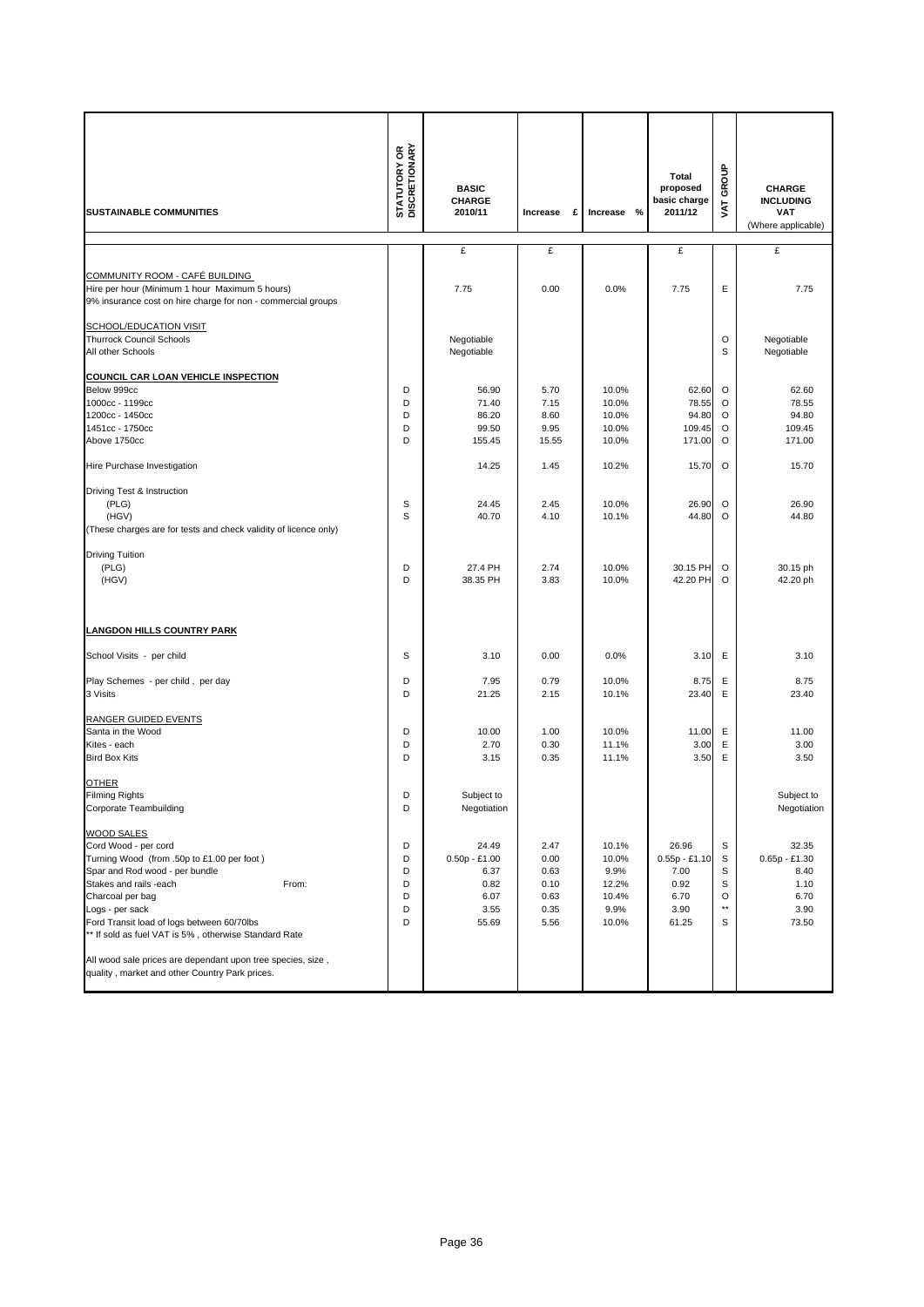| SUSTAINABLE COMMUNITIES | STATUTORY OR DISCRETIONARY | BASIC CHARGE 2010/11 | Increase £ | Increase % | Total proposed basic charge 2011/12 | VAT GROUP | CHARGE INCLUDING VAT (Where applicable) |
|---|---|---|---|---|---|---|---|
| | | £ | £ | | £ | | £ |
| COMMUNITY ROOM - CAFÉ BUILDING | | | | | | | |
| Hire per hour (Minimum 1 hour Maximum 5 hours) | | 7.75 | 0.00 | 0.0% | 7.75 | E | 7.75 |
| 9% insurance cost on hire charge for non - commercial groups | | | | | | | |
| SCHOOL/EDUCATION VISIT | | | | | | | |
| Thurrock Council Schools | | Negotiable | | | | O | Negotiable |
| All other Schools | | Negotiable | | | | S | Negotiable |
| **COUNCIL CAR LOAN VEHICLE INSPECTION** | | | | | | | |
| Below 999cc | D | 56.90 | 5.70 | 10.0% | 62.60 | O | 62.60 |
| 1000cc - 1199cc | D | 71.40 | 7.15 | 10.0% | 78.55 | O | 78.55 |
| 1200cc - 1450cc | D | 86.20 | 8.60 | 10.0% | 94.80 | O | 94.80 |
| 1451cc - 1750cc | D | 99.50 | 9.95 | 10.0% | 109.45 | O | 109.45 |
| Above 1750cc | D | 155.45 | 15.55 | 10.0% | 171.00 | O | 171.00 |
| Hire Purchase Investigation | | 14.25 | 1.45 | 10.2% | 15.70 | O | 15.70 |
| Driving Test & Instruction | | | | | | | |
| (PLG) | S | 24.45 | 2.45 | 10.0% | 26.90 | O | 26.90 |
| (HGV) | S | 40.70 | 4.10 | 10.1% | 44.80 | O | 44.80 |
| (These charges are for tests and check validity of licence only) | | | | | | | |
| Driving Tuition | | | | | | | |
| (PLG) | D | 27.4 PH | 2.74 | 10.0% | 30.15 PH | O | 30.15 ph |
| (HGV) | D | 38.35 PH | 3.83 | 10.0% | 42.20 PH | O | 42.20 ph |
| **LANGDON HILLS COUNTRY PARK** | | | | | | | |
| School Visits - per child | S | 3.10 | 0.00 | 0.0% | 3.10 | E | 3.10 |
| Play Schemes - per child , per day | D | 7.95 | 0.79 | 10.0% | 8.75 | E | 8.75 |
| 3 Visits | D | 21.25 | 2.15 | 10.1% | 23.40 | E | 23.40 |
| RANGER GUIDED EVENTS | | | | | | | |
| Santa in the Wood | D | 10.00 | 1.00 | 10.0% | 11.00 | E | 11.00 |
| Kites - each | D | 2.70 | 0.30 | 11.1% | 3.00 | E | 3.00 |
| Bird Box Kits | D | 3.15 | 0.35 | 11.1% | 3.50 | E | 3.50 |
| OTHER | | | | | | | |
| Filming Rights | D | Subject to | | | | | Subject to |
| Corporate Teambuilding | D | Negotiation | | | | | Negotiation |
| WOOD SALES | | | | | | | |
| Cord Wood - per cord | D | 24.49 | 2.47 | 10.1% | 26.96 | S | 32.35 |
| Turning Wood (from .50p to £1.00 per foot ) | D | 0.50p - £1.00 | 0.00 | 10.0% | 0.55p - £1.10 | S | 0.65p - £1.30 |
| Spar and Rod wood - per bundle | D | 6.37 | 0.63 | 9.9% | 7.00 | S | 8.40 |
| Stakes and rails -each From: | D | 0.82 | 0.10 | 12.2% | 0.92 | S | 1.10 |
| Charcoal per bag | D | 6.07 | 0.63 | 10.4% | 6.70 | O | 6.70 |
| Logs - per sack | D | 3.55 | 0.35 | 9.9% | 3.90 | ** | 3.90 |
| Ford Transit load of logs between 60/70lbs | D | 55.69 | 5.56 | 10.0% | 61.25 | S | 73.50 |
| ** If sold as fuel VAT is 5% , otherwise Standard Rate | | | | | | | |
| All wood sale prices are dependant upon tree species, size , quality , market and other Country Park prices. | | | | | | | |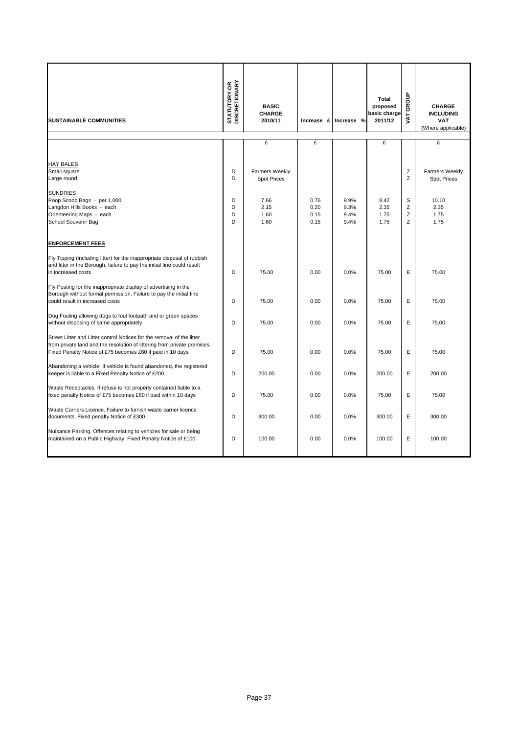| SUSTAINABLE COMMUNITIES | STATUTORY OR DISCRETIONARY | BASIC CHARGE 2010/11 | Increase £ | Increase % | Total proposed basic charge 2011/12 | VAT GROUP | CHARGE INCLUDING VAT (Where applicable) |
|---|---|---|---|---|---|---|---|
| | | £ | £ | | £ | | £ |
| HAY BALES | | | | | | | |
| Small square | D | Farmers Weekly | | | | Z | Farmers Weekly |
| Large round | D | Spot Prices | | | | Z | Spot Prices |
| SUNDRIES | | | | | | | |
| Poop Scoop Bags - per 1,000 | D | 7.66 | 0.76 | 9.9% | 8.42 | S | 10.10 |
| Langdon Hills Books - each | D | 2.15 | 0.20 | 9.3% | 2.35 | Z | 2.35 |
| Orienteering Maps - each | D | 1.60 | 0.15 | 9.4% | 1.75 | Z | 1.75 |
| School Souvenir Bag | D | 1.60 | 0.15 | 9.4% | 1.75 | Z | 1.75 |
| **ENFORCEMENT FEES** | | | | | | | |
| Fly Tipping (including litter) for the inappropriate disposal of rubbish and litter in the Borough, failure to pay the initial fine could result in increased costs | D | 75.00 | 0.00 | 0.0% | 75.00 | E | 75.00 |
| Fly Posting for the inappropriate display of advertising in the Borough without formal permission. Failure to pay the initial fine could result in increased costs | D | 75.00 | 0.00 | 0.0% | 75.00 | E | 75.00 |
| Dog Fouling allowing dogs to foul footpath and or green spaces without disposing of same appropriately | D | 75.00 | 0.00 | 0.0% | 75.00 | E | 75.00 |
| Street Litter and Litter control Notices for the removal of the litter from private land and the resolution of littering from private premises. Fixed Penalty Notice of £75 becomes £60 if paid in 10 days | D | 75.00 | 0.00 | 0.0% | 75.00 | E | 75.00 |
| Abandoning a vehicle. If vehicle is found abandoned, the registered keeper is liable to a Fixed Penalty Notice of £200 | D | 200.00 | 0.00 | 0.0% | 200.00 | E | 200.00 |
| Waste Receptacles. If refuse is not properly contained liable to a fixed penalty Notice of £75 becomes £60 if paid within 10 days | D | 75.00 | 0.00 | 0.0% | 75.00 | E | 75.00 |
| Waste Carriers Licence. Failure to furnish waste carrier licence documents. Fixed penalty Notice of £300 | D | 300.00 | 0.00 | 0.0% | 300.00 | E | 300.00 |
| Nuisance Parking. Offences relating to vehicles for sale or being maintained on a Public Highway. Fixed Penalty Notice of £100 | D | 100.00 | 0.00 | 0.0% | 100.00 | E | 100.00 |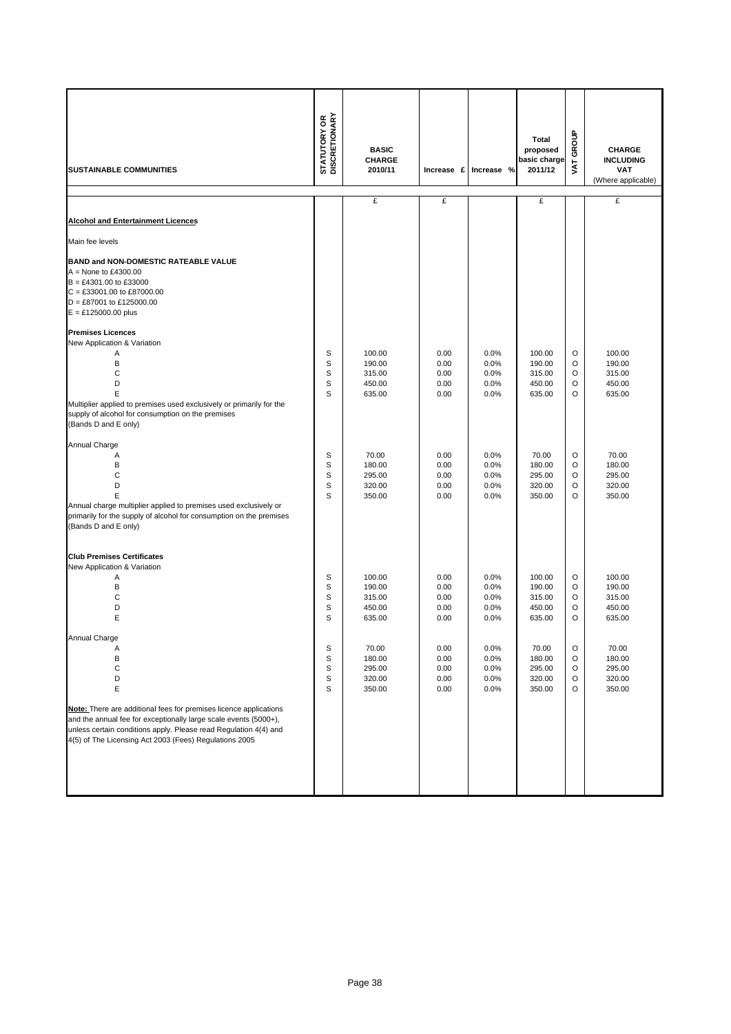| SUSTAINABLE COMMUNITIES | STATUTORY OR DISCRETIONARY | BASIC CHARGE 2010/11 | Increase £ | Increase % | Total proposed basic charge 2011/12 | VAT GROUP | CHARGE INCLUDING VAT (Where applicable) |
|---|---|---|---|---|---|---|---|
| | | £ | £ | | £ | | £ |
| **Alcohol and Entertainment Licences** | | | | | | | |
| Main fee levels | | | | | | | |
| **BAND and NON-DOMESTIC RATEABLE VALUE** | | | | | | | |
| A = None to £4300.00 | | | | | | | |
| B = £4301.00 to £33000 | | | | | | | |
| C = £33001.00 to £87000.00 | | | | | | | |
| D = £87001 to £125000.00 | | | | | | | |
| E = £125000.00 plus | | | | | | | |
| **Premises Licences** | | | | | | | |
| New Application & Variation | | | | | | | |
| A | S | 100.00 | 0.00 | 0.0% | 100.00 | O | 100.00 |
| B | S | 190.00 | 0.00 | 0.0% | 190.00 | O | 190.00 |
| C | S | 315.00 | 0.00 | 0.0% | 315.00 | O | 315.00 |
| D | S | 450.00 | 0.00 | 0.0% | 450.00 | O | 450.00 |
| E | S | 635.00 | 0.00 | 0.0% | 635.00 | O | 635.00 |
| Multiplier applied to premises used exclusively or primarily for the supply of alcohol for consumption on the premises (Bands D and E only) | | | | | | | |
| Annual Charge | | | | | | | |
| A | S | 70.00 | 0.00 | 0.0% | 70.00 | O | 70.00 |
| B | S | 180.00 | 0.00 | 0.0% | 180.00 | O | 180.00 |
| C | S | 295.00 | 0.00 | 0.0% | 295.00 | O | 295.00 |
| D | S | 320.00 | 0.00 | 0.0% | 320.00 | O | 320.00 |
| E | S | 350.00 | 0.00 | 0.0% | 350.00 | O | 350.00 |
| Annual charge multiplier applied to premises used exclusively or primarily for the supply of alcohol for consumption on the premises (Bands D and E only) | | | | | | | |
| **Club Premises Certificates** | | | | | | | |
| New Application & Variation | | | | | | | |
| A | S | 100.00 | 0.00 | 0.0% | 100.00 | O | 100.00 |
| B | S | 190.00 | 0.00 | 0.0% | 190.00 | O | 190.00 |
| C | S | 315.00 | 0.00 | 0.0% | 315.00 | O | 315.00 |
| D | S | 450.00 | 0.00 | 0.0% | 450.00 | O | 450.00 |
| E | S | 635.00 | 0.00 | 0.0% | 635.00 | O | 635.00 |
| Annual Charge | | | | | | | |
| A | S | 70.00 | 0.00 | 0.0% | 70.00 | O | 70.00 |
| B | S | 180.00 | 0.00 | 0.0% | 180.00 | O | 180.00 |
| C | S | 295.00 | 0.00 | 0.0% | 295.00 | O | 295.00 |
| D | S | 320.00 | 0.00 | 0.0% | 320.00 | O | 320.00 |
| E | S | 350.00 | 0.00 | 0.0% | 350.00 | O | 350.00 |
| **Note:** There are additional fees for premises licence applications and the annual fee for exceptionally large scale events (5000+), unless certain conditions apply. Please read Regulation 4(4) and 4(5) of The Licensing Act 2003 (Fees) Regulations 2005 | | | | | | | |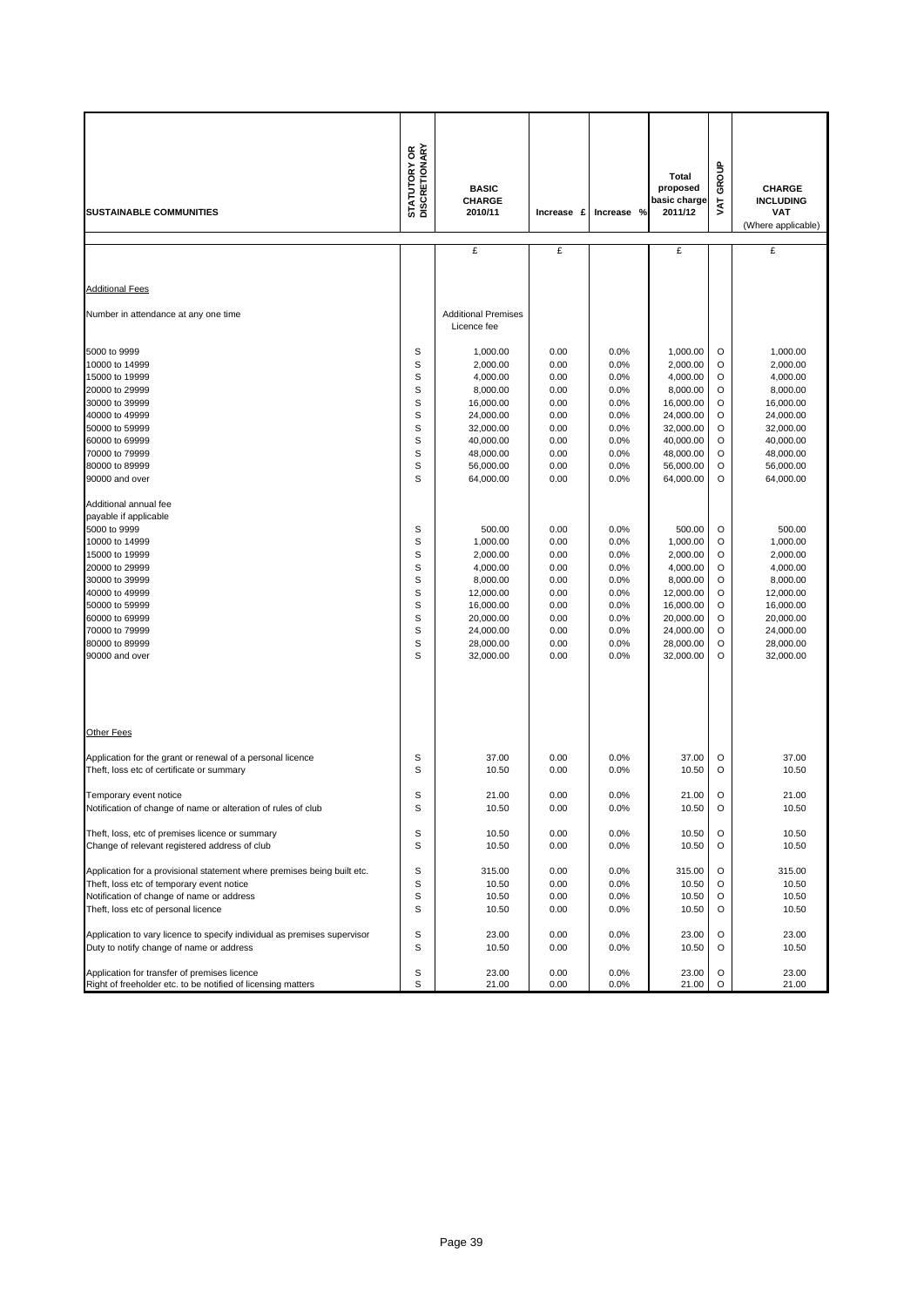| SUSTAINABLE COMMUNITIES | STATUTORY OR DISCRETIONARY | BASIC CHARGE 2010/11 | Increase £ | Increase % | Total proposed basic charge 2011/12 | VAT GROUP | CHARGE INCLUDING VAT (Where applicable) |
|---|---|---|---|---|---|---|---|
| | | £ | £ | | £ | | £ |
| Additional Fees | | | | | | | |
| Number in attendance at any one time | | Additional Premises Licence fee | | | | | |
| 5000 to 9999 | S | 1,000.00 | 0.00 | 0.0% | 1,000.00 | O | 1,000.00 |
| 10000 to 14999 | S | 2,000.00 | 0.00 | 0.0% | 2,000.00 | O | 2,000.00 |
| 15000 to 19999 | S | 4,000.00 | 0.00 | 0.0% | 4,000.00 | O | 4,000.00 |
| 20000 to 29999 | S | 8,000.00 | 0.00 | 0.0% | 8,000.00 | O | 8,000.00 |
| 30000 to 39999 | S | 16,000.00 | 0.00 | 0.0% | 16,000.00 | O | 16,000.00 |
| 40000 to 49999 | S | 24,000.00 | 0.00 | 0.0% | 24,000.00 | O | 24,000.00 |
| 50000 to 59999 | S | 32,000.00 | 0.00 | 0.0% | 32,000.00 | O | 32,000.00 |
| 60000 to 69999 | S | 40,000.00 | 0.00 | 0.0% | 40,000.00 | O | 40,000.00 |
| 70000 to 79999 | S | 48,000.00 | 0.00 | 0.0% | 48,000.00 | O | 48,000.00 |
| 80000 to 89999 | S | 56,000.00 | 0.00 | 0.0% | 56,000.00 | O | 56,000.00 |
| 90000 and over | S | 64,000.00 | 0.00 | 0.0% | 64,000.00 | O | 64,000.00 |
| Additional annual fee payable if applicable | | | | | | | |
| 5000 to 9999 | S | 500.00 | 0.00 | 0.0% | 500.00 | O | 500.00 |
| 10000 to 14999 | S | 1,000.00 | 0.00 | 0.0% | 1,000.00 | O | 1,000.00 |
| 15000 to 19999 | S | 2,000.00 | 0.00 | 0.0% | 2,000.00 | O | 2,000.00 |
| 20000 to 29999 | S | 4,000.00 | 0.00 | 0.0% | 4,000.00 | O | 4,000.00 |
| 30000 to 39999 | S | 8,000.00 | 0.00 | 0.0% | 8,000.00 | O | 8,000.00 |
| 40000 to 49999 | S | 12,000.00 | 0.00 | 0.0% | 12,000.00 | O | 12,000.00 |
| 50000 to 59999 | S | 16,000.00 | 0.00 | 0.0% | 16,000.00 | O | 16,000.00 |
| 60000 to 69999 | S | 20,000.00 | 0.00 | 0.0% | 20,000.00 | O | 20,000.00 |
| 70000 to 79999 | S | 24,000.00 | 0.00 | 0.0% | 24,000.00 | O | 24,000.00 |
| 80000 to 89999 | S | 28,000.00 | 0.00 | 0.0% | 28,000.00 | O | 28,000.00 |
| 90000 and over | S | 32,000.00 | 0.00 | 0.0% | 32,000.00 | O | 32,000.00 |
| Other Fees | | | | | | | |
| Application for the grant or renewal of a personal licence | S | 37.00 | 0.00 | 0.0% | 37.00 | O | 37.00 |
| Theft, loss etc of certificate or summary | S | 10.50 | 0.00 | 0.0% | 10.50 | O | 10.50 |
| Temporary event notice | S | 21.00 | 0.00 | 0.0% | 21.00 | O | 21.00 |
| Notification of change of name or alteration of rules of club | S | 10.50 | 0.00 | 0.0% | 10.50 | O | 10.50 |
| Theft, loss, etc of premises licence or summary | S | 10.50 | 0.00 | 0.0% | 10.50 | O | 10.50 |
| Change of relevant registered address of club | S | 10.50 | 0.00 | 0.0% | 10.50 | O | 10.50 |
| Application for a provisional statement where premises being built etc. | S | 315.00 | 0.00 | 0.0% | 315.00 | O | 315.00 |
| Theft, loss etc of temporary event notice | S | 10.50 | 0.00 | 0.0% | 10.50 | O | 10.50 |
| Notification of change of name or address | S | 10.50 | 0.00 | 0.0% | 10.50 | O | 10.50 |
| Theft, loss etc of personal licence | S | 10.50 | 0.00 | 0.0% | 10.50 | O | 10.50 |
| Application to vary licence to specify individual as premises supervisor | S | 23.00 | 0.00 | 0.0% | 23.00 | O | 23.00 |
| Duty to notify change of name or address | S | 10.50 | 0.00 | 0.0% | 10.50 | O | 10.50 |
| Application for transfer of premises licence | S | 23.00 | 0.00 | 0.0% | 23.00 | O | 23.00 |
| Right of freeholder etc. to be notified of licensing matters | S | 21.00 | 0.00 | 0.0% | 21.00 | O | 21.00 |